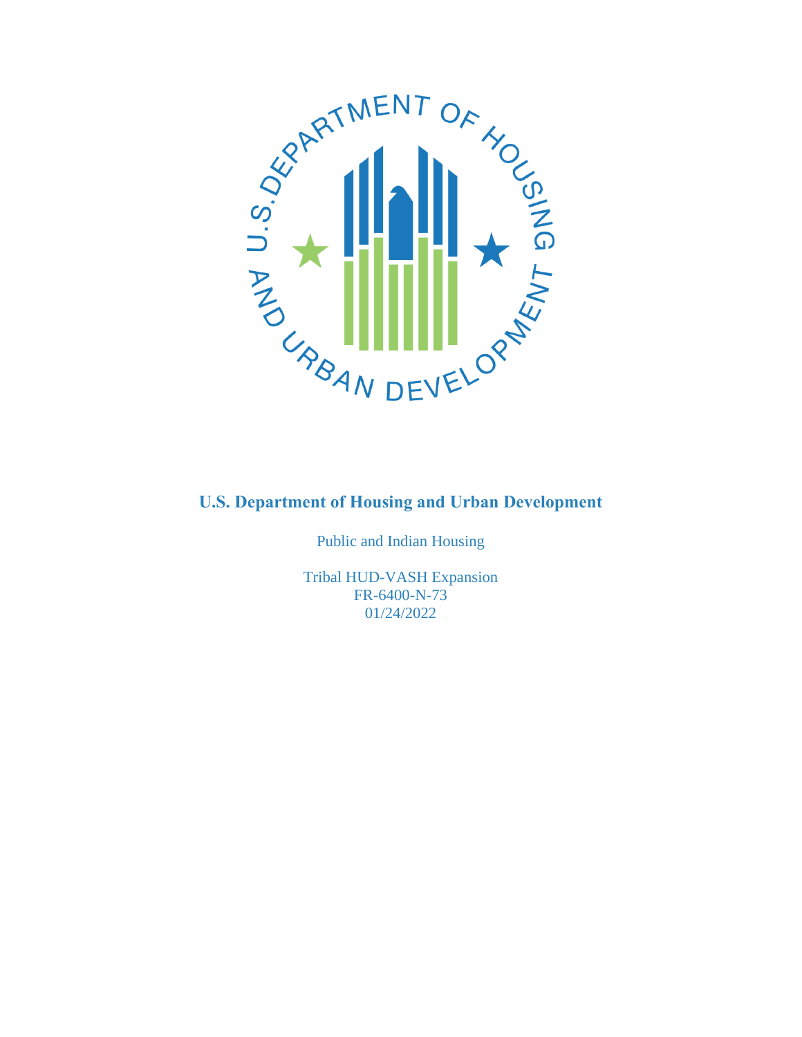**U.S. Department of Housing and Urban Development**

Public and Indian Housing

Tribal HUD-VASH Expansion
FR-6400-N-73
01/24/2022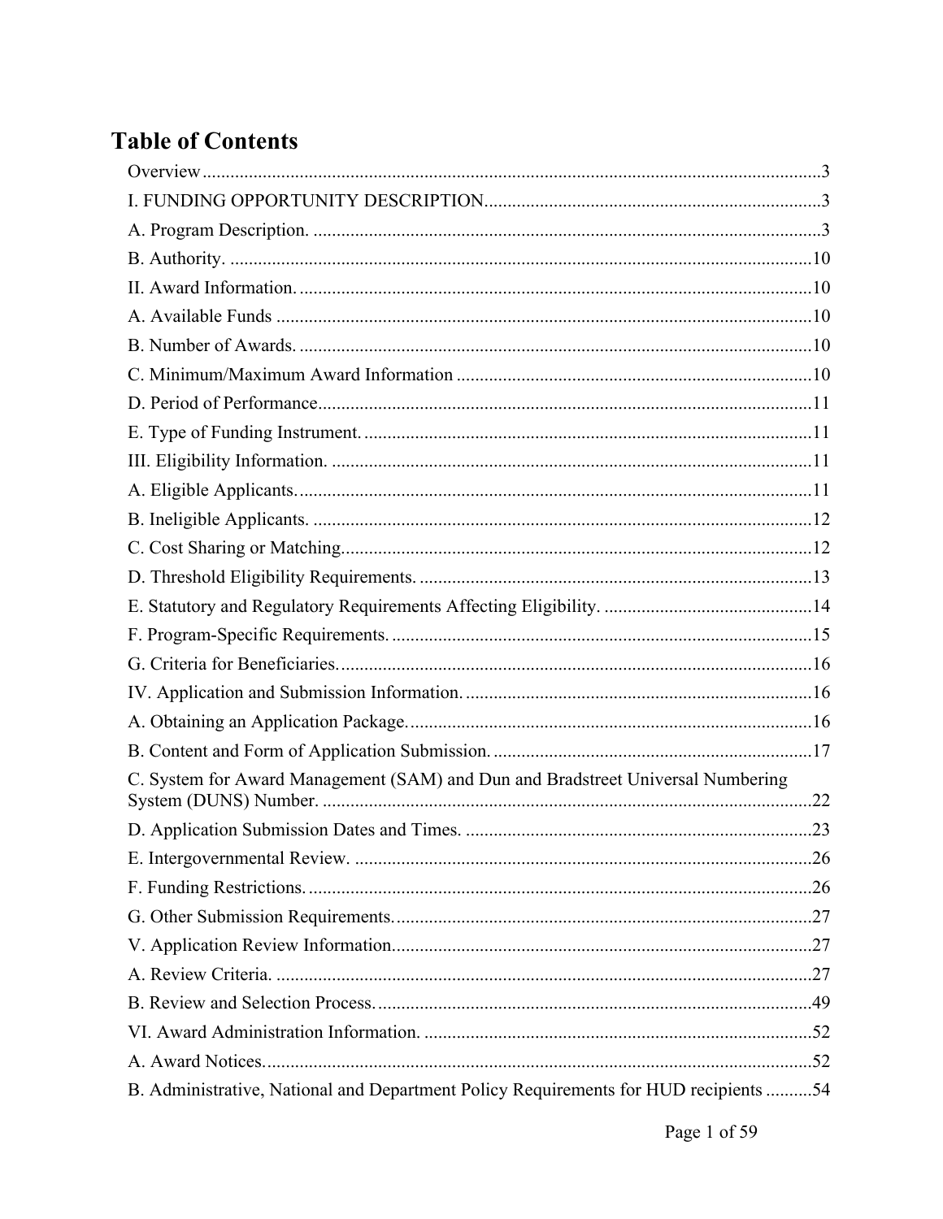# Table of Contents

Overview....................................................................................................................3

I. FUNDING OPPORTUNITY DESCRIPTION.......................................................................3

A. Program Description. ............................................................................................3

B. Authority. ............................................................................................................10

II. Award Information. ..............................................................................................10

A. Available Funds ...................................................................................................10

B. Number of Awards. ..............................................................................................10

C. Minimum/Maximum Award Information ............................................................10

D. Period of Performance..........................................................................................11

E. Type of Funding Instrument. ................................................................................11

III. Eligibility Information. .......................................................................................11

A. Eligible Applicants...............................................................................................11

B. Ineligible Applicants. ...........................................................................................12

C. Cost Sharing or Matching.....................................................................................12

D. Threshold Eligibility Requirements. ....................................................................13

E. Statutory and Regulatory Requirements Affecting Eligibility. .............................14

F. Program-Specific Requirements. ..........................................................................15

G. Criteria for Beneficiaries......................................................................................16

IV. Application and Submission Information. ..........................................................16

A. Obtaining an Application Package.......................................................................16

B. Content and Form of Application Submission. ....................................................17

C. System for Award Management (SAM) and Dun and Bradstreet Universal Numbering System (DUNS) Number. ..........................................................................................22

D. Application Submission Dates and Times. ..........................................................23

E. Intergovernmental Review. ..................................................................................26

F. Funding Restrictions. ............................................................................................26

G. Other Submission Requirements..........................................................................27

V. Application Review Information..........................................................................27

A. Review Criteria. ...................................................................................................27

B. Review and Selection Process. .............................................................................49

VI. Award Administration Information. ...................................................................52

A. Award Notices......................................................................................................52

B. Administrative, National and Department Policy Requirements for HUD recipients ..........54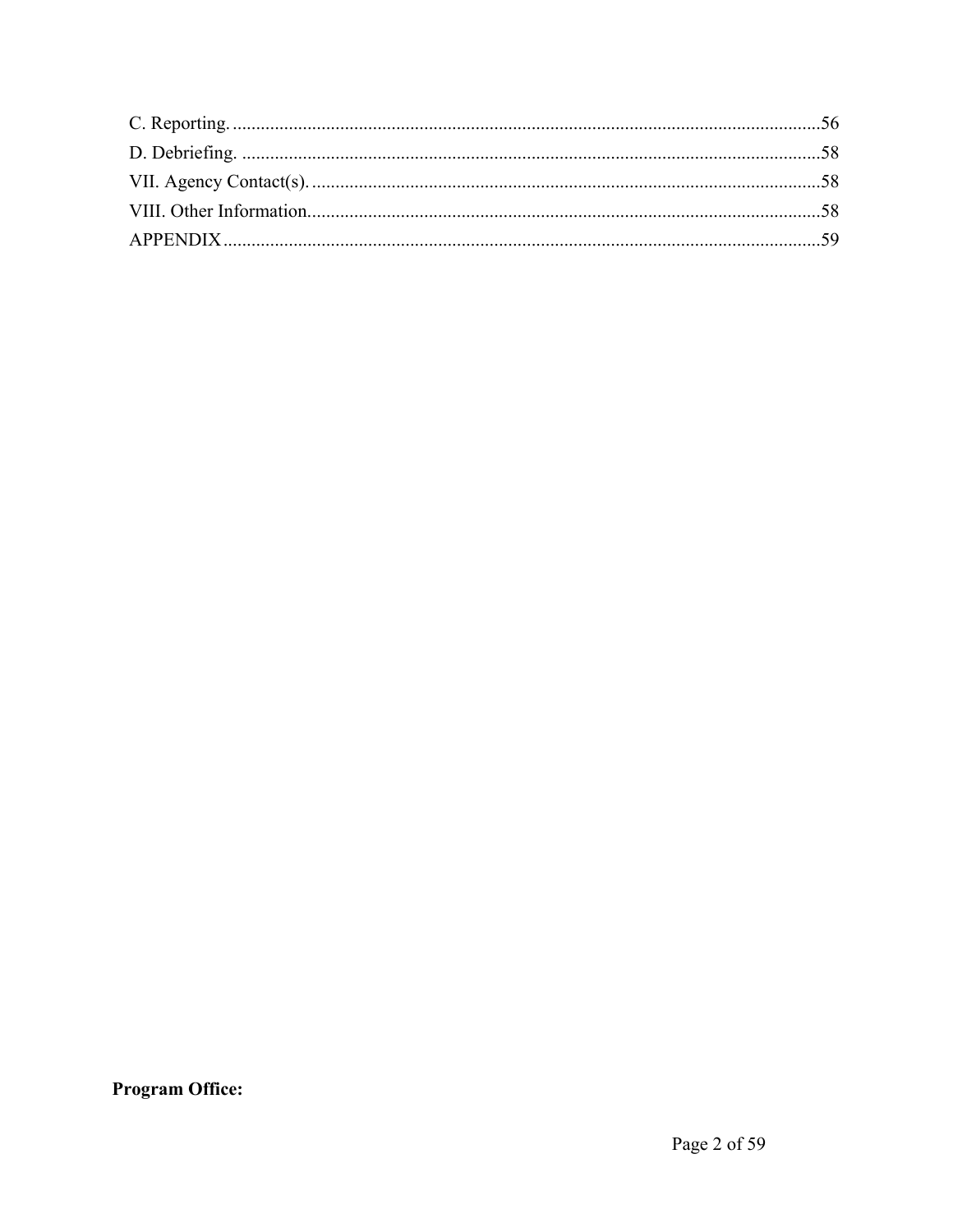C. Reporting. ............................................................................................................................56
D. Debriefing. ...........................................................................................................................58
VII. Agency Contact(s). ............................................................................................................58
VIII. Other Information. .............................................................................................................58
APPENDIX ...............................................................................................................................59

**Program Office:**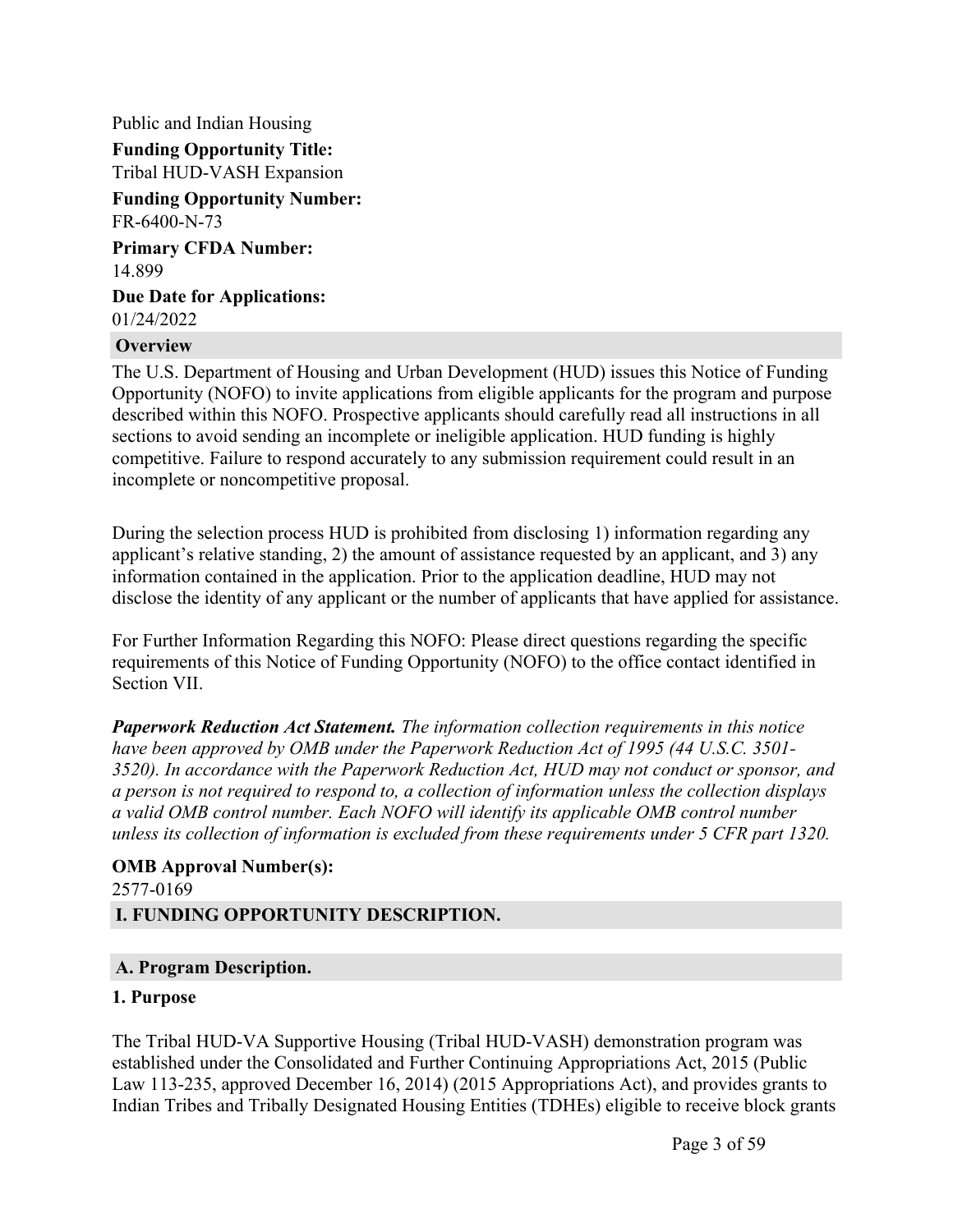Public and Indian Housing

**Funding Opportunity Title:**
Tribal HUD-VASH Expansion

**Funding Opportunity Number:**
FR-6400-N-73

**Primary CFDA Number:**
14.899

**Due Date for Applications:**
01/24/2022

## Overview

The U.S. Department of Housing and Urban Development (HUD) issues this Notice of Funding Opportunity (NOFO) to invite applications from eligible applicants for the program and purpose described within this NOFO. Prospective applicants should carefully read all instructions in all sections to avoid sending an incomplete or ineligible application. HUD funding is highly competitive. Failure to respond accurately to any submission requirement could result in an incomplete or noncompetitive proposal.

During the selection process HUD is prohibited from disclosing 1) information regarding any applicant's relative standing, 2) the amount of assistance requested by an applicant, and 3) any information contained in the application. Prior to the application deadline, HUD may not disclose the identity of any applicant or the number of applicants that have applied for assistance.

For Further Information Regarding this NOFO: Please direct questions regarding the specific requirements of this Notice of Funding Opportunity (NOFO) to the office contact identified in Section VII.

***Paperwork Reduction Act Statement.*** *The information collection requirements in this notice have been approved by OMB under the Paperwork Reduction Act of 1995 (44 U.S.C. 3501-3520). In accordance with the Paperwork Reduction Act, HUD may not conduct or sponsor, and a person is not required to respond to, a collection of information unless the collection displays a valid OMB control number. Each NOFO will identify its applicable OMB control number unless its collection of information is excluded from these requirements under 5 CFR part 1320.*

**OMB Approval Number(s):**
2577-0169

## I. FUNDING OPPORTUNITY DESCRIPTION.

### A. Program Description.

#### 1. Purpose

The Tribal HUD-VA Supportive Housing (Tribal HUD-VASH) demonstration program was established under the Consolidated and Further Continuing Appropriations Act, 2015 (Public Law 113-235, approved December 16, 2014) (2015 Appropriations Act), and provides grants to Indian Tribes and Tribally Designated Housing Entities (TDHEs) eligible to receive block grants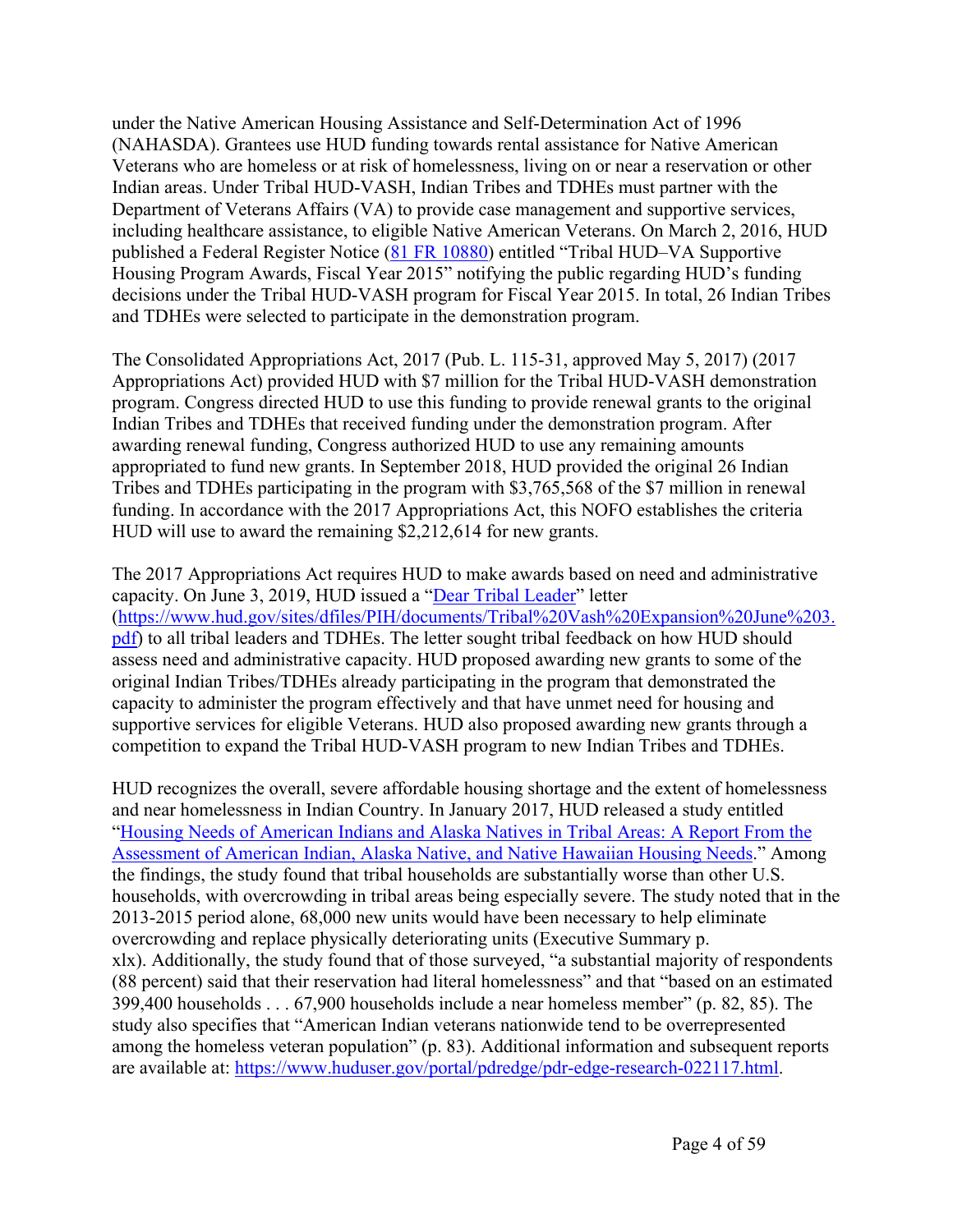under the Native American Housing Assistance and Self-Determination Act of 1996 (NAHASDA). Grantees use HUD funding towards rental assistance for Native American Veterans who are homeless or at risk of homelessness, living on or near a reservation or other Indian areas. Under Tribal HUD-VASH, Indian Tribes and TDHEs must partner with the Department of Veterans Affairs (VA) to provide case management and supportive services, including healthcare assistance, to eligible Native American Veterans. On March 2, 2016, HUD published a Federal Register Notice ([81 FR 10880](81 FR 10880)) entitled "Tribal HUD–VA Supportive Housing Program Awards, Fiscal Year 2015" notifying the public regarding HUD's funding decisions under the Tribal HUD-VASH program for Fiscal Year 2015. In total, 26 Indian Tribes and TDHEs were selected to participate in the demonstration program.

The Consolidated Appropriations Act, 2017 (Pub. L. 115-31, approved May 5, 2017) (2017 Appropriations Act) provided HUD with $7 million for the Tribal HUD-VASH demonstration program. Congress directed HUD to use this funding to provide renewal grants to the original Indian Tribes and TDHEs that received funding under the demonstration program. After awarding renewal funding, Congress authorized HUD to use any remaining amounts appropriated to fund new grants. In September 2018, HUD provided the original 26 Indian Tribes and TDHEs participating in the program with $3,765,568 of the $7 million in renewal funding. In accordance with the 2017 Appropriations Act, this NOFO establishes the criteria HUD will use to award the remaining $2,212,614 for new grants.

The 2017 Appropriations Act requires HUD to make awards based on need and administrative capacity. On June 3, 2019, HUD issued a "Dear Tribal Leader" letter (https://www.hud.gov/sites/dfiles/PIH/documents/Tribal%20Vash%20Expansion%20June%203.pdf) to all tribal leaders and TDHEs. The letter sought tribal feedback on how HUD should assess need and administrative capacity. HUD proposed awarding new grants to some of the original Indian Tribes/TDHEs already participating in the program that demonstrated the capacity to administer the program effectively and that have unmet need for housing and supportive services for eligible Veterans. HUD also proposed awarding new grants through a competition to expand the Tribal HUD-VASH program to new Indian Tribes and TDHEs.

HUD recognizes the overall, severe affordable housing shortage and the extent of homelessness and near homelessness in Indian Country. In January 2017, HUD released a study entitled "Housing Needs of American Indians and Alaska Natives in Tribal Areas: A Report From the Assessment of American Indian, Alaska Native, and Native Hawaiian Housing Needs." Among the findings, the study found that tribal households are substantially worse than other U.S. households, with overcrowding in tribal areas being especially severe. The study noted that in the 2013-2015 period alone, 68,000 new units would have been necessary to help eliminate overcrowding and replace physically deteriorating units (Executive Summary p. xlx). Additionally, the study found that of those surveyed, "a substantial majority of respondents (88 percent) said that their reservation had literal homelessness" and that "based on an estimated 399,400 households . . . 67,900 households include a near homeless member" (p. 82, 85). The study also specifies that "American Indian veterans nationwide tend to be overrepresented among the homeless veteran population" (p. 83). Additional information and subsequent reports are available at: https://www.huduser.gov/portal/pdredge/pdr-edge-research-022117.html.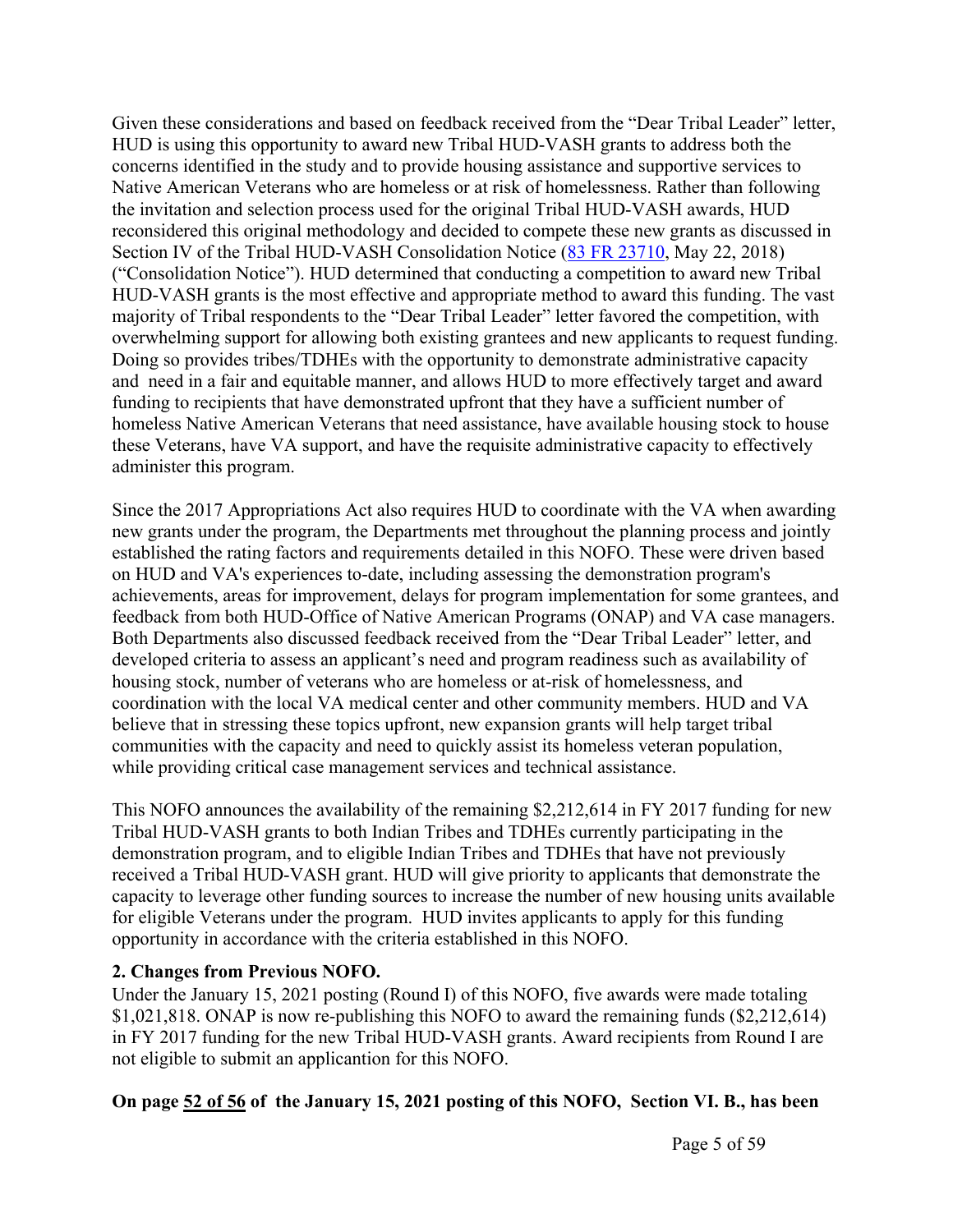Given these considerations and based on feedback received from the "Dear Tribal Leader" letter, HUD is using this opportunity to award new Tribal HUD-VASH grants to address both the concerns identified in the study and to provide housing assistance and supportive services to Native American Veterans who are homeless or at risk of homelessness. Rather than following the invitation and selection process used for the original Tribal HUD-VASH awards, HUD reconsidered this original methodology and decided to compete these new grants as discussed in Section IV of the Tribal HUD-VASH Consolidation Notice ([83 FR 23710](83 FR 23710), May 22, 2018) ("Consolidation Notice"). HUD determined that conducting a competition to award new Tribal HUD-VASH grants is the most effective and appropriate method to award this funding. The vast majority of Tribal respondents to the "Dear Tribal Leader" letter favored the competition, with overwhelming support for allowing both existing grantees and new applicants to request funding. Doing so provides tribes/TDHEs with the opportunity to demonstrate administrative capacity and need in a fair and equitable manner, and allows HUD to more effectively target and award funding to recipients that have demonstrated upfront that they have a sufficient number of homeless Native American Veterans that need assistance, have available housing stock to house these Veterans, have VA support, and have the requisite administrative capacity to effectively administer this program.

Since the 2017 Appropriations Act also requires HUD to coordinate with the VA when awarding new grants under the program, the Departments met throughout the planning process and jointly established the rating factors and requirements detailed in this NOFO. These were driven based on HUD and VA's experiences to-date, including assessing the demonstration program's achievements, areas for improvement, delays for program implementation for some grantees, and feedback from both HUD-Office of Native American Programs (ONAP) and VA case managers. Both Departments also discussed feedback received from the "Dear Tribal Leader" letter, and developed criteria to assess an applicant's need and program readiness such as availability of housing stock, number of veterans who are homeless or at-risk of homelessness, and coordination with the local VA medical center and other community members. HUD and VA believe that in stressing these topics upfront, new expansion grants will help target tribal communities with the capacity and need to quickly assist its homeless veteran population, while providing critical case management services and technical assistance.

This NOFO announces the availability of the remaining $2,212,614 in FY 2017 funding for new Tribal HUD-VASH grants to both Indian Tribes and TDHEs currently participating in the demonstration program, and to eligible Indian Tribes and TDHEs that have not previously received a Tribal HUD-VASH grant. HUD will give priority to applicants that demonstrate the capacity to leverage other funding sources to increase the number of new housing units available for eligible Veterans under the program. HUD invites applicants to apply for this funding opportunity in accordance with the criteria established in this NOFO.

**2. Changes from Previous NOFO.**

Under the January 15, 2021 posting (Round I) of this NOFO, five awards were made totaling $1,021,818. ONAP is now re-publishing this NOFO to award the remaining funds ($2,212,614) in FY 2017 funding for the new Tribal HUD-VASH grants. Award recipients from Round I are not eligible to submit an applicantion for this NOFO.

**On page 52 of 56 of the January 15, 2021 posting of this NOFO, Section VI. B., has been**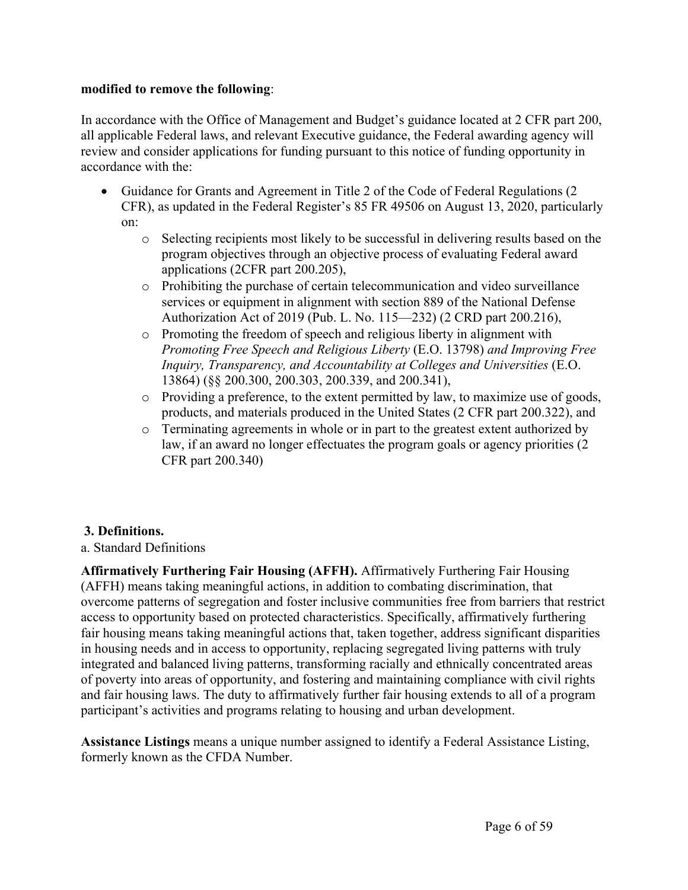**modified to remove the following**:

In accordance with the Office of Management and Budget's guidance located at 2 CFR part 200, all applicable Federal laws, and relevant Executive guidance, the Federal awarding agency will review and consider applications for funding pursuant to this notice of funding opportunity in accordance with the:

- Guidance for Grants and Agreement in Title 2 of the Code of Federal Regulations (2 CFR), as updated in the Federal Register's 85 FR 49506 on August 13, 2020, particularly on:
  - Selecting recipients most likely to be successful in delivering results based on the program objectives through an objective process of evaluating Federal award applications (2CFR part 200.205),
  - Prohibiting the purchase of certain telecommunication and video surveillance services or equipment in alignment with section 889 of the National Defense Authorization Act of 2019 (Pub. L. No. 115—232) (2 CRD part 200.216),
  - Promoting the freedom of speech and religious liberty in alignment with *Promoting Free Speech and Religious Liberty* (E.O. 13798) *and Improving Free Inquiry, Transparency, and Accountability at Colleges and Universities* (E.O. 13864) (§§ 200.300, 200.303, 200.339, and 200.341),
  - Providing a preference, to the extent permitted by law, to maximize use of goods, products, and materials produced in the United States (2 CFR part 200.322), and
  - Terminating agreements in whole or in part to the greatest extent authorized by law, if an award no longer effectuates the program goals or agency priorities (2 CFR part 200.340)

### 3. Definitions.

a. Standard Definitions

**Affirmatively Furthering Fair Housing (AFFH).** Affirmatively Furthering Fair Housing (AFFH) means taking meaningful actions, in addition to combating discrimination, that overcome patterns of segregation and foster inclusive communities free from barriers that restrict access to opportunity based on protected characteristics. Specifically, affirmatively furthering fair housing means taking meaningful actions that, taken together, address significant disparities in housing needs and in access to opportunity, replacing segregated living patterns with truly integrated and balanced living patterns, transforming racially and ethnically concentrated areas of poverty into areas of opportunity, and fostering and maintaining compliance with civil rights and fair housing laws. The duty to affirmatively further fair housing extends to all of a program participant's activities and programs relating to housing and urban development.

**Assistance Listings** means a unique number assigned to identify a Federal Assistance Listing, formerly known as the CFDA Number.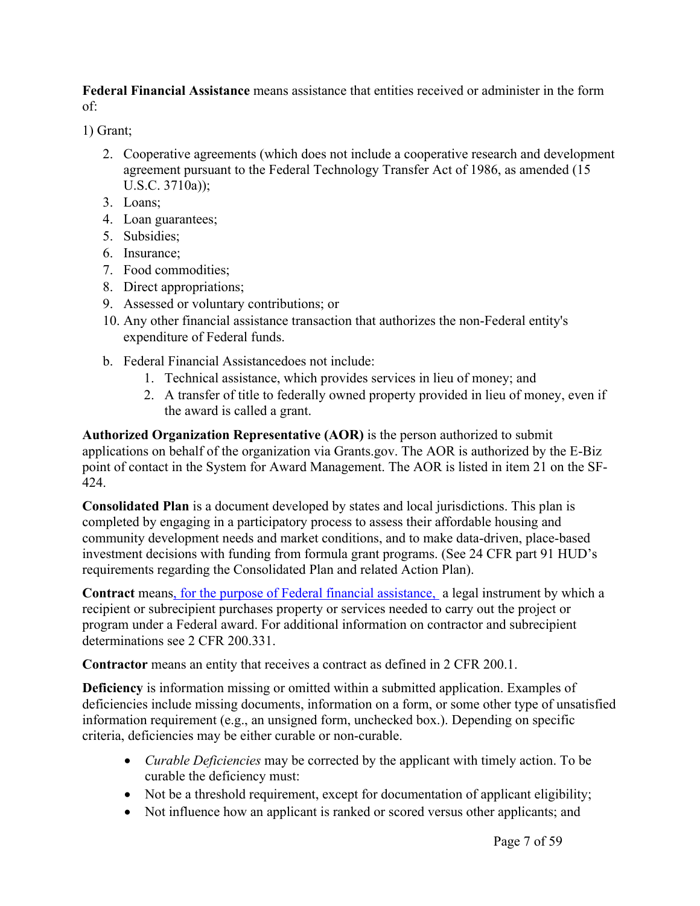**Federal Financial Assistance** means assistance that entities received or administer in the form of:

1) Grant;

2. Cooperative agreements (which does not include a cooperative research and development agreement pursuant to the Federal Technology Transfer Act of 1986, as amended (15 U.S.C. 3710a));
3. Loans;
4. Loan guarantees;
5. Subsidies;
6. Insurance;
7. Food commodities;
8. Direct appropriations;
9. Assessed or voluntary contributions; or
10. Any other financial assistance transaction that authorizes the non-Federal entity's expenditure of Federal funds.

b. Federal Financial Assistancedoes not include:
   1. Technical assistance, which provides services in lieu of money; and
   2. A transfer of title to federally owned property provided in lieu of money, even if the award is called a grant.

**Authorized Organization Representative (AOR)** is the person authorized to submit applications on behalf of the organization via Grants.gov. The AOR is authorized by the E-Biz point of contact in the System for Award Management. The AOR is listed in item 21 on the SF-424.

**Consolidated Plan** is a document developed by states and local jurisdictions. This plan is completed by engaging in a participatory process to assess their affordable housing and community development needs and market conditions, and to make data-driven, place-based investment decisions with funding from formula grant programs. (See 24 CFR part 91 HUD's requirements regarding the Consolidated Plan and related Action Plan).

**Contract** means, for the purpose of Federal financial assistance, a legal instrument by which a recipient or subrecipient purchases property or services needed to carry out the project or program under a Federal award. For additional information on contractor and subrecipient determinations see 2 CFR 200.331.

**Contractor** means an entity that receives a contract as defined in 2 CFR 200.1.

**Deficiency** is information missing or omitted within a submitted application. Examples of deficiencies include missing documents, information on a form, or some other type of unsatisfied information requirement (e.g., an unsigned form, unchecked box.). Depending on specific criteria, deficiencies may be either curable or non-curable.

- *Curable Deficiencies* may be corrected by the applicant with timely action. To be curable the deficiency must:
- Not be a threshold requirement, except for documentation of applicant eligibility;
- Not influence how an applicant is ranked or scored versus other applicants; and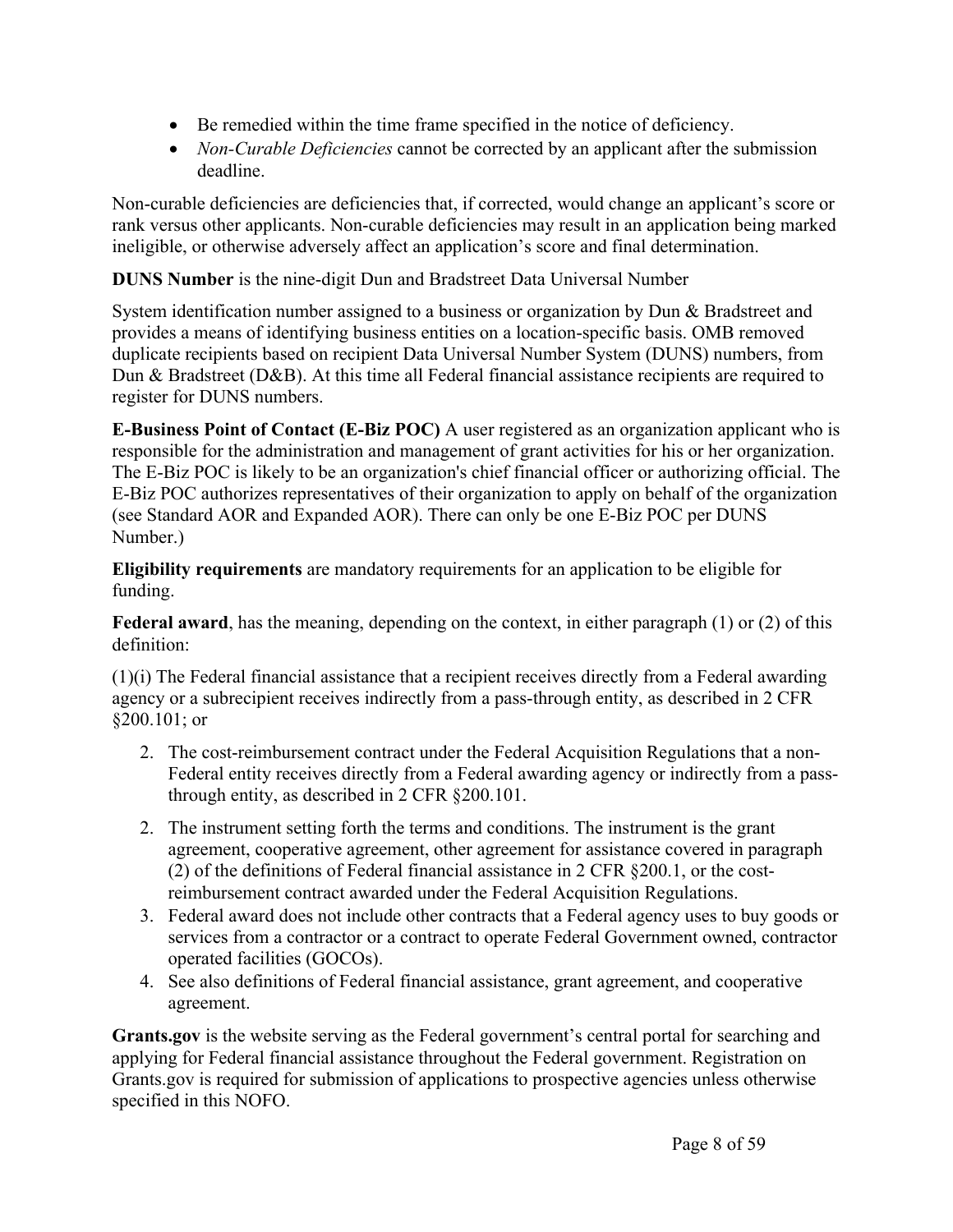- Be remedied within the time frame specified in the notice of deficiency.
- *Non-Curable Deficiencies* cannot be corrected by an applicant after the submission deadline.

Non-curable deficiencies are deficiencies that, if corrected, would change an applicant's score or rank versus other applicants. Non-curable deficiencies may result in an application being marked ineligible, or otherwise adversely affect an application's score and final determination.

**DUNS Number** is the nine-digit Dun and Bradstreet Data Universal Number

System identification number assigned to a business or organization by Dun & Bradstreet and provides a means of identifying business entities on a location-specific basis. OMB removed duplicate recipients based on recipient Data Universal Number System (DUNS) numbers, from Dun & Bradstreet (D&B). At this time all Federal financial assistance recipients are required to register for DUNS numbers.

**E-Business Point of Contact (E-Biz POC)** A user registered as an organization applicant who is responsible for the administration and management of grant activities for his or her organization. The E-Biz POC is likely to be an organization's chief financial officer or authorizing official. The E-Biz POC authorizes representatives of their organization to apply on behalf of the organization (see Standard AOR and Expanded AOR). There can only be one E-Biz POC per DUNS Number.)

**Eligibility requirements** are mandatory requirements for an application to be eligible for funding.

**Federal award**, has the meaning, depending on the context, in either paragraph (1) or (2) of this definition:

(1)(i) The Federal financial assistance that a recipient receives directly from a Federal awarding agency or a subrecipient receives indirectly from a pass-through entity, as described in 2 CFR §200.101; or

2. The cost-reimbursement contract under the Federal Acquisition Regulations that a non-Federal entity receives directly from a Federal awarding agency or indirectly from a pass-through entity, as described in 2 CFR §200.101.

2. The instrument setting forth the terms and conditions. The instrument is the grant agreement, cooperative agreement, other agreement for assistance covered in paragraph (2) of the definitions of Federal financial assistance in 2 CFR §200.1, or the cost-reimbursement contract awarded under the Federal Acquisition Regulations.
3. Federal award does not include other contracts that a Federal agency uses to buy goods or services from a contractor or a contract to operate Federal Government owned, contractor operated facilities (GOCOs).
4. See also definitions of Federal financial assistance, grant agreement, and cooperative agreement.

**Grants.gov** is the website serving as the Federal government's central portal for searching and applying for Federal financial assistance throughout the Federal government. Registration on Grants.gov is required for submission of applications to prospective agencies unless otherwise specified in this NOFO.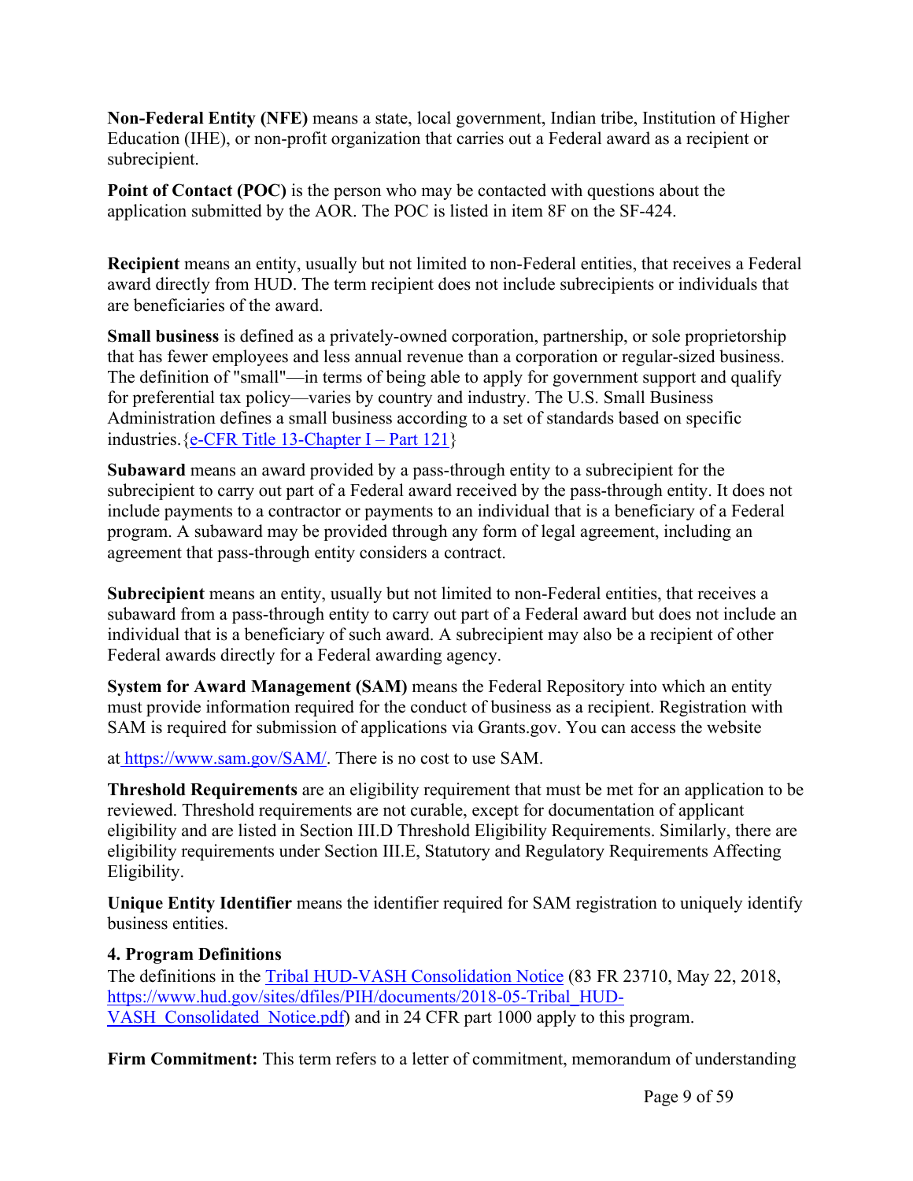**Non-Federal Entity (NFE)** means a state, local government, Indian tribe, Institution of Higher Education (IHE), or non-profit organization that carries out a Federal award as a recipient or subrecipient.

**Point of Contact (POC)** is the person who may be contacted with questions about the application submitted by the AOR. The POC is listed in item 8F on the SF-424.

**Recipient** means an entity, usually but not limited to non-Federal entities, that receives a Federal award directly from HUD. The term recipient does not include subrecipients or individuals that are beneficiaries of the award.

**Small business** is defined as a privately-owned corporation, partnership, or sole proprietorship that has fewer employees and less annual revenue than a corporation or regular-sized business. The definition of "small"—in terms of being able to apply for government support and qualify for preferential tax policy—varies by country and industry. The U.S. Small Business Administration defines a small business according to a set of standards based on specific industries.{e-CFR Title 13-Chapter I – Part 121}

**Subaward** means an award provided by a pass-through entity to a subrecipient for the subrecipient to carry out part of a Federal award received by the pass-through entity. It does not include payments to a contractor or payments to an individual that is a beneficiary of a Federal program. A subaward may be provided through any form of legal agreement, including an agreement that pass-through entity considers a contract.

**Subrecipient** means an entity, usually but not limited to non-Federal entities, that receives a subaward from a pass-through entity to carry out part of a Federal award but does not include an individual that is a beneficiary of such award. A subrecipient may also be a recipient of other Federal awards directly for a Federal awarding agency.

**System for Award Management (SAM)** means the Federal Repository into which an entity must provide information required for the conduct of business as a recipient. Registration with SAM is required for submission of applications via Grants.gov. You can access the website at https://www.sam.gov/SAM/. There is no cost to use SAM.

**Threshold Requirements** are an eligibility requirement that must be met for an application to be reviewed. Threshold requirements are not curable, except for documentation of applicant eligibility and are listed in Section III.D Threshold Eligibility Requirements. Similarly, there are eligibility requirements under Section III.E, Statutory and Regulatory Requirements Affecting Eligibility.

**Unique Entity Identifier** means the identifier required for SAM registration to uniquely identify business entities.

**4. Program Definitions**

The definitions in the Tribal HUD-VASH Consolidation Notice (83 FR 23710, May 22, 2018, https://www.hud.gov/sites/dfiles/PIH/documents/2018-05-Tribal_HUD-VASH_Consolidated_Notice.pdf) and in 24 CFR part 1000 apply to this program.

**Firm Commitment:** This term refers to a letter of commitment, memorandum of understanding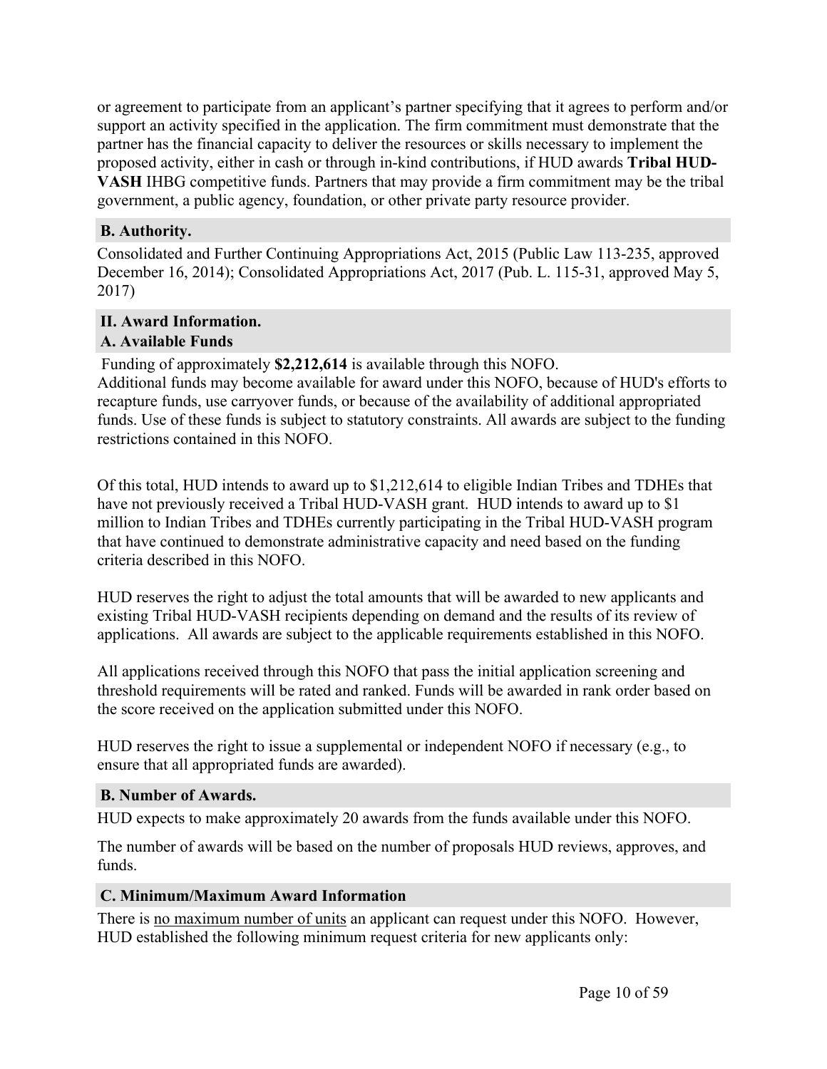or agreement to participate from an applicant's partner specifying that it agrees to perform and/or support an activity specified in the application. The firm commitment must demonstrate that the partner has the financial capacity to deliver the resources or skills necessary to implement the proposed activity, either in cash or through in-kind contributions, if HUD awards **Tribal HUD-VASH** IHBG competitive funds. Partners that may provide a firm commitment may be the tribal government, a public agency, foundation, or other private party resource provider.

### B. Authority.

Consolidated and Further Continuing Appropriations Act, 2015 (Public Law 113-235, approved December 16, 2014); Consolidated Appropriations Act, 2017 (Pub. L. 115-31, approved May 5, 2017)

## II. Award Information.

### A. Available Funds

Funding of approximately **$2,212,614** is available through this NOFO.
Additional funds may become available for award under this NOFO, because of HUD's efforts to recapture funds, use carryover funds, or because of the availability of additional appropriated funds. Use of these funds is subject to statutory constraints. All awards are subject to the funding restrictions contained in this NOFO.

Of this total, HUD intends to award up to $1,212,614 to eligible Indian Tribes and TDHEs that have not previously received a Tribal HUD-VASH grant. HUD intends to award up to $1 million to Indian Tribes and TDHEs currently participating in the Tribal HUD-VASH program that have continued to demonstrate administrative capacity and need based on the funding criteria described in this NOFO.

HUD reserves the right to adjust the total amounts that will be awarded to new applicants and existing Tribal HUD-VASH recipients depending on demand and the results of its review of applications. All awards are subject to the applicable requirements established in this NOFO.

All applications received through this NOFO that pass the initial application screening and threshold requirements will be rated and ranked. Funds will be awarded in rank order based on the score received on the application submitted under this NOFO.

HUD reserves the right to issue a supplemental or independent NOFO if necessary (e.g., to ensure that all appropriated funds are awarded).

### B. Number of Awards.

HUD expects to make approximately 20 awards from the funds available under this NOFO.

The number of awards will be based on the number of proposals HUD reviews, approves, and funds.

### C. Minimum/Maximum Award Information

There is no maximum number of units an applicant can request under this NOFO. However, HUD established the following minimum request criteria for new applicants only: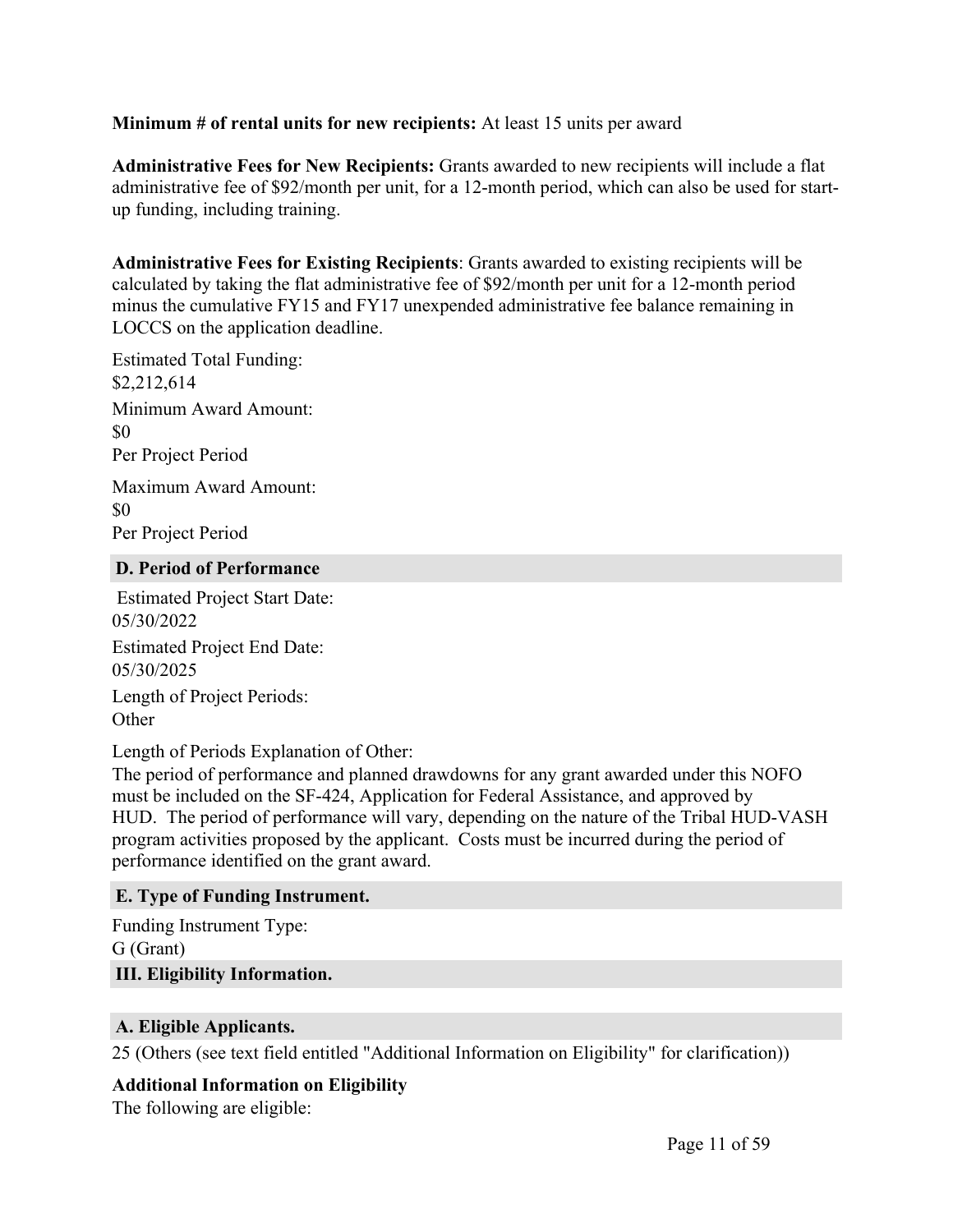**Minimum # of rental units for new recipients:** At least 15 units per award

**Administrative Fees for New Recipients:** Grants awarded to new recipients will include a flat administrative fee of $92/month per unit, for a 12-month period, which can also be used for start-up funding, including training.

**Administrative Fees for Existing Recipients**: Grants awarded to existing recipients will be calculated by taking the flat administrative fee of $92/month per unit for a 12-month period minus the cumulative FY15 and FY17 unexpended administrative fee balance remaining in LOCCS on the application deadline.

Estimated Total Funding:
$2,212,614

Minimum Award Amount:
$0
Per Project Period

Maximum Award Amount:
$0
Per Project Period

### D. Period of Performance

Estimated Project Start Date:
05/30/2022

Estimated Project End Date:
05/30/2025

Length of Project Periods:
Other

Length of Periods Explanation of Other:
The period of performance and planned drawdowns for any grant awarded under this NOFO must be included on the SF-424, Application for Federal Assistance, and approved by HUD. The period of performance will vary, depending on the nature of the Tribal HUD-VASH program activities proposed by the applicant. Costs must be incurred during the period of performance identified on the grant award.

### E. Type of Funding Instrument.

Funding Instrument Type:
G (Grant)

## III. Eligibility Information.

### A. Eligible Applicants.

25 (Others (see text field entitled "Additional Information on Eligibility" for clarification))

**Additional Information on Eligibility**

The following are eligible: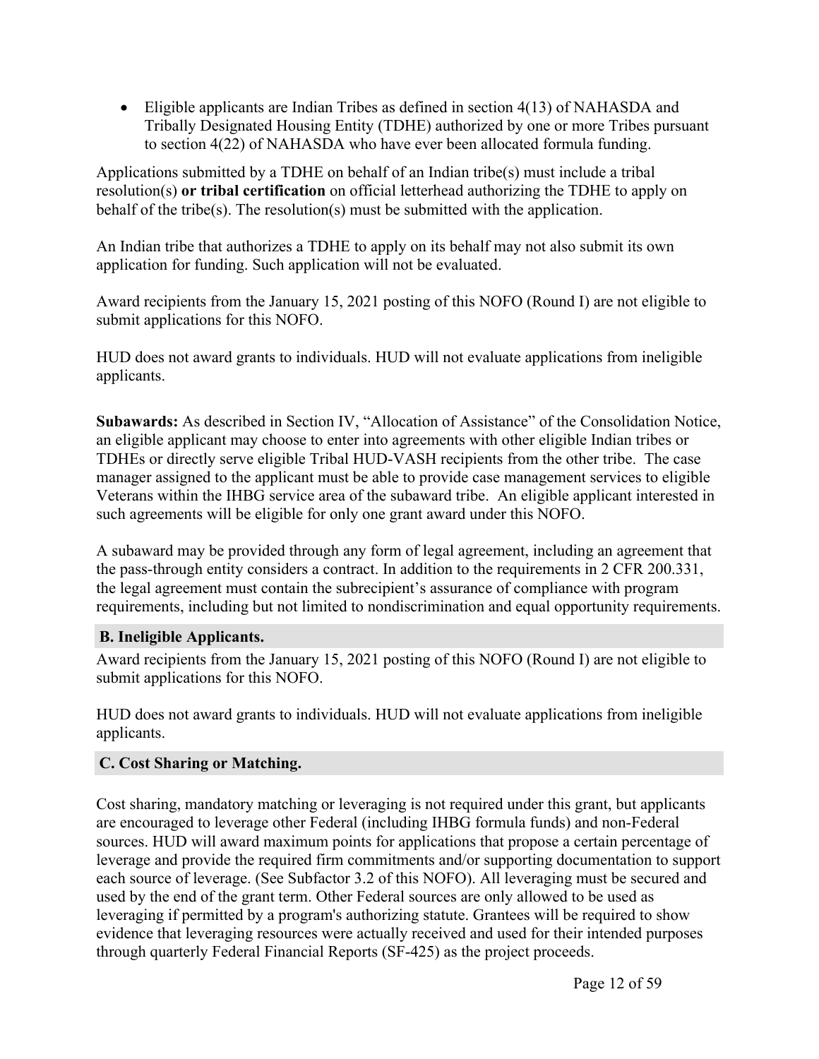- Eligible applicants are Indian Tribes as defined in section 4(13) of NAHASDA and Tribally Designated Housing Entity (TDHE) authorized by one or more Tribes pursuant to section 4(22) of NAHASDA who have ever been allocated formula funding.

Applications submitted by a TDHE on behalf of an Indian tribe(s) must include a tribal resolution(s) **or tribal certification** on official letterhead authorizing the TDHE to apply on behalf of the tribe(s). The resolution(s) must be submitted with the application.

An Indian tribe that authorizes a TDHE to apply on its behalf may not also submit its own application for funding. Such application will not be evaluated.

Award recipients from the January 15, 2021 posting of this NOFO (Round I) are not eligible to submit applications for this NOFO.

HUD does not award grants to individuals. HUD will not evaluate applications from ineligible applicants.

**Subawards:** As described in Section IV, "Allocation of Assistance" of the Consolidation Notice, an eligible applicant may choose to enter into agreements with other eligible Indian tribes or TDHEs or directly serve eligible Tribal HUD-VASH recipients from the other tribe. The case manager assigned to the applicant must be able to provide case management services to eligible Veterans within the IHBG service area of the subaward tribe. An eligible applicant interested in such agreements will be eligible for only one grant award under this NOFO.

A subaward may be provided through any form of legal agreement, including an agreement that the pass-through entity considers a contract. In addition to the requirements in 2 CFR 200.331, the legal agreement must contain the subrecipient's assurance of compliance with program requirements, including but not limited to nondiscrimination and equal opportunity requirements.

### B. Ineligible Applicants.

Award recipients from the January 15, 2021 posting of this NOFO (Round I) are not eligible to submit applications for this NOFO.

HUD does not award grants to individuals. HUD will not evaluate applications from ineligible applicants.

### C. Cost Sharing or Matching.

Cost sharing, mandatory matching or leveraging is not required under this grant, but applicants are encouraged to leverage other Federal (including IHBG formula funds) and non-Federal sources. HUD will award maximum points for applications that propose a certain percentage of leverage and provide the required firm commitments and/or supporting documentation to support each source of leverage. (See Subfactor 3.2 of this NOFO). All leveraging must be secured and used by the end of the grant term. Other Federal sources are only allowed to be used as leveraging if permitted by a program's authorizing statute. Grantees will be required to show evidence that leveraging resources were actually received and used for their intended purposes through quarterly Federal Financial Reports (SF-425) as the project proceeds.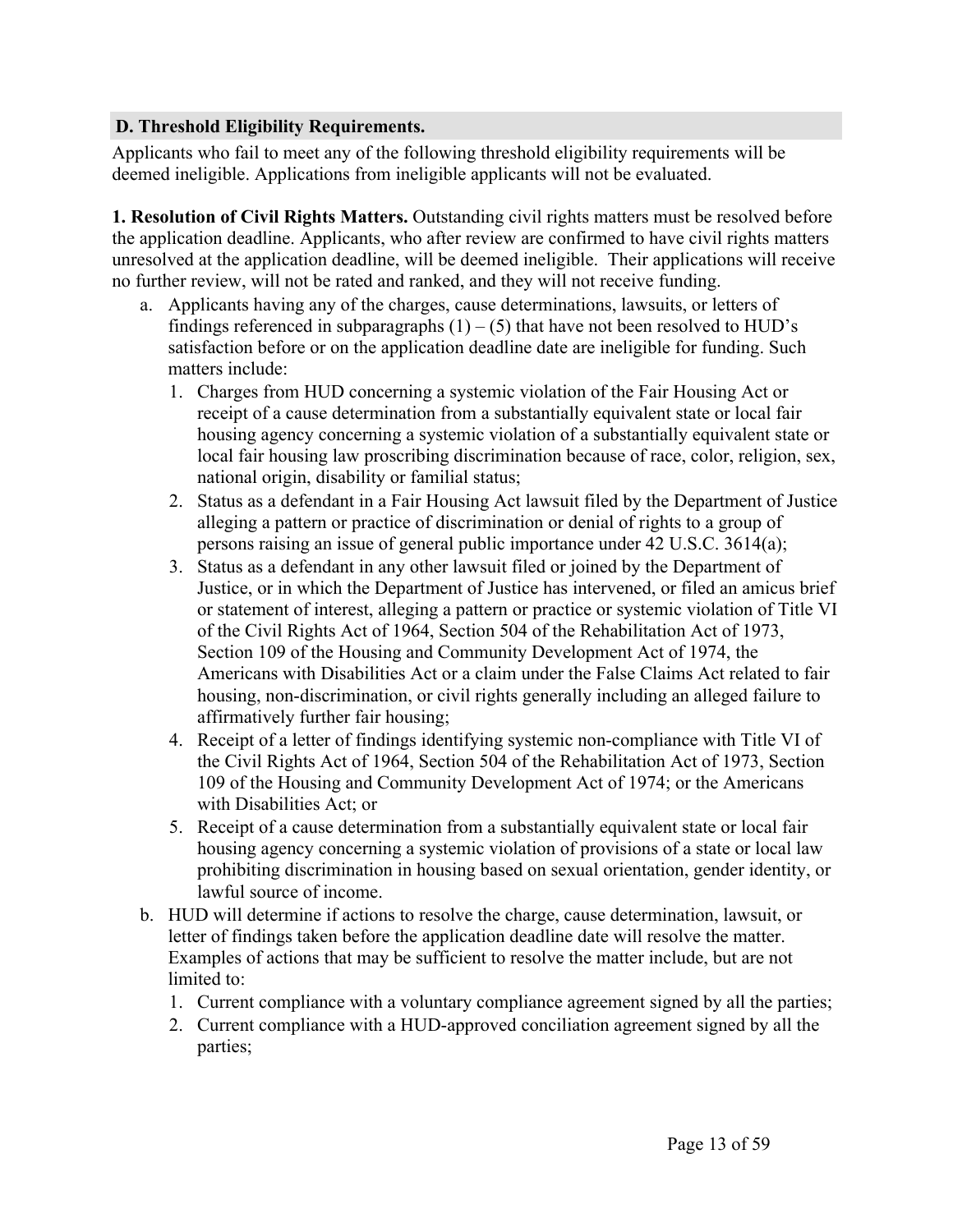### D. Threshold Eligibility Requirements.

Applicants who fail to meet any of the following threshold eligibility requirements will be deemed ineligible. Applications from ineligible applicants will not be evaluated.

**1. Resolution of Civil Rights Matters.** Outstanding civil rights matters must be resolved before the application deadline. Applicants, who after review are confirmed to have civil rights matters unresolved at the application deadline, will be deemed ineligible. Their applications will receive no further review, will not be rated and ranked, and they will not receive funding.

a. Applicants having any of the charges, cause determinations, lawsuits, or letters of findings referenced in subparagraphs (1) – (5) that have not been resolved to HUD's satisfaction before or on the application deadline date are ineligible for funding. Such matters include:
   1. Charges from HUD concerning a systemic violation of the Fair Housing Act or receipt of a cause determination from a substantially equivalent state or local fair housing agency concerning a systemic violation of a substantially equivalent state or local fair housing law proscribing discrimination because of race, color, religion, sex, national origin, disability or familial status;
   2. Status as a defendant in a Fair Housing Act lawsuit filed by the Department of Justice alleging a pattern or practice of discrimination or denial of rights to a group of persons raising an issue of general public importance under 42 U.S.C. 3614(a);
   3. Status as a defendant in any other lawsuit filed or joined by the Department of Justice, or in which the Department of Justice has intervened, or filed an amicus brief or statement of interest, alleging a pattern or practice or systemic violation of Title VI of the Civil Rights Act of 1964, Section 504 of the Rehabilitation Act of 1973, Section 109 of the Housing and Community Development Act of 1974, the Americans with Disabilities Act or a claim under the False Claims Act related to fair housing, non-discrimination, or civil rights generally including an alleged failure to affirmatively further fair housing;
   4. Receipt of a letter of findings identifying systemic non-compliance with Title VI of the Civil Rights Act of 1964, Section 504 of the Rehabilitation Act of 1973, Section 109 of the Housing and Community Development Act of 1974; or the Americans with Disabilities Act; or
   5. Receipt of a cause determination from a substantially equivalent state or local fair housing agency concerning a systemic violation of provisions of a state or local law prohibiting discrimination in housing based on sexual orientation, gender identity, or lawful source of income.

b. HUD will determine if actions to resolve the charge, cause determination, lawsuit, or letter of findings taken before the application deadline date will resolve the matter. Examples of actions that may be sufficient to resolve the matter include, but are not limited to:
   1. Current compliance with a voluntary compliance agreement signed by all the parties;
   2. Current compliance with a HUD-approved conciliation agreement signed by all the parties;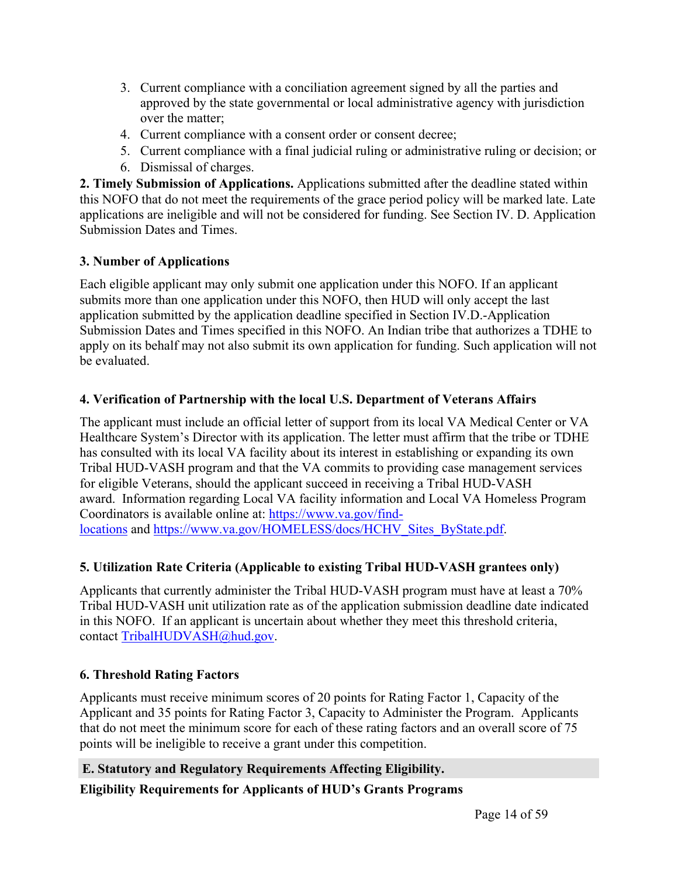3. Current compliance with a conciliation agreement signed by all the parties and approved by the state governmental or local administrative agency with jurisdiction over the matter;
4. Current compliance with a consent order or consent decree;
5. Current compliance with a final judicial ruling or administrative ruling or decision; or
6. Dismissal of charges.

**2. Timely Submission of Applications.** Applications submitted after the deadline stated within this NOFO that do not meet the requirements of the grace period policy will be marked late. Late applications are ineligible and will not be considered for funding. See Section IV. D. Application Submission Dates and Times.

**3. Number of Applications**

Each eligible applicant may only submit one application under this NOFO. If an applicant submits more than one application under this NOFO, then HUD will only accept the last application submitted by the application deadline specified in Section IV.D.-Application Submission Dates and Times specified in this NOFO. An Indian tribe that authorizes a TDHE to apply on its behalf may not also submit its own application for funding. Such application will not be evaluated.

**4. Verification of Partnership with the local U.S. Department of Veterans Affairs**

The applicant must include an official letter of support from its local VA Medical Center or VA Healthcare System's Director with its application. The letter must affirm that the tribe or TDHE has consulted with its local VA facility about its interest in establishing or expanding its own Tribal HUD-VASH program and that the VA commits to providing case management services for eligible Veterans, should the applicant succeed in receiving a Tribal HUD-VASH award. Information regarding Local VA facility information and Local VA Homeless Program Coordinators is available online at: https://www.va.gov/find-locations and https://www.va.gov/HOMELESS/docs/HCHV_Sites_ByState.pdf.

**5. Utilization Rate Criteria (Applicable to existing Tribal HUD-VASH grantees only)**

Applicants that currently administer the Tribal HUD-VASH program must have at least a 70% Tribal HUD-VASH unit utilization rate as of the application submission deadline date indicated in this NOFO. If an applicant is uncertain about whether they meet this threshold criteria, contact TribalHUDVASH@hud.gov.

**6. Threshold Rating Factors**

Applicants must receive minimum scores of 20 points for Rating Factor 1, Capacity of the Applicant and 35 points for Rating Factor 3, Capacity to Administer the Program. Applicants that do not meet the minimum score for each of these rating factors and an overall score of 75 points will be ineligible to receive a grant under this competition.

## E. Statutory and Regulatory Requirements Affecting Eligibility.

**Eligibility Requirements for Applicants of HUD's Grants Programs**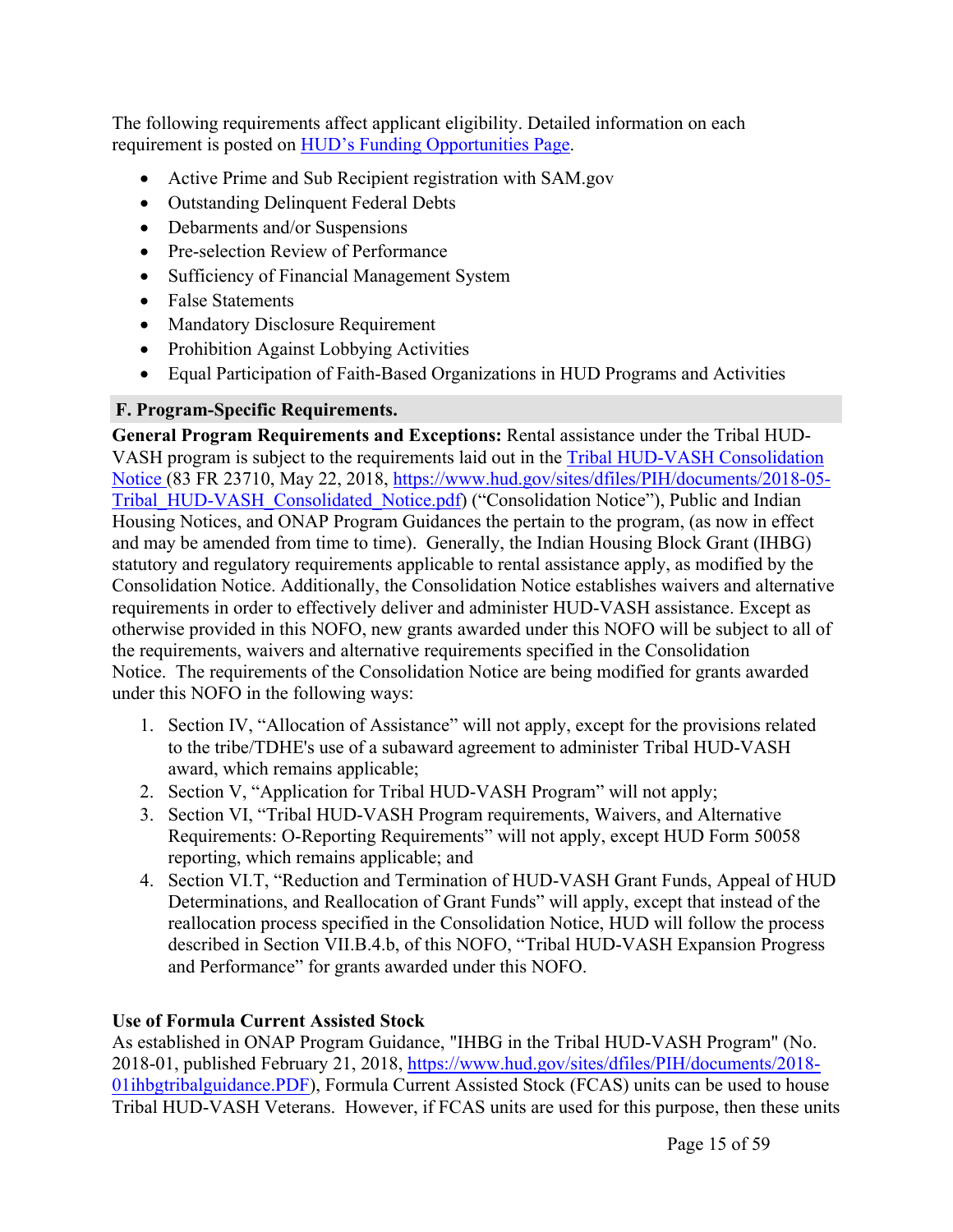The following requirements affect applicant eligibility. Detailed information on each requirement is posted on [HUD's Funding Opportunities Page](#).

- Active Prime and Sub Recipient registration with SAM.gov
- Outstanding Delinquent Federal Debts
- Debarments and/or Suspensions
- Pre-selection Review of Performance
- Sufficiency of Financial Management System
- False Statements
- Mandatory Disclosure Requirement
- Prohibition Against Lobbying Activities
- Equal Participation of Faith-Based Organizations in HUD Programs and Activities

## F. Program-Specific Requirements.

**General Program Requirements and Exceptions:** Rental assistance under the Tribal HUD-VASH program is subject to the requirements laid out in the Tribal HUD-VASH Consolidation Notice (83 FR 23710, May 22, 2018, https://www.hud.gov/sites/dfiles/PIH/documents/2018-05-Tribal_HUD-VASH_Consolidated_Notice.pdf) ("Consolidation Notice"), Public and Indian Housing Notices, and ONAP Program Guidances the pertain to the program, (as now in effect and may be amended from time to time). Generally, the Indian Housing Block Grant (IHBG) statutory and regulatory requirements applicable to rental assistance apply, as modified by the Consolidation Notice. Additionally, the Consolidation Notice establishes waivers and alternative requirements in order to effectively deliver and administer HUD-VASH assistance. Except as otherwise provided in this NOFO, new grants awarded under this NOFO will be subject to all of the requirements, waivers and alternative requirements specified in the Consolidation Notice. The requirements of the Consolidation Notice are being modified for grants awarded under this NOFO in the following ways:

1. Section IV, "Allocation of Assistance" will not apply, except for the provisions related to the tribe/TDHE's use of a subaward agreement to administer Tribal HUD-VASH award, which remains applicable;
2. Section V, "Application for Tribal HUD-VASH Program" will not apply;
3. Section VI, "Tribal HUD-VASH Program requirements, Waivers, and Alternative Requirements: O-Reporting Requirements" will not apply, except HUD Form 50058 reporting, which remains applicable; and
4. Section VI.T, "Reduction and Termination of HUD-VASH Grant Funds, Appeal of HUD Determinations, and Reallocation of Grant Funds" will apply, except that instead of the reallocation process specified in the Consolidation Notice, HUD will follow the process described in Section VII.B.4.b, of this NOFO, "Tribal HUD-VASH Expansion Progress and Performance" for grants awarded under this NOFO.

**Use of Formula Current Assisted Stock**

As established in ONAP Program Guidance, "IHBG in the Tribal HUD-VASH Program" (No. 2018-01, published February 21, 2018, https://www.hud.gov/sites/dfiles/PIH/documents/2018-01ihbgtribalguidance.PDF), Formula Current Assisted Stock (FCAS) units can be used to house Tribal HUD-VASH Veterans. However, if FCAS units are used for this purpose, then these units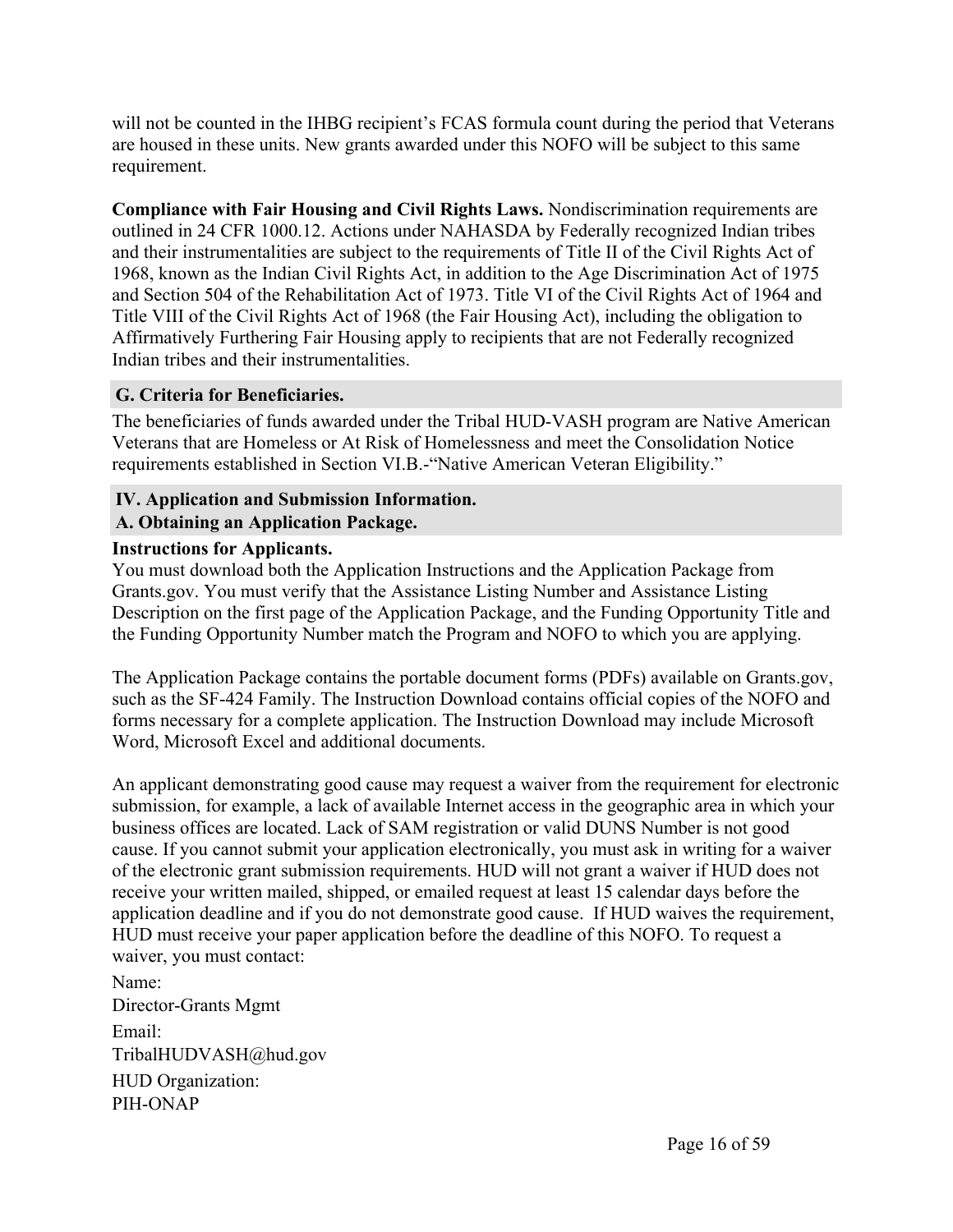will not be counted in the IHBG recipient's FCAS formula count during the period that Veterans are housed in these units. New grants awarded under this NOFO will be subject to this same requirement.

**Compliance with Fair Housing and Civil Rights Laws.** Nondiscrimination requirements are outlined in 24 CFR 1000.12. Actions under NAHASDA by Federally recognized Indian tribes and their instrumentalities are subject to the requirements of Title II of the Civil Rights Act of 1968, known as the Indian Civil Rights Act, in addition to the Age Discrimination Act of 1975 and Section 504 of the Rehabilitation Act of 1973. Title VI of the Civil Rights Act of 1964 and Title VIII of the Civil Rights Act of 1968 (the Fair Housing Act), including the obligation to Affirmatively Furthering Fair Housing apply to recipients that are not Federally recognized Indian tribes and their instrumentalities.

### G. Criteria for Beneficiaries.

The beneficiaries of funds awarded under the Tribal HUD-VASH program are Native American Veterans that are Homeless or At Risk of Homelessness and meet the Consolidation Notice requirements established in Section VI.B.-"Native American Veteran Eligibility."

## IV. Application and Submission Information.

### A. Obtaining an Application Package.

**Instructions for Applicants.**

You must download both the Application Instructions and the Application Package from Grants.gov. You must verify that the Assistance Listing Number and Assistance Listing Description on the first page of the Application Package, and the Funding Opportunity Title and the Funding Opportunity Number match the Program and NOFO to which you are applying.

The Application Package contains the portable document forms (PDFs) available on Grants.gov, such as the SF-424 Family. The Instruction Download contains official copies of the NOFO and forms necessary for a complete application. The Instruction Download may include Microsoft Word, Microsoft Excel and additional documents.

An applicant demonstrating good cause may request a waiver from the requirement for electronic submission, for example, a lack of available Internet access in the geographic area in which your business offices are located. Lack of SAM registration or valid DUNS Number is not good cause. If you cannot submit your application electronically, you must ask in writing for a waiver of the electronic grant submission requirements. HUD will not grant a waiver if HUD does not receive your written mailed, shipped, or emailed request at least 15 calendar days before the application deadline and if you do not demonstrate good cause. If HUD waives the requirement, HUD must receive your paper application before the deadline of this NOFO. To request a waiver, you must contact:

Name:
Director-Grants Mgmt

Email:
TribalHUDVASH@hud.gov

HUD Organization:
PIH-ONAP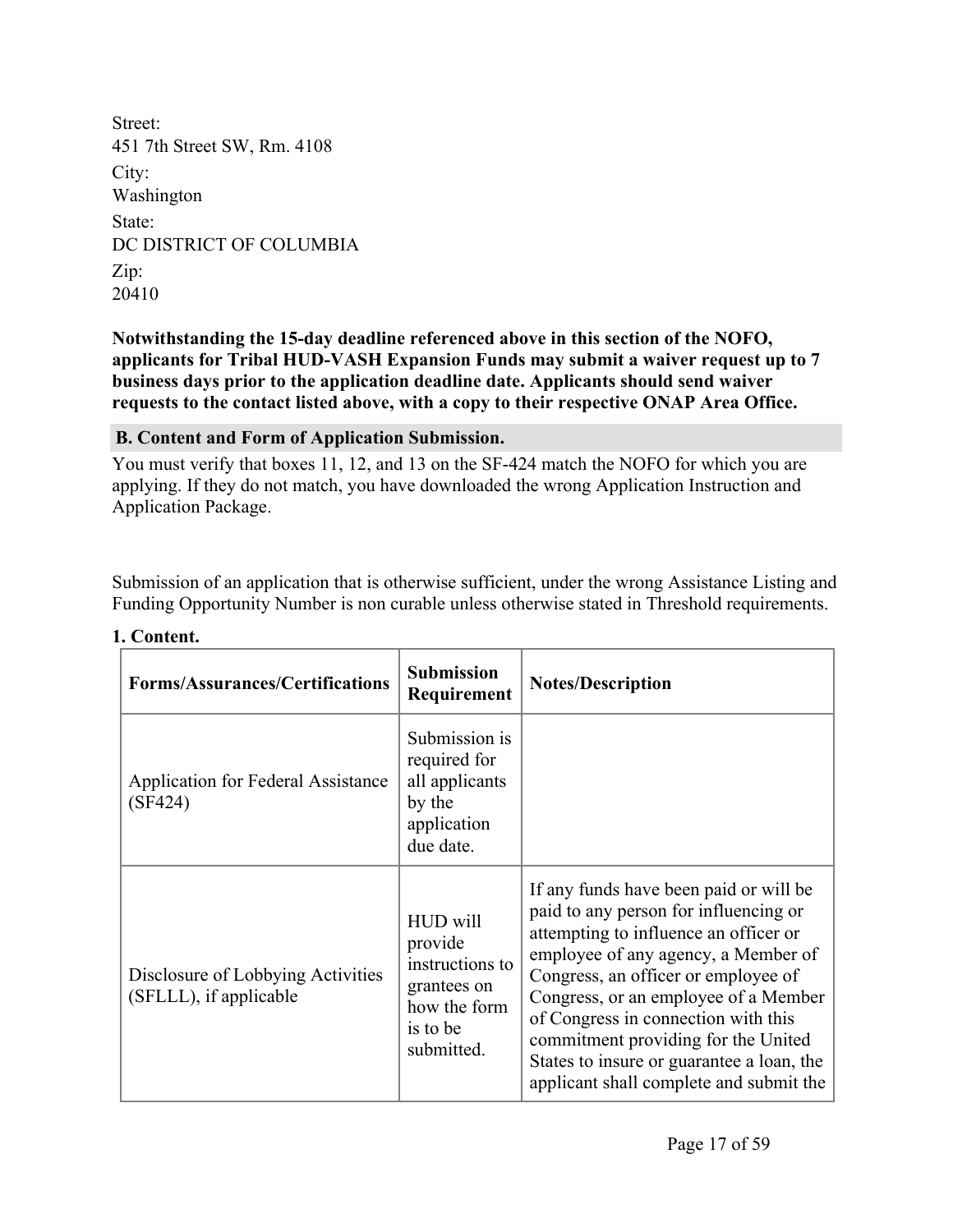Street:
451 7th Street SW, Rm. 4108
City:
Washington
State:
DC DISTRICT OF COLUMBIA
Zip:
20410

**Notwithstanding the 15-day deadline referenced above in this section of the NOFO, applicants for Tribal HUD-VASH Expansion Funds may submit a waiver request up to 7 business days prior to the application deadline date. Applicants should send waiver requests to the contact listed above, with a copy to their respective ONAP Area Office.**

## B. Content and Form of Application Submission.

You must verify that boxes 11, 12, and 13 on the SF-424 match the NOFO for which you are applying. If they do not match, you have downloaded the wrong Application Instruction and Application Package.

Submission of an application that is otherwise sufficient, under the wrong Assistance Listing and Funding Opportunity Number is non curable unless otherwise stated in Threshold requirements.

### 1. Content.

| Forms/Assurances/Certifications | Submission Requirement | Notes/Description |
|---|---|---|
| Application for Federal Assistance (SF424) | Submission is required for all applicants by the application due date. | |
| Disclosure of Lobbying Activities (SFLLL), if applicable | HUD will provide instructions to grantees on how the form is to be submitted. | If any funds have been paid or will be paid to any person for influencing or attempting to influence an officer or employee of any agency, a Member of Congress, an officer or employee of Congress, or an employee of a Member of Congress in connection with this commitment providing for the United States to insure or guarantee a loan, the applicant shall complete and submit the |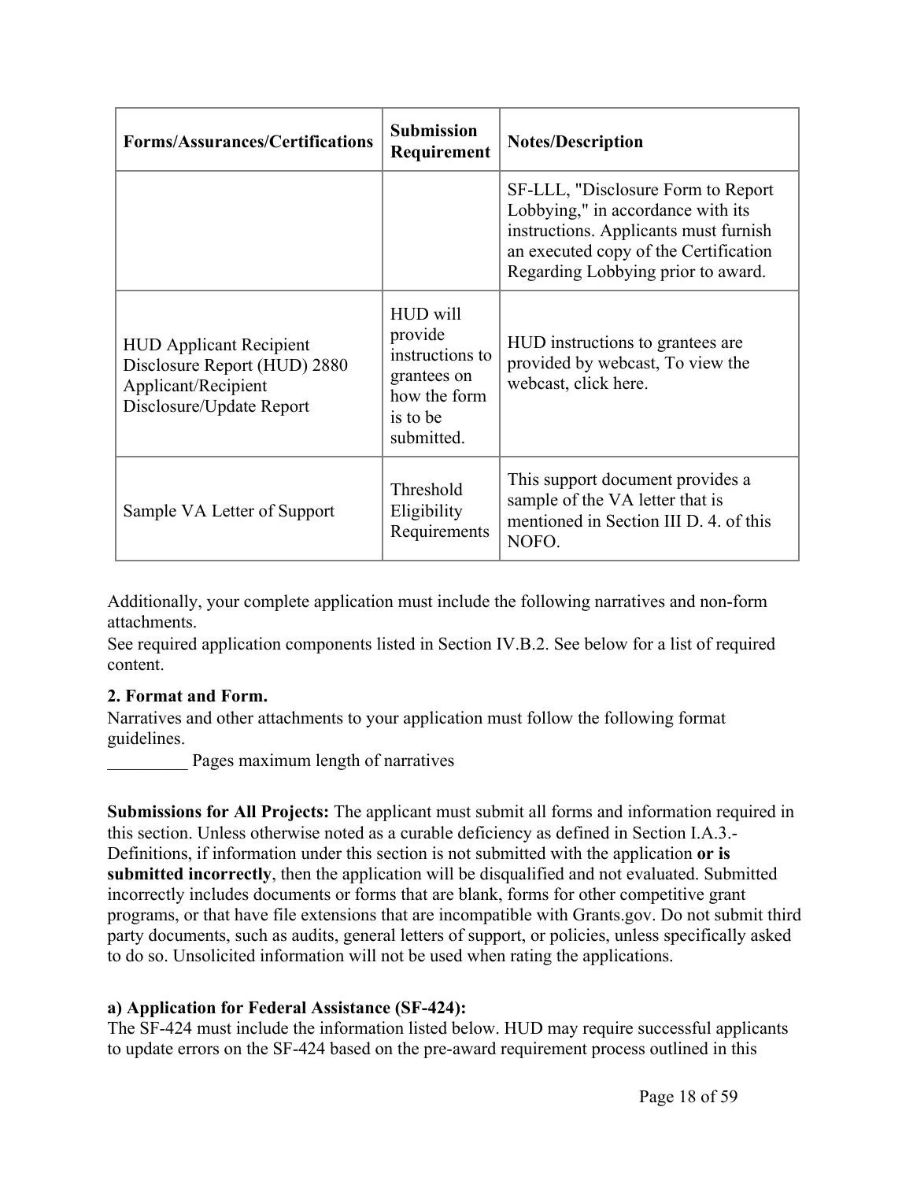| Forms/Assurances/Certifications | Submission Requirement | Notes/Description |
| --- | --- | --- |
| | | SF-LLL, "Disclosure Form to Report Lobbying," in accordance with its instructions. Applicants must furnish an executed copy of the Certification Regarding Lobbying prior to award. |
| HUD Applicant Recipient Disclosure Report (HUD) 2880 Applicant/Recipient Disclosure/Update Report | HUD will provide instructions to grantees on how the form is to be submitted. | HUD instructions to grantees are provided by webcast, To view the webcast, click here. |
| Sample VA Letter of Support | Threshold Eligibility Requirements | This support document provides a sample of the VA letter that is mentioned in Section III D. 4. of this NOFO. |

Additionally, your complete application must include the following narratives and non-form attachments.
See required application components listed in Section IV.B.2. See below for a list of required content.

**2. Format and Form.**
Narratives and other attachments to your application must follow the following format guidelines.
_________ Pages maximum length of narratives

**Submissions for All Projects:** The applicant must submit all forms and information required in this section. Unless otherwise noted as a curable deficiency as defined in Section I.A.3.- Definitions, if information under this section is not submitted with the application **or is submitted incorrectly**, then the application will be disqualified and not evaluated. Submitted incorrectly includes documents or forms that are blank, forms for other competitive grant programs, or that have file extensions that are incompatible with Grants.gov. Do not submit third party documents, such as audits, general letters of support, or policies, unless specifically asked to do so. Unsolicited information will not be used when rating the applications.

**a) Application for Federal Assistance (SF-424):**
The SF-424 must include the information listed below. HUD may require successful applicants to update errors on the SF-424 based on the pre-award requirement process outlined in this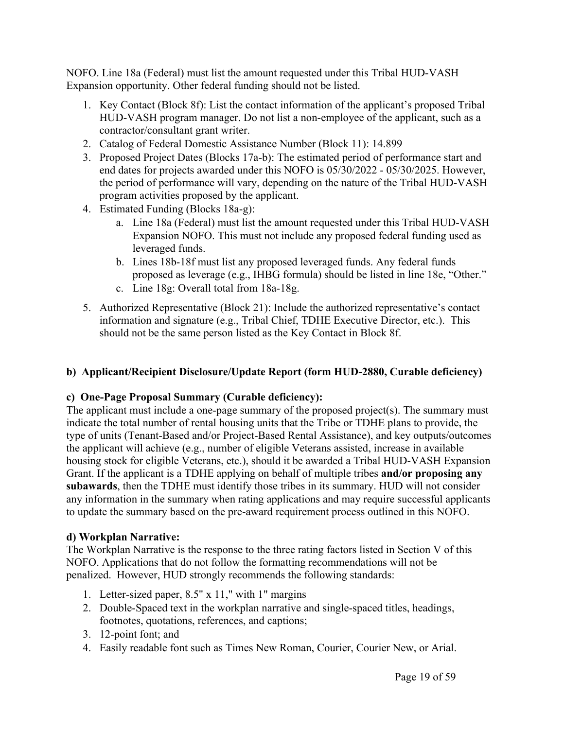NOFO. Line 18a (Federal) must list the amount requested under this Tribal HUD-VASH Expansion opportunity. Other federal funding should not be listed.

1. Key Contact (Block 8f): List the contact information of the applicant's proposed Tribal HUD-VASH program manager. Do not list a non-employee of the applicant, such as a contractor/consultant grant writer.
2. Catalog of Federal Domestic Assistance Number (Block 11): 14.899
3. Proposed Project Dates (Blocks 17a-b): The estimated period of performance start and end dates for projects awarded under this NOFO is 05/30/2022 - 05/30/2025. However, the period of performance will vary, depending on the nature of the Tribal HUD-VASH program activities proposed by the applicant.
4. Estimated Funding (Blocks 18a-g):
    a. Line 18a (Federal) must list the amount requested under this Tribal HUD-VASH Expansion NOFO. This must not include any proposed federal funding used as leveraged funds.
    b. Lines 18b-18f must list any proposed leveraged funds. Any federal funds proposed as leverage (e.g., IHBG formula) should be listed in line 18e, "Other."
    c. Line 18g: Overall total from 18a-18g.
5. Authorized Representative (Block 21): Include the authorized representative's contact information and signature (e.g., Tribal Chief, TDHE Executive Director, etc.). This should not be the same person listed as the Key Contact in Block 8f.

**b) Applicant/Recipient Disclosure/Update Report (form HUD-2880, Curable deficiency)**

**c) One-Page Proposal Summary (Curable deficiency):**
The applicant must include a one-page summary of the proposed project(s). The summary must indicate the total number of rental housing units that the Tribe or TDHE plans to provide, the type of units (Tenant-Based and/or Project-Based Rental Assistance), and key outputs/outcomes the applicant will achieve (e.g., number of eligible Veterans assisted, increase in available housing stock for eligible Veterans, etc.), should it be awarded a Tribal HUD-VASH Expansion Grant. If the applicant is a TDHE applying on behalf of multiple tribes **and/or proposing any subawards**, then the TDHE must identify those tribes in its summary. HUD will not consider any information in the summary when rating applications and may require successful applicants to update the summary based on the pre-award requirement process outlined in this NOFO.

**d) Workplan Narrative:**
The Workplan Narrative is the response to the three rating factors listed in Section V of this NOFO. Applications that do not follow the formatting recommendations will not be penalized. However, HUD strongly recommends the following standards:

1. Letter-sized paper, 8.5" x 11," with 1" margins
2. Double-Spaced text in the workplan narrative and single-spaced titles, headings, footnotes, quotations, references, and captions;
3. 12-point font; and
4. Easily readable font such as Times New Roman, Courier, Courier New, or Arial.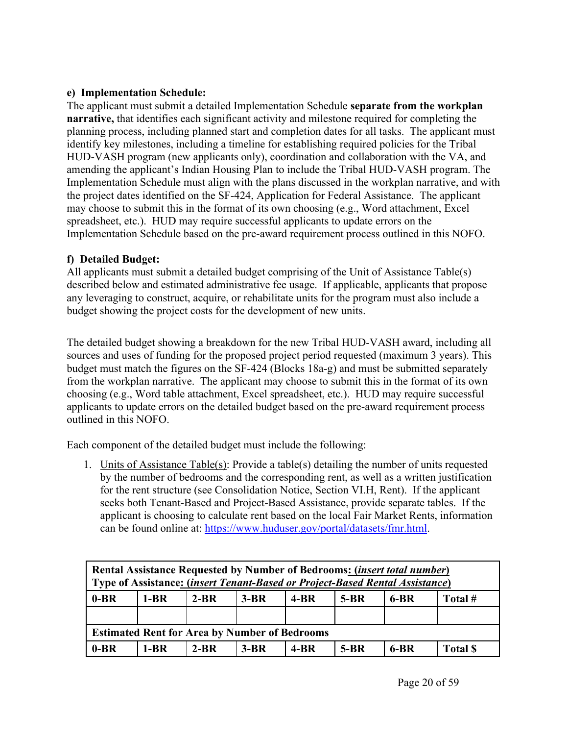**e) Implementation Schedule:**

The applicant must submit a detailed Implementation Schedule **separate from the workplan narrative,** that identifies each significant activity and milestone required for completing the planning process, including planned start and completion dates for all tasks. The applicant must identify key milestones, including a timeline for establishing required policies for the Tribal HUD-VASH program (new applicants only), coordination and collaboration with the VA, and amending the applicant's Indian Housing Plan to include the Tribal HUD-VASH program. The Implementation Schedule must align with the plans discussed in the workplan narrative, and with the project dates identified on the SF-424, Application for Federal Assistance. The applicant may choose to submit this in the format of its own choosing (e.g., Word attachment, Excel spreadsheet, etc.). HUD may require successful applicants to update errors on the Implementation Schedule based on the pre-award requirement process outlined in this NOFO.

**f) Detailed Budget:**

All applicants must submit a detailed budget comprising of the Unit of Assistance Table(s) described below and estimated administrative fee usage. If applicable, applicants that propose any leveraging to construct, acquire, or rehabilitate units for the program must also include a budget showing the project costs for the development of new units.

The detailed budget showing a breakdown for the new Tribal HUD-VASH award, including all sources and uses of funding for the proposed project period requested (maximum 3 years). This budget must match the figures on the SF-424 (Blocks 18a-g) and must be submitted separately from the workplan narrative. The applicant may choose to submit this in the format of its own choosing (e.g., Word table attachment, Excel spreadsheet, etc.). HUD may require successful applicants to update errors on the detailed budget based on the pre-award requirement process outlined in this NOFO.

Each component of the detailed budget must include the following:

1. Units of Assistance Table(s): Provide a table(s) detailing the number of units requested by the number of bedrooms and the corresponding rent, as well as a written justification for the rent structure (see Consolidation Notice, Section VI.H, Rent). If the applicant seeks both Tenant-Based and Project-Based Assistance, provide separate tables. If the applicant is choosing to calculate rent based on the local Fair Market Rents, information can be found online at: https://www.huduser.gov/portal/datasets/fmr.html.

| **Rental Assistance Requested by Number of Bedrooms: (*insert total number*)**<br>**Type of Assistance: (*insert Tenant-Based or Project-Based Rental Assistance*)** | | | | | | | |
|---|---|---|---|---|---|---|---|
| **0-BR** | **1-BR** | **2-BR** | **3-BR** | **4-BR** | **5-BR** | **6-BR** | **Total #** |
| | | | | | | | |
| **Estimated Rent for Area by Number of Bedrooms** | | | | | | | |
| **0-BR** | **1-BR** | **2-BR** | **3-BR** | **4-BR** | **5-BR** | **6-BR** | **Total $** |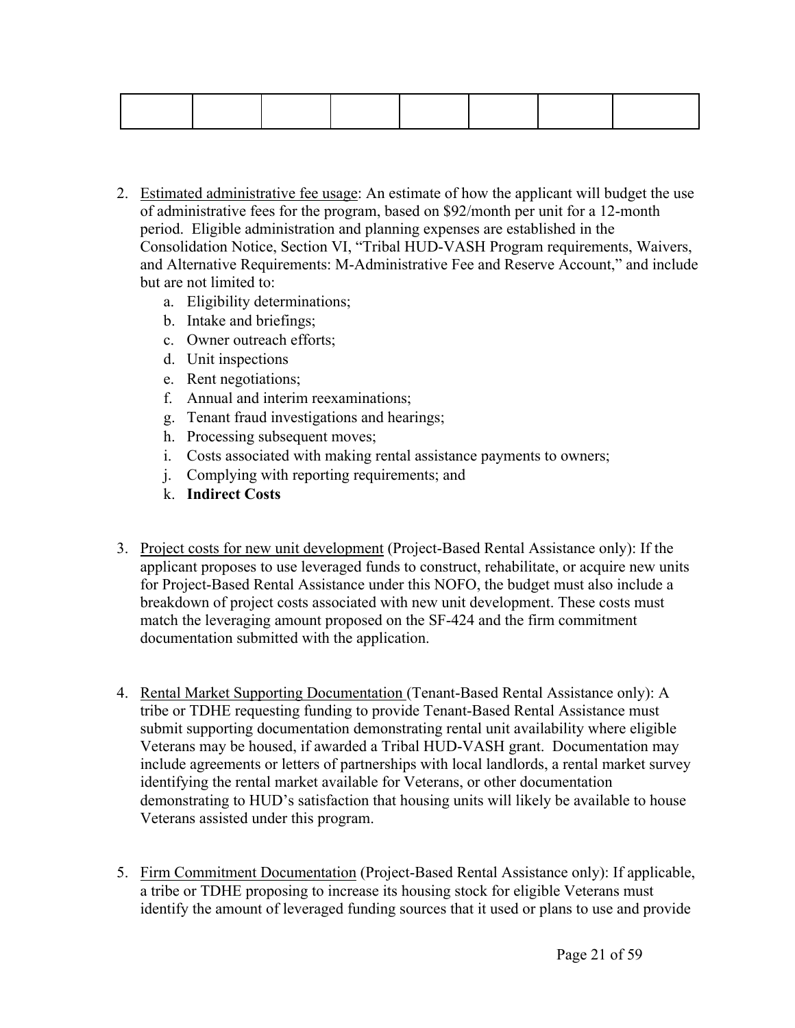| | | | | | | | |
|---|---|---|---|---|---|---|---|
| | | | | | | | |

2. Estimated administrative fee usage: An estimate of how the applicant will budget the use of administrative fees for the program, based on $92/month per unit for a 12-month period. Eligible administration and planning expenses are established in the Consolidation Notice, Section VI, "Tribal HUD-VASH Program requirements, Waivers, and Alternative Requirements: M-Administrative Fee and Reserve Account," and include but are not limited to:
    a. Eligibility determinations;
    b. Intake and briefings;
    c. Owner outreach efforts;
    d. Unit inspections
    e. Rent negotiations;
    f. Annual and interim reexaminations;
    g. Tenant fraud investigations and hearings;
    h. Processing subsequent moves;
    i. Costs associated with making rental assistance payments to owners;
    j. Complying with reporting requirements; and
    k. **Indirect Costs**

3. Project costs for new unit development (Project-Based Rental Assistance only): If the applicant proposes to use leveraged funds to construct, rehabilitate, or acquire new units for Project-Based Rental Assistance under this NOFO, the budget must also include a breakdown of project costs associated with new unit development. These costs must match the leveraging amount proposed on the SF-424 and the firm commitment documentation submitted with the application.

4. Rental Market Supporting Documentation (Tenant-Based Rental Assistance only): A tribe or TDHE requesting funding to provide Tenant-Based Rental Assistance must submit supporting documentation demonstrating rental unit availability where eligible Veterans may be housed, if awarded a Tribal HUD-VASH grant. Documentation may include agreements or letters of partnerships with local landlords, a rental market survey identifying the rental market available for Veterans, or other documentation demonstrating to HUD's satisfaction that housing units will likely be available to house Veterans assisted under this program.

5. Firm Commitment Documentation (Project-Based Rental Assistance only): If applicable, a tribe or TDHE proposing to increase its housing stock for eligible Veterans must identify the amount of leveraged funding sources that it used or plans to use and provide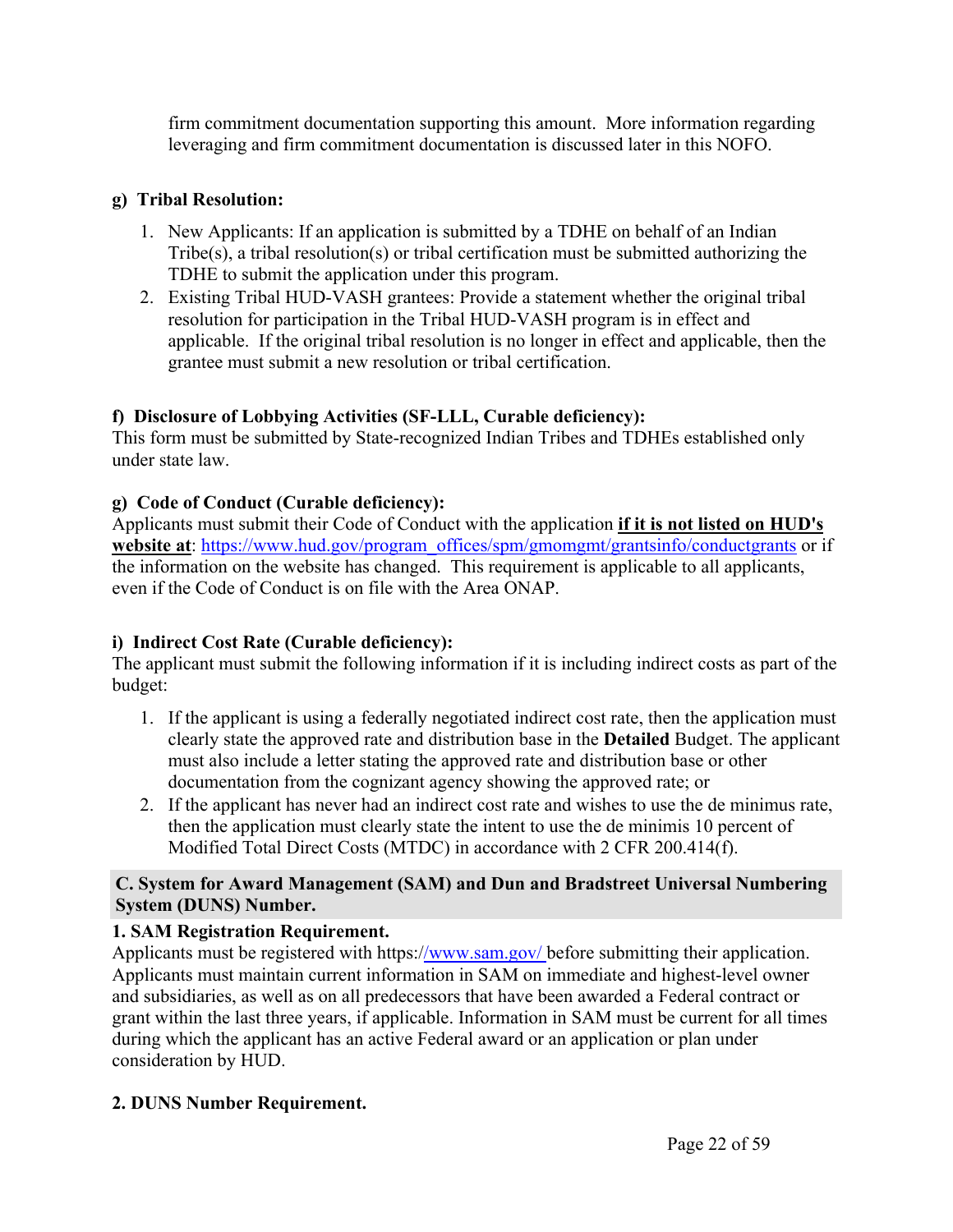firm commitment documentation supporting this amount. More information regarding leveraging and firm commitment documentation is discussed later in this NOFO.

**g) Tribal Resolution:**

1. New Applicants: If an application is submitted by a TDHE on behalf of an Indian Tribe(s), a tribal resolution(s) or tribal certification must be submitted authorizing the TDHE to submit the application under this program.
2. Existing Tribal HUD-VASH grantees: Provide a statement whether the original tribal resolution for participation in the Tribal HUD-VASH program is in effect and applicable. If the original tribal resolution is no longer in effect and applicable, then the grantee must submit a new resolution or tribal certification.

**f) Disclosure of Lobbying Activities (SF-LLL, Curable deficiency):**
This form must be submitted by State-recognized Indian Tribes and TDHEs established only under state law.

**g) Code of Conduct (Curable deficiency):**
Applicants must submit their Code of Conduct with the application **<u>if it is not listed on HUD's website at</u>**: [https://www.hud.gov/program_offices/spm/gmomgmt/grantsinfo/conductgrants](https://www.hud.gov/program_offices/spm/gmomgmt/grantsinfo/conductgrants) or if the information on the website has changed. This requirement is applicable to all applicants, even if the Code of Conduct is on file with the Area ONAP.

**i) Indirect Cost Rate (Curable deficiency):**
The applicant must submit the following information if it is including indirect costs as part of the budget:

1. If the applicant is using a federally negotiated indirect cost rate, then the application must clearly state the approved rate and distribution base in the **Detailed** Budget. The applicant must also include a letter stating the approved rate and distribution base or other documentation from the cognizant agency showing the approved rate; or
2. If the applicant has never had an indirect cost rate and wishes to use the de minimus rate, then the application must clearly state the intent to use the de minimis 10 percent of Modified Total Direct Costs (MTDC) in accordance with 2 CFR 200.414(f).

## C. System for Award Management (SAM) and Dun and Bradstreet Universal Numbering System (DUNS) Number.

### 1. SAM Registration Requirement.

Applicants must be registered with https://www.sam.gov/ before submitting their application. Applicants must maintain current information in SAM on immediate and highest-level owner and subsidiaries, as well as on all predecessors that have been awarded a Federal contract or grant within the last three years, if applicable. Information in SAM must be current for all times during which the applicant has an active Federal award or an application or plan under consideration by HUD.

### 2. DUNS Number Requirement.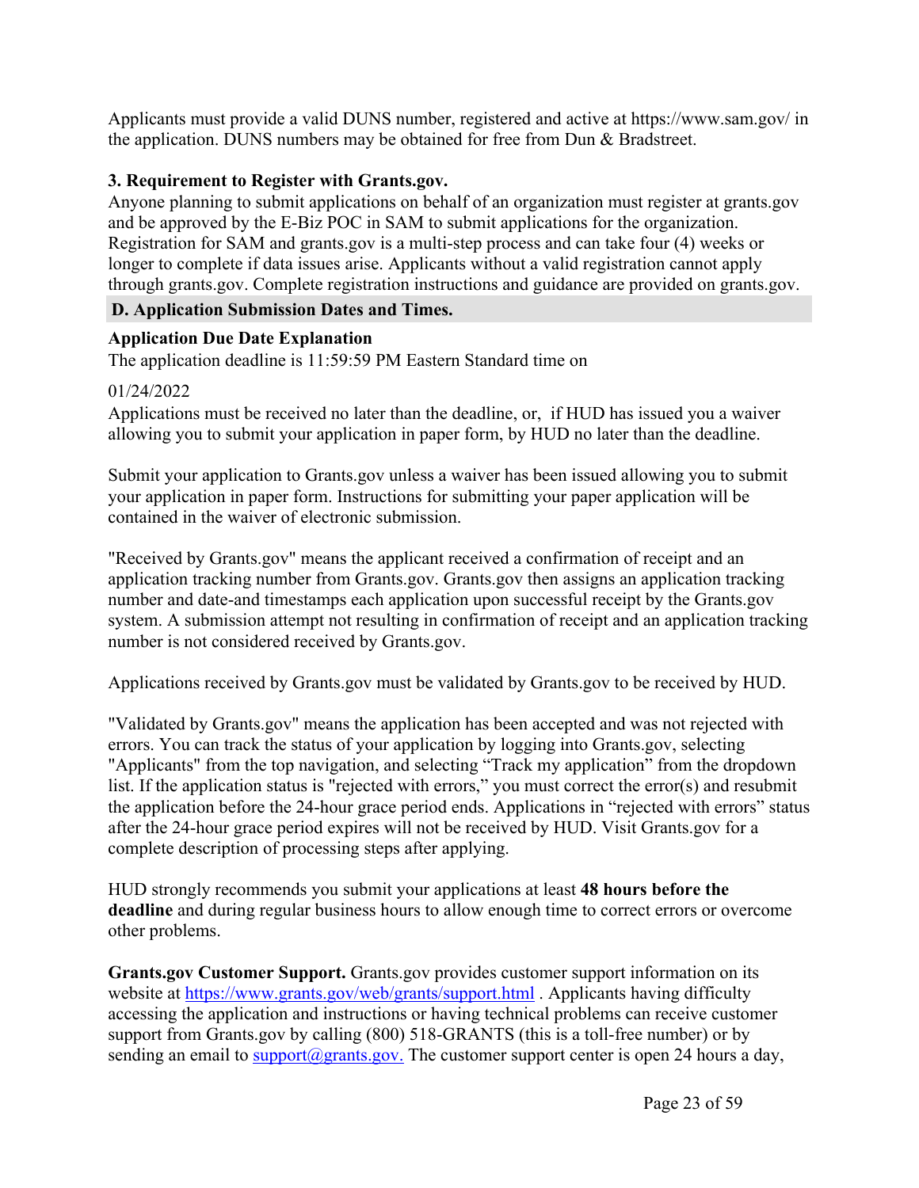Applicants must provide a valid DUNS number, registered and active at https://www.sam.gov/ in the application. DUNS numbers may be obtained for free from Dun & Bradstreet.

**3. Requirement to Register with Grants.gov.**

Anyone planning to submit applications on behalf of an organization must register at grants.gov and be approved by the E-Biz POC in SAM to submit applications for the organization. Registration for SAM and grants.gov is a multi-step process and can take four (4) weeks or longer to complete if data issues arise. Applicants without a valid registration cannot apply through grants.gov. Complete registration instructions and guidance are provided on grants.gov.

## D. Application Submission Dates and Times.

**Application Due Date Explanation**

The application deadline is 11:59:59 PM Eastern Standard time on

01/24/2022

Applications must be received no later than the deadline, or, if HUD has issued you a waiver allowing you to submit your application in paper form, by HUD no later than the deadline.

Submit your application to Grants.gov unless a waiver has been issued allowing you to submit your application in paper form. Instructions for submitting your paper application will be contained in the waiver of electronic submission.

"Received by Grants.gov" means the applicant received a confirmation of receipt and an application tracking number from Grants.gov. Grants.gov then assigns an application tracking number and date-and timestamps each application upon successful receipt by the Grants.gov system. A submission attempt not resulting in confirmation of receipt and an application tracking number is not considered received by Grants.gov.

Applications received by Grants.gov must be validated by Grants.gov to be received by HUD.

"Validated by Grants.gov" means the application has been accepted and was not rejected with errors. You can track the status of your application by logging into Grants.gov, selecting "Applicants" from the top navigation, and selecting "Track my application" from the dropdown list. If the application status is "rejected with errors," you must correct the error(s) and resubmit the application before the 24-hour grace period ends. Applications in "rejected with errors" status after the 24-hour grace period expires will not be received by HUD. Visit Grants.gov for a complete description of processing steps after applying.

HUD strongly recommends you submit your applications at least **48 hours before the deadline** and during regular business hours to allow enough time to correct errors or overcome other problems.

**Grants.gov Customer Support.** Grants.gov provides customer support information on its website at https://www.grants.gov/web/grants/support.html . Applicants having difficulty accessing the application and instructions or having technical problems can receive customer support from Grants.gov by calling (800) 518-GRANTS (this is a toll-free number) or by sending an email to support@grants.gov. The customer support center is open 24 hours a day,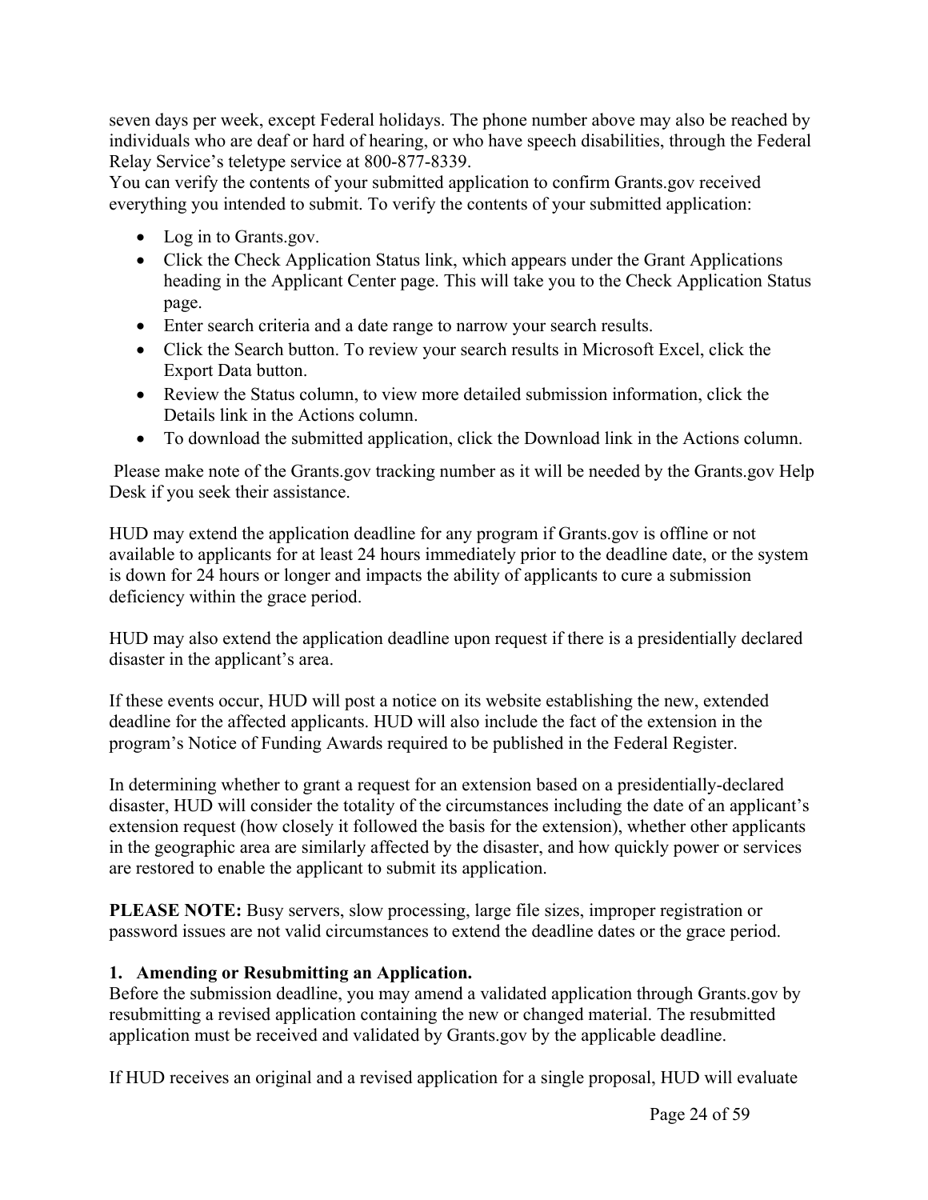seven days per week, except Federal holidays. The phone number above may also be reached by individuals who are deaf or hard of hearing, or who have speech disabilities, through the Federal Relay Service's teletype service at 800-877-8339.
You can verify the contents of your submitted application to confirm Grants.gov received everything you intended to submit. To verify the contents of your submitted application:

- Log in to Grants.gov.
- Click the Check Application Status link, which appears under the Grant Applications heading in the Applicant Center page. This will take you to the Check Application Status page.
- Enter search criteria and a date range to narrow your search results.
- Click the Search button. To review your search results in Microsoft Excel, click the Export Data button.
- Review the Status column, to view more detailed submission information, click the Details link in the Actions column.
- To download the submitted application, click the Download link in the Actions column.

Please make note of the Grants.gov tracking number as it will be needed by the Grants.gov Help Desk if you seek their assistance.

HUD may extend the application deadline for any program if Grants.gov is offline or not available to applicants for at least 24 hours immediately prior to the deadline date, or the system is down for 24 hours or longer and impacts the ability of applicants to cure a submission deficiency within the grace period.

HUD may also extend the application deadline upon request if there is a presidentially declared disaster in the applicant's area.

If these events occur, HUD will post a notice on its website establishing the new, extended deadline for the affected applicants. HUD will also include the fact of the extension in the program's Notice of Funding Awards required to be published in the Federal Register.

In determining whether to grant a request for an extension based on a presidentially-declared disaster, HUD will consider the totality of the circumstances including the date of an applicant's extension request (how closely it followed the basis for the extension), whether other applicants in the geographic area are similarly affected by the disaster, and how quickly power or services are restored to enable the applicant to submit its application.

**PLEASE NOTE:** Busy servers, slow processing, large file sizes, improper registration or password issues are not valid circumstances to extend the deadline dates or the grace period.

**1. Amending or Resubmitting an Application.**
Before the submission deadline, you may amend a validated application through Grants.gov by resubmitting a revised application containing the new or changed material. The resubmitted application must be received and validated by Grants.gov by the applicable deadline.

If HUD receives an original and a revised application for a single proposal, HUD will evaluate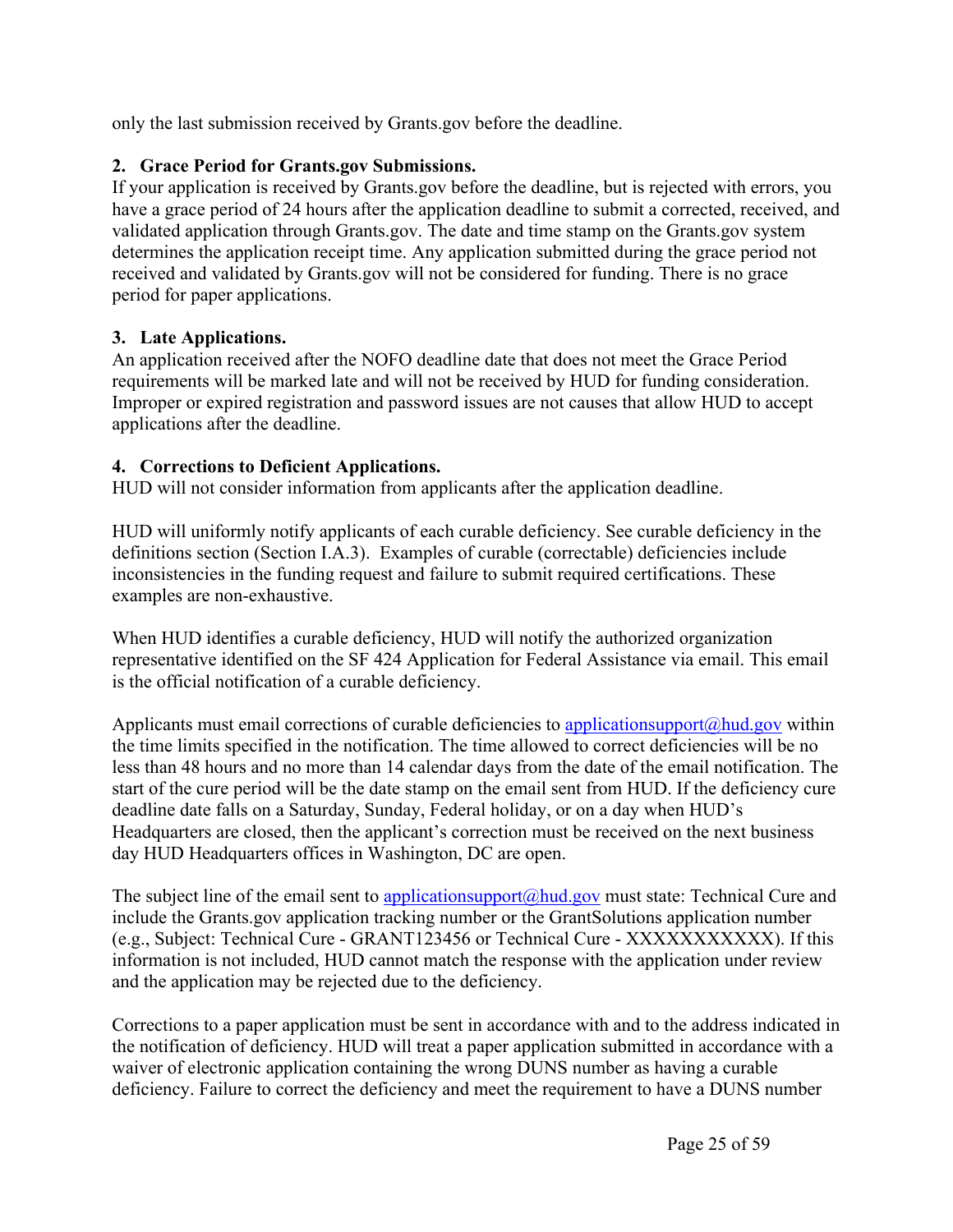only the last submission received by Grants.gov before the deadline.

**2. Grace Period for Grants.gov Submissions.**

If your application is received by Grants.gov before the deadline, but is rejected with errors, you have a grace period of 24 hours after the application deadline to submit a corrected, received, and validated application through Grants.gov. The date and time stamp on the Grants.gov system determines the application receipt time. Any application submitted during the grace period not received and validated by Grants.gov will not be considered for funding. There is no grace period for paper applications.

**3. Late Applications.**

An application received after the NOFO deadline date that does not meet the Grace Period requirements will be marked late and will not be received by HUD for funding consideration. Improper or expired registration and password issues are not causes that allow HUD to accept applications after the deadline.

**4. Corrections to Deficient Applications.**

HUD will not consider information from applicants after the application deadline.

HUD will uniformly notify applicants of each curable deficiency. See curable deficiency in the definitions section (Section I.A.3). Examples of curable (correctable) deficiencies include inconsistencies in the funding request and failure to submit required certifications. These examples are non-exhaustive.

When HUD identifies a curable deficiency, HUD will notify the authorized organization representative identified on the SF 424 Application for Federal Assistance via email. This email is the official notification of a curable deficiency.

Applicants must email corrections of curable deficiencies to applicationsupport@hud.gov within the time limits specified in the notification. The time allowed to correct deficiencies will be no less than 48 hours and no more than 14 calendar days from the date of the email notification. The start of the cure period will be the date stamp on the email sent from HUD. If the deficiency cure deadline date falls on a Saturday, Sunday, Federal holiday, or on a day when HUD's Headquarters are closed, then the applicant's correction must be received on the next business day HUD Headquarters offices in Washington, DC are open.

The subject line of the email sent to applicationsupport@hud.gov must state: Technical Cure and include the Grants.gov application tracking number or the GrantSolutions application number (e.g., Subject: Technical Cure - GRANT123456 or Technical Cure - XXXXXXXXXXX). If this information is not included, HUD cannot match the response with the application under review and the application may be rejected due to the deficiency.

Corrections to a paper application must be sent in accordance with and to the address indicated in the notification of deficiency. HUD will treat a paper application submitted in accordance with a waiver of electronic application containing the wrong DUNS number as having a curable deficiency. Failure to correct the deficiency and meet the requirement to have a DUNS number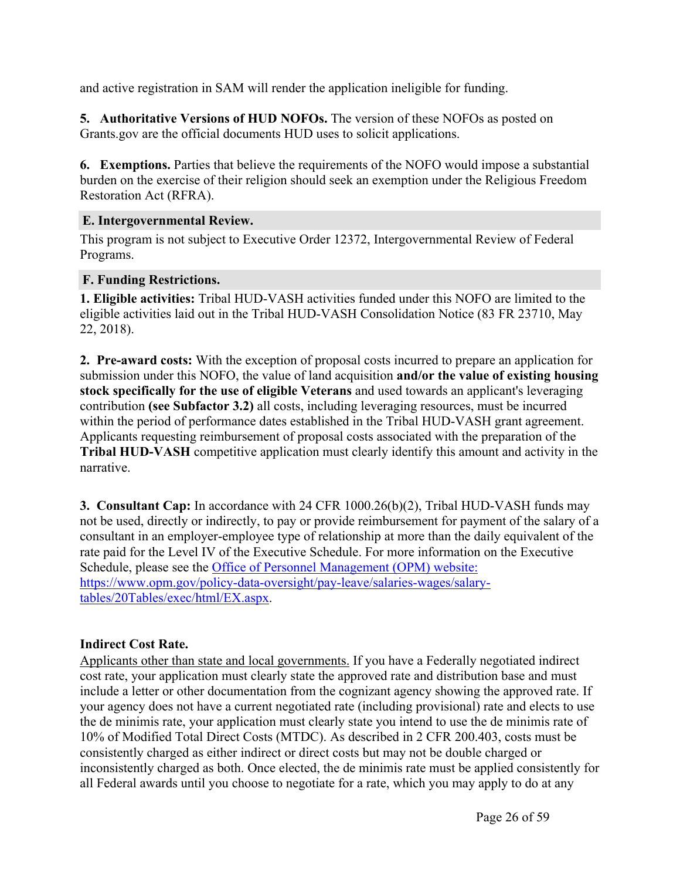and active registration in SAM will render the application ineligible for funding.

**5. Authoritative Versions of HUD NOFOs.** The version of these NOFOs as posted on Grants.gov are the official documents HUD uses to solicit applications.

**6. Exemptions.** Parties that believe the requirements of the NOFO would impose a substantial burden on the exercise of their religion should seek an exemption under the Religious Freedom Restoration Act (RFRA).

### E. Intergovernmental Review.

This program is not subject to Executive Order 12372, Intergovernmental Review of Federal Programs.

### F. Funding Restrictions.

**1. Eligible activities:** Tribal HUD-VASH activities funded under this NOFO are limited to the eligible activities laid out in the Tribal HUD-VASH Consolidation Notice (83 FR 23710, May 22, 2018).

**2. Pre-award costs:** With the exception of proposal costs incurred to prepare an application for submission under this NOFO, the value of land acquisition **and/or the value of existing housing stock specifically for the use of eligible Veterans** and used towards an applicant's leveraging contribution **(see Subfactor 3.2)** all costs, including leveraging resources, must be incurred within the period of performance dates established in the Tribal HUD-VASH grant agreement. Applicants requesting reimbursement of proposal costs associated with the preparation of the **Tribal HUD-VASH** competitive application must clearly identify this amount and activity in the narrative.

**3. Consultant Cap:** In accordance with 24 CFR 1000.26(b)(2), Tribal HUD-VASH funds may not be used, directly or indirectly, to pay or provide reimbursement for payment of the salary of a consultant in an employer-employee type of relationship at more than the daily equivalent of the rate paid for the Level IV of the Executive Schedule. For more information on the Executive Schedule, please see the [Office of Personnel Management (OPM) website: https://www.opm.gov/policy-data-oversight/pay-leave/salaries-wages/salary-tables/20Tables/exec/html/EX.aspx](https://www.opm.gov/policy-data-oversight/pay-leave/salaries-wages/salary-tables/20Tables/exec/html/EX.aspx).

**Indirect Cost Rate.**

Applicants other than state and local governments. If you have a Federally negotiated indirect cost rate, your application must clearly state the approved rate and distribution base and must include a letter or other documentation from the cognizant agency showing the approved rate. If your agency does not have a current negotiated rate (including provisional) rate and elects to use the de minimis rate, your application must clearly state you intend to use the de minimis rate of 10% of Modified Total Direct Costs (MTDC). As described in 2 CFR 200.403, costs must be consistently charged as either indirect or direct costs but may not be double charged or inconsistently charged as both. Once elected, the de minimis rate must be applied consistently for all Federal awards until you choose to negotiate for a rate, which you may apply to do at any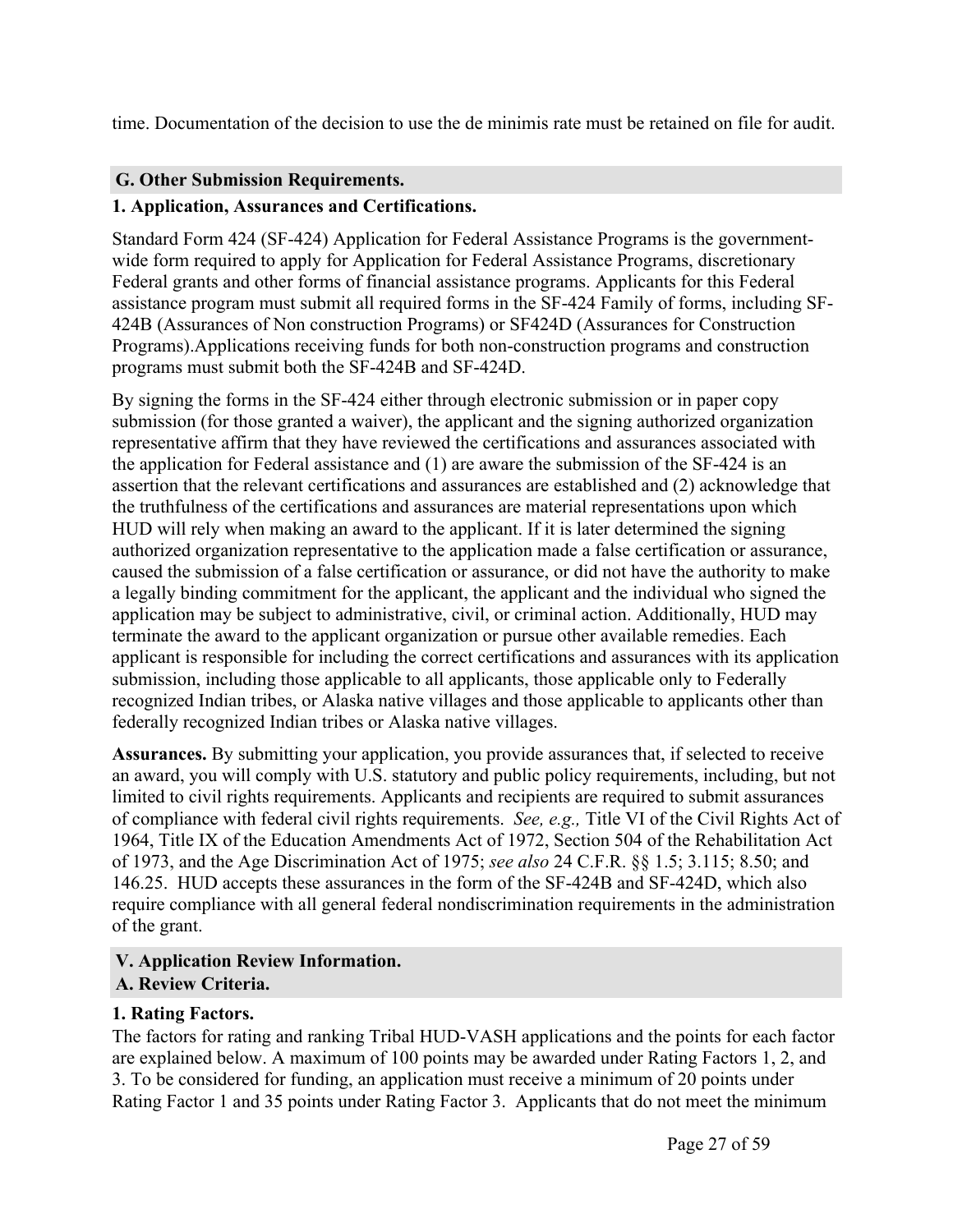time. Documentation of the decision to use the de minimis rate must be retained on file for audit.

## G. Other Submission Requirements.

### 1. Application, Assurances and Certifications.

Standard Form 424 (SF-424) Application for Federal Assistance Programs is the government-wide form required to apply for Application for Federal Assistance Programs, discretionary Federal grants and other forms of financial assistance programs. Applicants for this Federal assistance program must submit all required forms in the SF-424 Family of forms, including SF-424B (Assurances of Non construction Programs) or SF424D (Assurances for Construction Programs).Applications receiving funds for both non-construction programs and construction programs must submit both the SF-424B and SF-424D.

By signing the forms in the SF-424 either through electronic submission or in paper copy submission (for those granted a waiver), the applicant and the signing authorized organization representative affirm that they have reviewed the certifications and assurances associated with the application for Federal assistance and (1) are aware the submission of the SF-424 is an assertion that the relevant certifications and assurances are established and (2) acknowledge that the truthfulness of the certifications and assurances are material representations upon which HUD will rely when making an award to the applicant. If it is later determined the signing authorized organization representative to the application made a false certification or assurance, caused the submission of a false certification or assurance, or did not have the authority to make a legally binding commitment for the applicant, the applicant and the individual who signed the application may be subject to administrative, civil, or criminal action. Additionally, HUD may terminate the award to the applicant organization or pursue other available remedies. Each applicant is responsible for including the correct certifications and assurances with its application submission, including those applicable to all applicants, those applicable only to Federally recognized Indian tribes, or Alaska native villages and those applicable to applicants other than federally recognized Indian tribes or Alaska native villages.

**Assurances.** By submitting your application, you provide assurances that, if selected to receive an award, you will comply with U.S. statutory and public policy requirements, including, but not limited to civil rights requirements. Applicants and recipients are required to submit assurances of compliance with federal civil rights requirements. *See, e.g.,* Title VI of the Civil Rights Act of 1964, Title IX of the Education Amendments Act of 1972, Section 504 of the Rehabilitation Act of 1973, and the Age Discrimination Act of 1975; *see also* 24 C.F.R. §§ 1.5; 3.115; 8.50; and 146.25. HUD accepts these assurances in the form of the SF-424B and SF-424D, which also require compliance with all general federal nondiscrimination requirements in the administration of the grant.

# V. Application Review Information.

## A. Review Criteria.

### 1. Rating Factors.

The factors for rating and ranking Tribal HUD-VASH applications and the points for each factor are explained below. A maximum of 100 points may be awarded under Rating Factors 1, 2, and 3. To be considered for funding, an application must receive a minimum of 20 points under Rating Factor 1 and 35 points under Rating Factor 3. Applicants that do not meet the minimum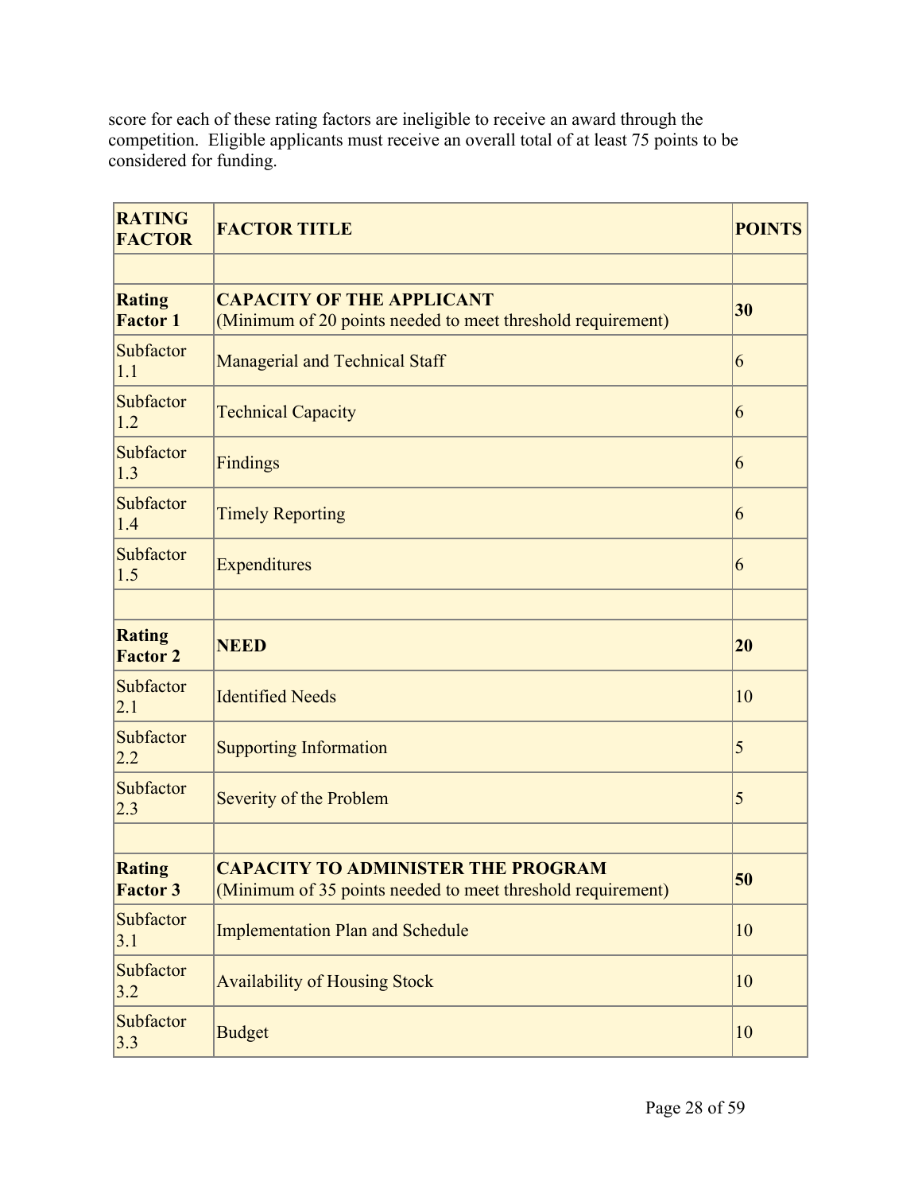score for each of these rating factors are ineligible to receive an award through the competition. Eligible applicants must receive an overall total of at least 75 points to be considered for funding.

| RATING FACTOR | FACTOR TITLE | POINTS |
|---|---|---|
| | | |
| **Rating Factor 1** | **CAPACITY OF THE APPLICANT** (Minimum of 20 points needed to meet threshold requirement) | **30** |
| Subfactor 1.1 | Managerial and Technical Staff | 6 |
| Subfactor 1.2 | Technical Capacity | 6 |
| Subfactor 1.3 | Findings | 6 |
| Subfactor 1.4 | Timely Reporting | 6 |
| Subfactor 1.5 | Expenditures | 6 |
| | | |
| **Rating Factor 2** | **NEED** | **20** |
| Subfactor 2.1 | Identified Needs | 10 |
| Subfactor 2.2 | Supporting Information | 5 |
| Subfactor 2.3 | Severity of the Problem | 5 |
| | | |
| **Rating Factor 3** | **CAPACITY TO ADMINISTER THE PROGRAM** (Minimum of 35 points needed to meet threshold requirement) | **50** |
| Subfactor 3.1 | Implementation Plan and Schedule | 10 |
| Subfactor 3.2 | Availability of Housing Stock | 10 |
| Subfactor 3.3 | Budget | 10 |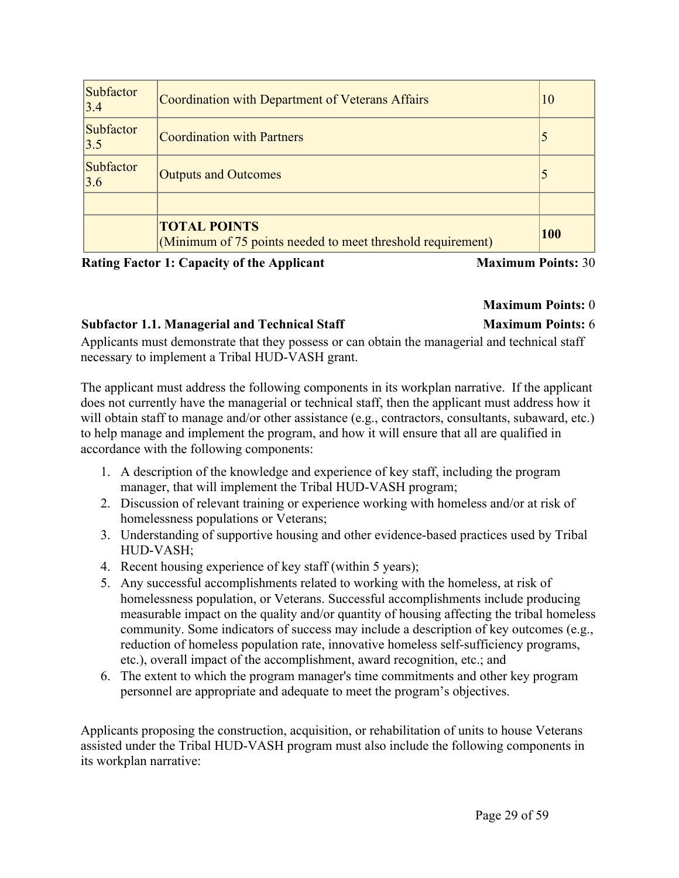| Subfactor 3.4 | Coordination with Department of Veterans Affairs | 10 |
|---|---|---|
| Subfactor 3.5 | Coordination with Partners | 5 |
| Subfactor 3.6 | Outputs and Outcomes | 5 |
| | | |
| | **TOTAL POINTS** (Minimum of 75 points needed to meet threshold requirement) | **100** |

**Rating Factor 1: Capacity of the Applicant** **Maximum Points:** 30

**Maximum Points:** 0

**Subfactor 1.1. Managerial and Technical Staff** **Maximum Points:** 6

Applicants must demonstrate that they possess or can obtain the managerial and technical staff necessary to implement a Tribal HUD-VASH grant.

The applicant must address the following components in its workplan narrative. If the applicant does not currently have the managerial or technical staff, then the applicant must address how it will obtain staff to manage and/or other assistance (e.g., contractors, consultants, subaward, etc.) to help manage and implement the program, and how it will ensure that all are qualified in accordance with the following components:

1. A description of the knowledge and experience of key staff, including the program manager, that will implement the Tribal HUD-VASH program;
2. Discussion of relevant training or experience working with homeless and/or at risk of homelessness populations or Veterans;
3. Understanding of supportive housing and other evidence-based practices used by Tribal HUD-VASH;
4. Recent housing experience of key staff (within 5 years);
5. Any successful accomplishments related to working with the homeless, at risk of homelessness population, or Veterans. Successful accomplishments include producing measurable impact on the quality and/or quantity of housing affecting the tribal homeless community. Some indicators of success may include a description of key outcomes (e.g., reduction of homeless population rate, innovative homeless self-sufficiency programs, etc.), overall impact of the accomplishment, award recognition, etc.; and
6. The extent to which the program manager's time commitments and other key program personnel are appropriate and adequate to meet the program's objectives.

Applicants proposing the construction, acquisition, or rehabilitation of units to house Veterans assisted under the Tribal HUD-VASH program must also include the following components in its workplan narrative: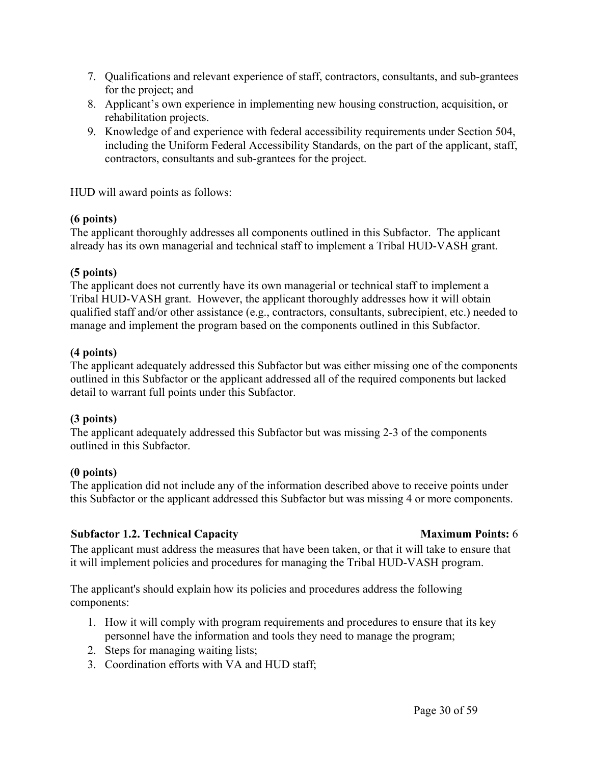7. Qualifications and relevant experience of staff, contractors, consultants, and sub-grantees for the project; and
8. Applicant's own experience in implementing new housing construction, acquisition, or rehabilitation projects.
9. Knowledge of and experience with federal accessibility requirements under Section 504, including the Uniform Federal Accessibility Standards, on the part of the applicant, staff, contractors, consultants and sub-grantees for the project.

HUD will award points as follows:

**(6 points)**
The applicant thoroughly addresses all components outlined in this Subfactor. The applicant already has its own managerial and technical staff to implement a Tribal HUD-VASH grant.

**(5 points)**
The applicant does not currently have its own managerial or technical staff to implement a Tribal HUD-VASH grant. However, the applicant thoroughly addresses how it will obtain qualified staff and/or other assistance (e.g., contractors, consultants, subrecipient, etc.) needed to manage and implement the program based on the components outlined in this Subfactor.

**(4 points)**
The applicant adequately addressed this Subfactor but was either missing one of the components outlined in this Subfactor or the applicant addressed all of the required components but lacked detail to warrant full points under this Subfactor.

**(3 points)**
The applicant adequately addressed this Subfactor but was missing 2-3 of the components outlined in this Subfactor.

**(0 points)**
The application did not include any of the information described above to receive points under this Subfactor or the applicant addressed this Subfactor but was missing 4 or more components.

**Subfactor 1.2. Technical Capacity** **Maximum Points:** 6

The applicant must address the measures that have been taken, or that it will take to ensure that it will implement policies and procedures for managing the Tribal HUD-VASH program.

The applicant's should explain how its policies and procedures address the following components:

1. How it will comply with program requirements and procedures to ensure that its key personnel have the information and tools they need to manage the program;
2. Steps for managing waiting lists;
3. Coordination efforts with VA and HUD staff;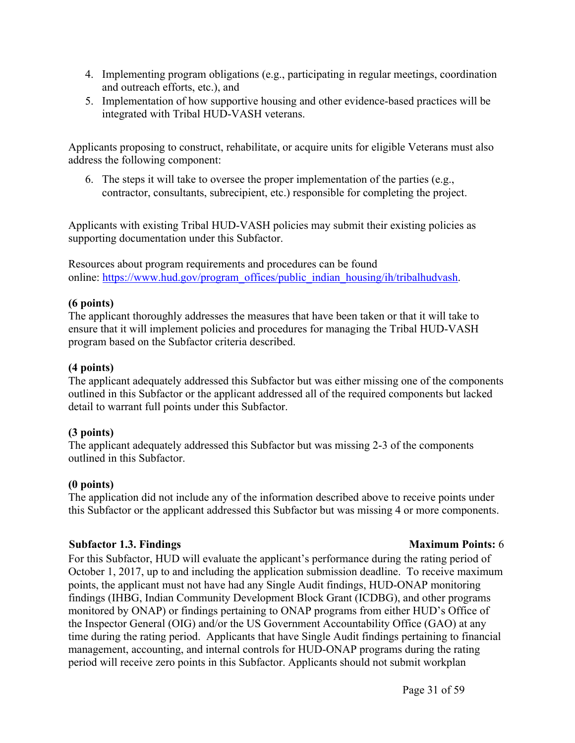4. Implementing program obligations (e.g., participating in regular meetings, coordination and outreach efforts, etc.), and
5. Implementation of how supportive housing and other evidence-based practices will be integrated with Tribal HUD-VASH veterans.

Applicants proposing to construct, rehabilitate, or acquire units for eligible Veterans must also address the following component:

6. The steps it will take to oversee the proper implementation of the parties (e.g., contractor, consultants, subrecipient, etc.) responsible for completing the project.

Applicants with existing Tribal HUD-VASH policies may submit their existing policies as supporting documentation under this Subfactor.

Resources about program requirements and procedures can be found online: [https://www.hud.gov/program_offices/public_indian_housing/ih/tribalhudvash](https://www.hud.gov/program_offices/public_indian_housing/ih/tribalhudvash).

**(6 points)**
The applicant thoroughly addresses the measures that have been taken or that it will take to ensure that it will implement policies and procedures for managing the Tribal HUD-VASH program based on the Subfactor criteria described.

**(4 points)**
The applicant adequately addressed this Subfactor but was either missing one of the components outlined in this Subfactor or the applicant addressed all of the required components but lacked detail to warrant full points under this Subfactor.

**(3 points)**
The applicant adequately addressed this Subfactor but was missing 2-3 of the components outlined in this Subfactor.

**(0 points)**
The application did not include any of the information described above to receive points under this Subfactor or the applicant addressed this Subfactor but was missing 4 or more components.

**Subfactor 1.3. Findings** **Maximum Points:** 6

For this Subfactor, HUD will evaluate the applicant's performance during the rating period of October 1, 2017, up to and including the application submission deadline. To receive maximum points, the applicant must not have had any Single Audit findings, HUD-ONAP monitoring findings (IHBG, Indian Community Development Block Grant (ICDBG), and other programs monitored by ONAP) or findings pertaining to ONAP programs from either HUD's Office of the Inspector General (OIG) and/or the US Government Accountability Office (GAO) at any time during the rating period. Applicants that have Single Audit findings pertaining to financial management, accounting, and internal controls for HUD-ONAP programs during the rating period will receive zero points in this Subfactor. Applicants should not submit workplan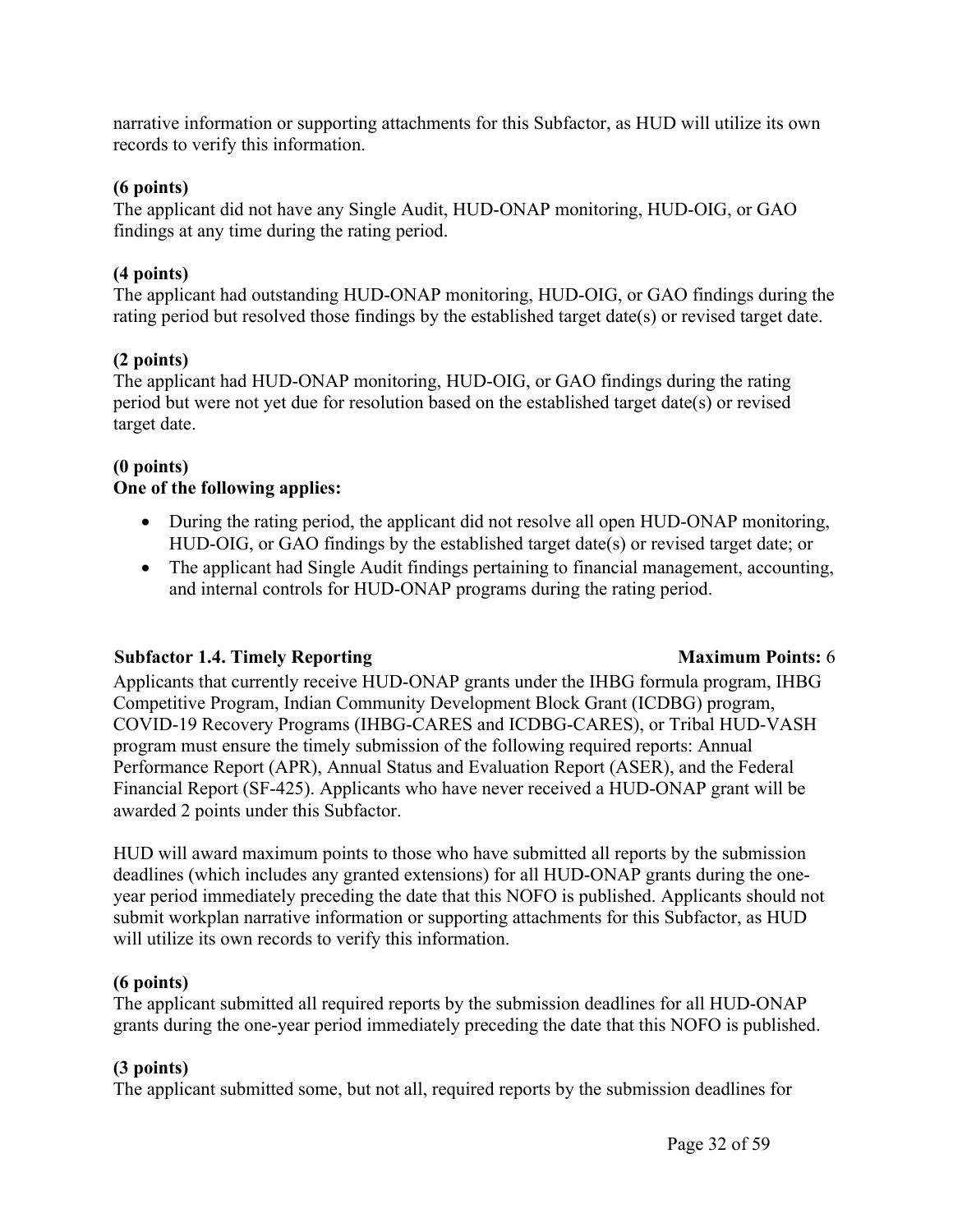narrative information or supporting attachments for this Subfactor, as HUD will utilize its own records to verify this information.

**(6 points)**
The applicant did not have any Single Audit, HUD-ONAP monitoring, HUD-OIG, or GAO findings at any time during the rating period.

**(4 points)**
The applicant had outstanding HUD-ONAP monitoring, HUD-OIG, or GAO findings during the rating period but resolved those findings by the established target date(s) or revised target date.

**(2 points)**
The applicant had HUD-ONAP monitoring, HUD-OIG, or GAO findings during the rating period but were not yet due for resolution based on the established target date(s) or revised target date.

**(0 points)**
**One of the following applies:**

- During the rating period, the applicant did not resolve all open HUD-ONAP monitoring, HUD-OIG, or GAO findings by the established target date(s) or revised target date; or
- The applicant had Single Audit findings pertaining to financial management, accounting, and internal controls for HUD-ONAP programs during the rating period.

**Subfactor 1.4. Timely Reporting** **Maximum Points:** 6

Applicants that currently receive HUD-ONAP grants under the IHBG formula program, IHBG Competitive Program, Indian Community Development Block Grant (ICDBG) program, COVID-19 Recovery Programs (IHBG-CARES and ICDBG-CARES), or Tribal HUD-VASH program must ensure the timely submission of the following required reports: Annual Performance Report (APR), Annual Status and Evaluation Report (ASER), and the Federal Financial Report (SF-425). Applicants who have never received a HUD-ONAP grant will be awarded 2 points under this Subfactor.

HUD will award maximum points to those who have submitted all reports by the submission deadlines (which includes any granted extensions) for all HUD-ONAP grants during the one-year period immediately preceding the date that this NOFO is published. Applicants should not submit workplan narrative information or supporting attachments for this Subfactor, as HUD will utilize its own records to verify this information.

**(6 points)**
The applicant submitted all required reports by the submission deadlines for all HUD-ONAP grants during the one-year period immediately preceding the date that this NOFO is published.

**(3 points)**
The applicant submitted some, but not all, required reports by the submission deadlines for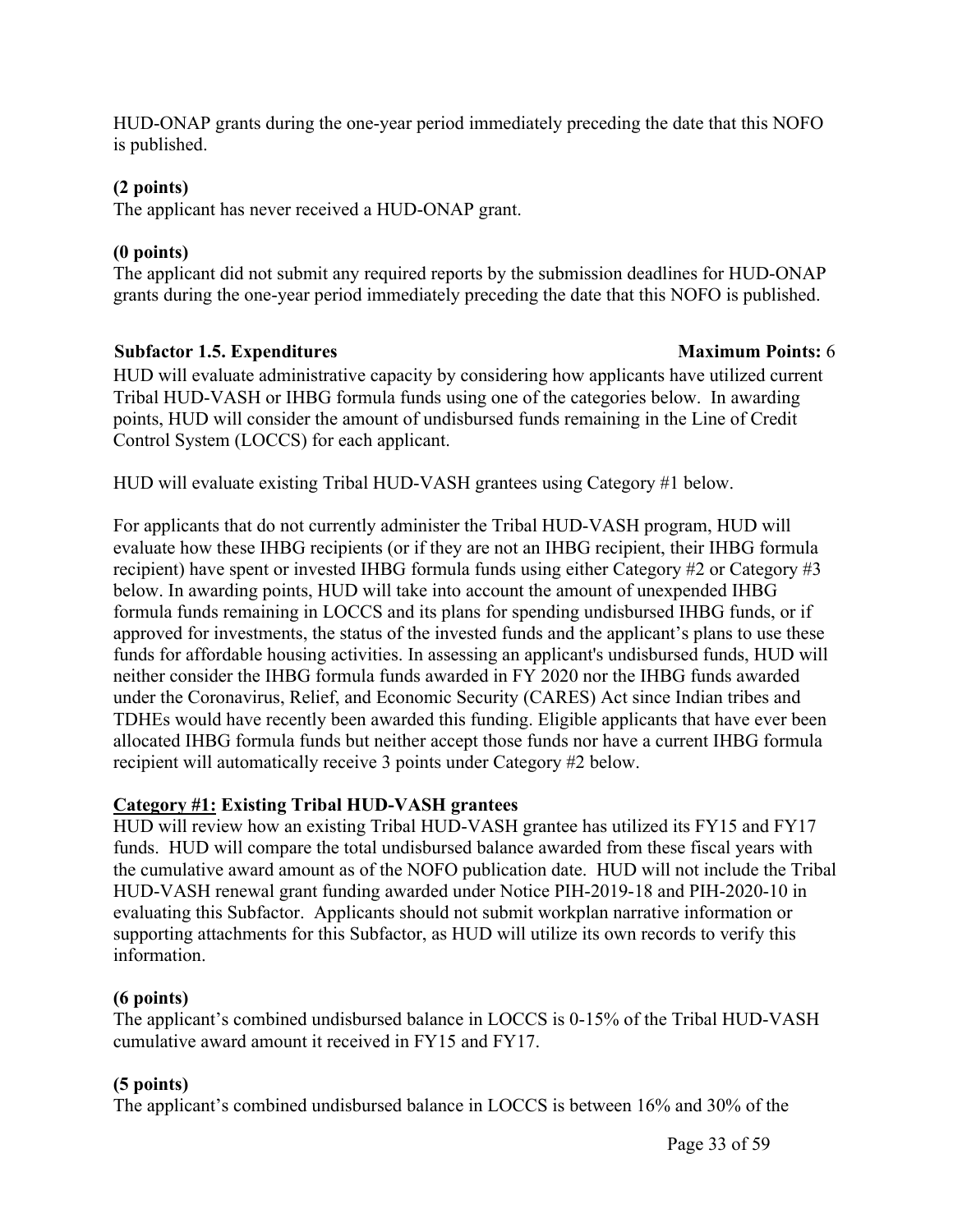HUD-ONAP grants during the one-year period immediately preceding the date that this NOFO is published.

**(2 points)**
The applicant has never received a HUD-ONAP grant.

**(0 points)**
The applicant did not submit any required reports by the submission deadlines for HUD-ONAP grants during the one-year period immediately preceding the date that this NOFO is published.

**Subfactor 1.5. Expenditures** **Maximum Points:** 6

HUD will evaluate administrative capacity by considering how applicants have utilized current Tribal HUD-VASH or IHBG formula funds using one of the categories below. In awarding points, HUD will consider the amount of undisbursed funds remaining in the Line of Credit Control System (LOCCS) for each applicant.

HUD will evaluate existing Tribal HUD-VASH grantees using Category #1 below.

For applicants that do not currently administer the Tribal HUD-VASH program, HUD will evaluate how these IHBG recipients (or if they are not an IHBG recipient, their IHBG formula recipient) have spent or invested IHBG formula funds using either Category #2 or Category #3 below. In awarding points, HUD will take into account the amount of unexpended IHBG formula funds remaining in LOCCS and its plans for spending undisbursed IHBG funds, or if approved for investments, the status of the invested funds and the applicant's plans to use these funds for affordable housing activities. In assessing an applicant's undisbursed funds, HUD will neither consider the IHBG formula funds awarded in FY 2020 nor the IHBG funds awarded under the Coronavirus, Relief, and Economic Security (CARES) Act since Indian tribes and TDHEs would have recently been awarded this funding. Eligible applicants that have ever been allocated IHBG formula funds but neither accept those funds nor have a current IHBG formula recipient will automatically receive 3 points under Category #2 below.

**Category #1: Existing Tribal HUD-VASH grantees**
HUD will review how an existing Tribal HUD-VASH grantee has utilized its FY15 and FY17 funds. HUD will compare the total undisbursed balance awarded from these fiscal years with the cumulative award amount as of the NOFO publication date. HUD will not include the Tribal HUD-VASH renewal grant funding awarded under Notice PIH-2019-18 and PIH-2020-10 in evaluating this Subfactor. Applicants should not submit workplan narrative information or supporting attachments for this Subfactor, as HUD will utilize its own records to verify this information.

**(6 points)**
The applicant's combined undisbursed balance in LOCCS is 0-15% of the Tribal HUD-VASH cumulative award amount it received in FY15 and FY17.

**(5 points)**
The applicant's combined undisbursed balance in LOCCS is between 16% and 30% of the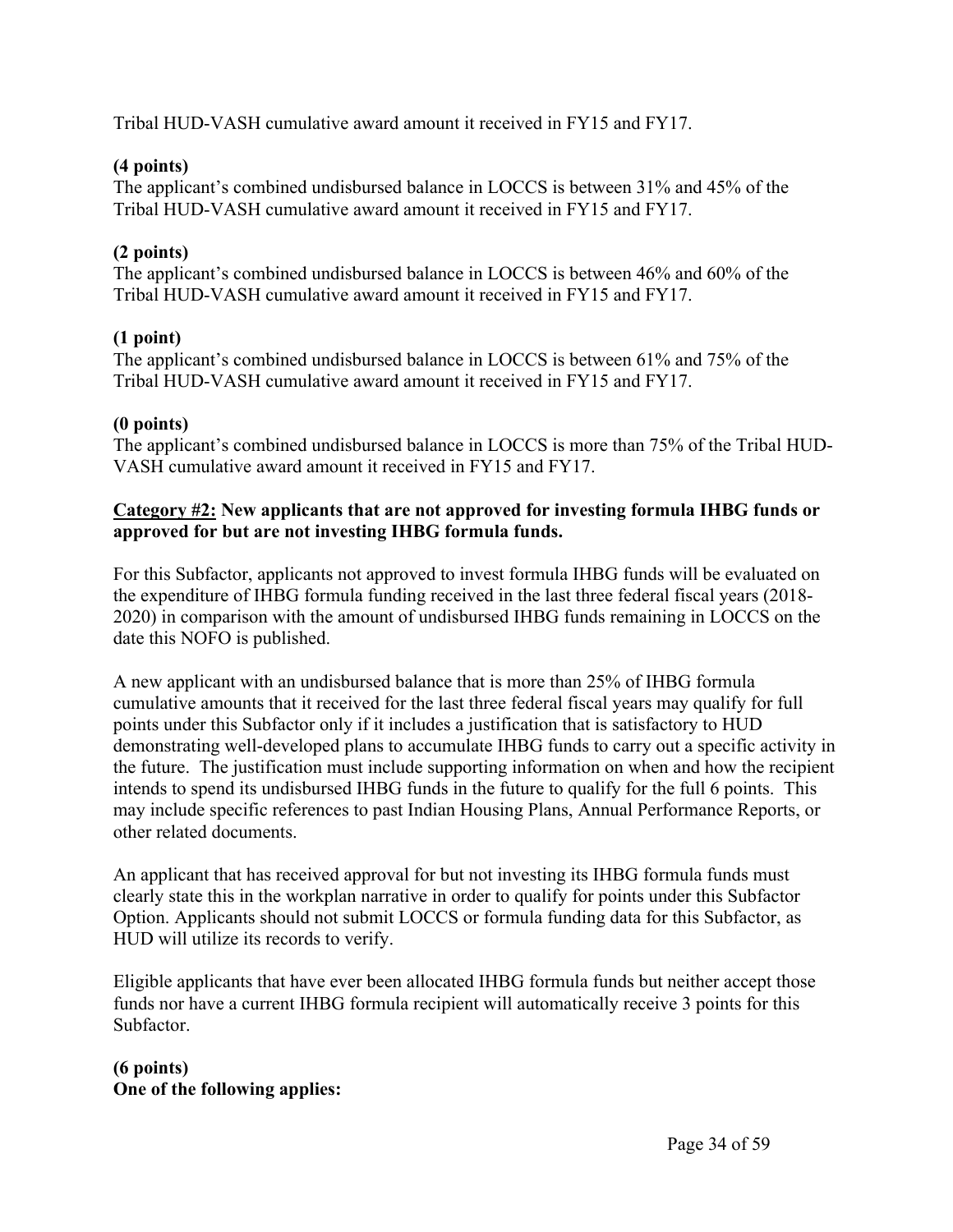Tribal HUD-VASH cumulative award amount it received in FY15 and FY17.

**(4 points)**
The applicant's combined undisbursed balance in LOCCS is between 31% and 45% of the Tribal HUD-VASH cumulative award amount it received in FY15 and FY17.

**(2 points)**
The applicant's combined undisbursed balance in LOCCS is between 46% and 60% of the Tribal HUD-VASH cumulative award amount it received in FY15 and FY17.

**(1 point)**
The applicant's combined undisbursed balance in LOCCS is between 61% and 75% of the Tribal HUD-VASH cumulative award amount it received in FY15 and FY17.

**(0 points)**
The applicant's combined undisbursed balance in LOCCS is more than 75% of the Tribal HUD-VASH cumulative award amount it received in FY15 and FY17.

**<u>Category #2:</u> New applicants that are not approved for investing formula IHBG funds or approved for but are not investing IHBG formula funds.**

For this Subfactor, applicants not approved to invest formula IHBG funds will be evaluated on the expenditure of IHBG formula funding received in the last three federal fiscal years (2018-2020) in comparison with the amount of undisbursed IHBG funds remaining in LOCCS on the date this NOFO is published.

A new applicant with an undisbursed balance that is more than 25% of IHBG formula cumulative amounts that it received for the last three federal fiscal years may qualify for full points under this Subfactor only if it includes a justification that is satisfactory to HUD demonstrating well-developed plans to accumulate IHBG funds to carry out a specific activity in the future. The justification must include supporting information on when and how the recipient intends to spend its undisbursed IHBG funds in the future to qualify for the full 6 points. This may include specific references to past Indian Housing Plans, Annual Performance Reports, or other related documents.

An applicant that has received approval for but not investing its IHBG formula funds must clearly state this in the workplan narrative in order to qualify for points under this Subfactor Option. Applicants should not submit LOCCS or formula funding data for this Subfactor, as HUD will utilize its records to verify.

Eligible applicants that have ever been allocated IHBG formula funds but neither accept those funds nor have a current IHBG formula recipient will automatically receive 3 points for this Subfactor.

**(6 points)**
**One of the following applies:**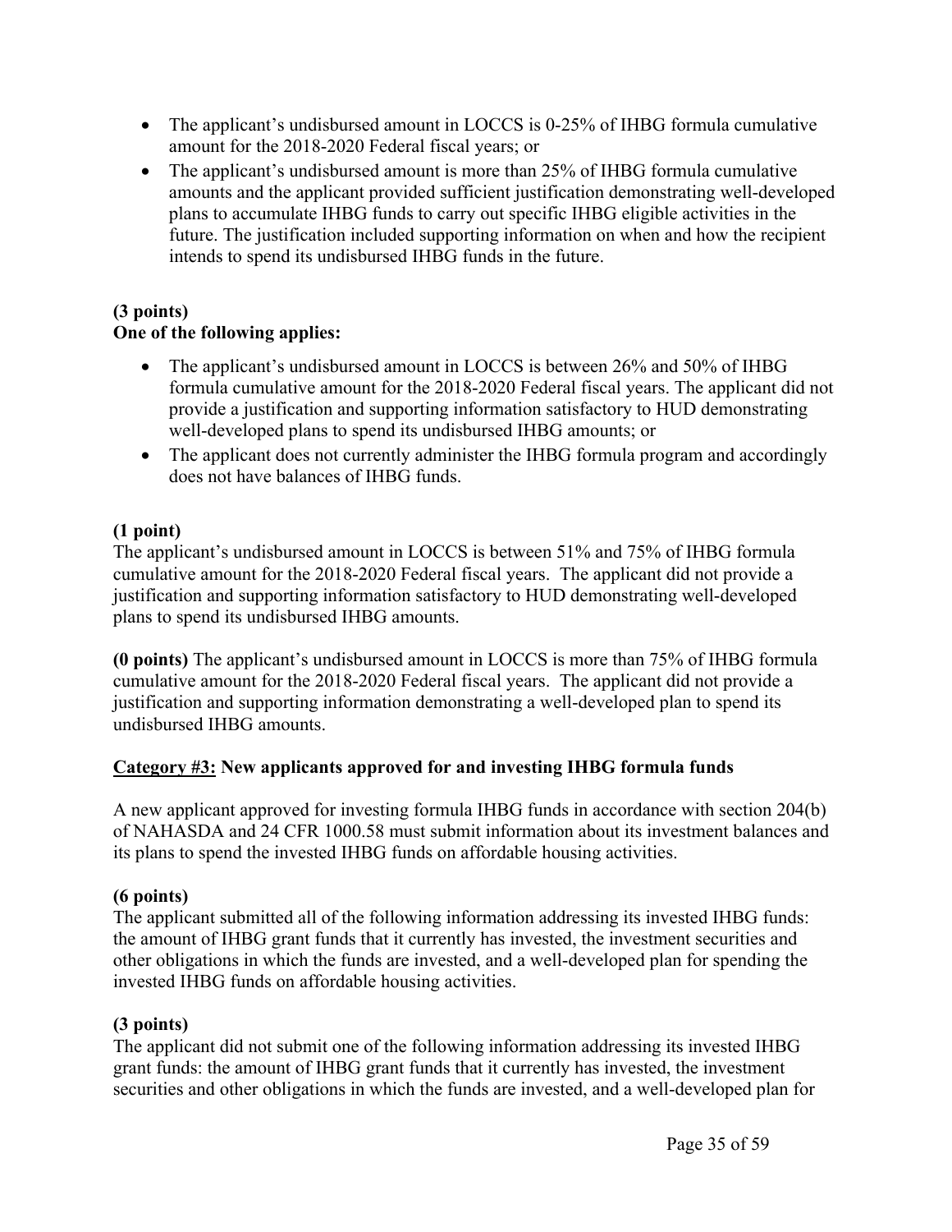- The applicant's undisbursed amount in LOCCS is 0-25% of IHBG formula cumulative amount for the 2018-2020 Federal fiscal years; or
- The applicant's undisbursed amount is more than 25% of IHBG formula cumulative amounts and the applicant provided sufficient justification demonstrating well-developed plans to accumulate IHBG funds to carry out specific IHBG eligible activities in the future. The justification included supporting information on when and how the recipient intends to spend its undisbursed IHBG funds in the future.

**(3 points)**
**One of the following applies:**

- The applicant's undisbursed amount in LOCCS is between 26% and 50% of IHBG formula cumulative amount for the 2018-2020 Federal fiscal years. The applicant did not provide a justification and supporting information satisfactory to HUD demonstrating well-developed plans to spend its undisbursed IHBG amounts; or
- The applicant does not currently administer the IHBG formula program and accordingly does not have balances of IHBG funds.

**(1 point)**
The applicant's undisbursed amount in LOCCS is between 51% and 75% of IHBG formula cumulative amount for the 2018-2020 Federal fiscal years. The applicant did not provide a justification and supporting information satisfactory to HUD demonstrating well-developed plans to spend its undisbursed IHBG amounts.

**(0 points)** The applicant's undisbursed amount in LOCCS is more than 75% of IHBG formula cumulative amount for the 2018-2020 Federal fiscal years. The applicant did not provide a justification and supporting information demonstrating a well-developed plan to spend its undisbursed IHBG amounts.

**<u>Category #3:</u> New applicants approved for and investing IHBG formula funds**

A new applicant approved for investing formula IHBG funds in accordance with section 204(b) of NAHASDA and 24 CFR 1000.58 must submit information about its investment balances and its plans to spend the invested IHBG funds on affordable housing activities.

**(6 points)**
The applicant submitted all of the following information addressing its invested IHBG funds: the amount of IHBG grant funds that it currently has invested, the investment securities and other obligations in which the funds are invested, and a well-developed plan for spending the invested IHBG funds on affordable housing activities.

**(3 points)**
The applicant did not submit one of the following information addressing its invested IHBG grant funds: the amount of IHBG grant funds that it currently has invested, the investment securities and other obligations in which the funds are invested, and a well-developed plan for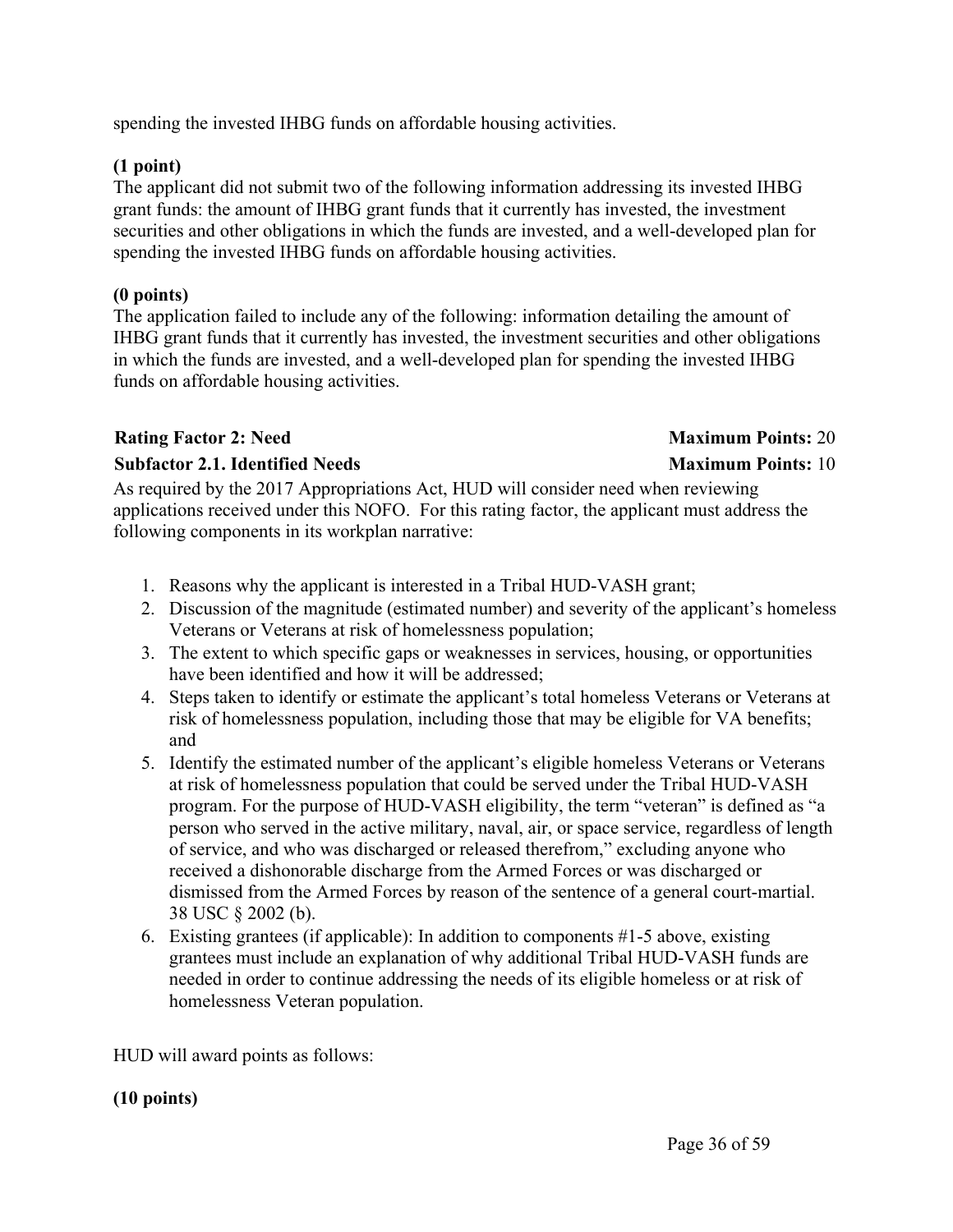spending the invested IHBG funds on affordable housing activities.

**(1 point)**
The applicant did not submit two of the following information addressing its invested IHBG grant funds: the amount of IHBG grant funds that it currently has invested, the investment securities and other obligations in which the funds are invested, and a well-developed plan for spending the invested IHBG funds on affordable housing activities.

**(0 points)**
The application failed to include any of the following: information detailing the amount of IHBG grant funds that it currently has invested, the investment securities and other obligations in which the funds are invested, and a well-developed plan for spending the invested IHBG funds on affordable housing activities.

**Rating Factor 2: Need** **Maximum Points:** 20

**Subfactor 2.1. Identified Needs** **Maximum Points:** 10

As required by the 2017 Appropriations Act, HUD will consider need when reviewing applications received under this NOFO. For this rating factor, the applicant must address the following components in its workplan narrative:

1. Reasons why the applicant is interested in a Tribal HUD-VASH grant;
2. Discussion of the magnitude (estimated number) and severity of the applicant's homeless Veterans or Veterans at risk of homelessness population;
3. The extent to which specific gaps or weaknesses in services, housing, or opportunities have been identified and how it will be addressed;
4. Steps taken to identify or estimate the applicant's total homeless Veterans or Veterans at risk of homelessness population, including those that may be eligible for VA benefits; and
5. Identify the estimated number of the applicant's eligible homeless Veterans or Veterans at risk of homelessness population that could be served under the Tribal HUD-VASH program. For the purpose of HUD-VASH eligibility, the term "veteran" is defined as "a person who served in the active military, naval, air, or space service, regardless of length of service, and who was discharged or released therefrom," excluding anyone who received a dishonorable discharge from the Armed Forces or was discharged or dismissed from the Armed Forces by reason of the sentence of a general court-martial. 38 USC § 2002 (b).
6. Existing grantees (if applicable): In addition to components #1-5 above, existing grantees must include an explanation of why additional Tribal HUD-VASH funds are needed in order to continue addressing the needs of its eligible homeless or at risk of homelessness Veteran population.

HUD will award points as follows:

**(10 points)**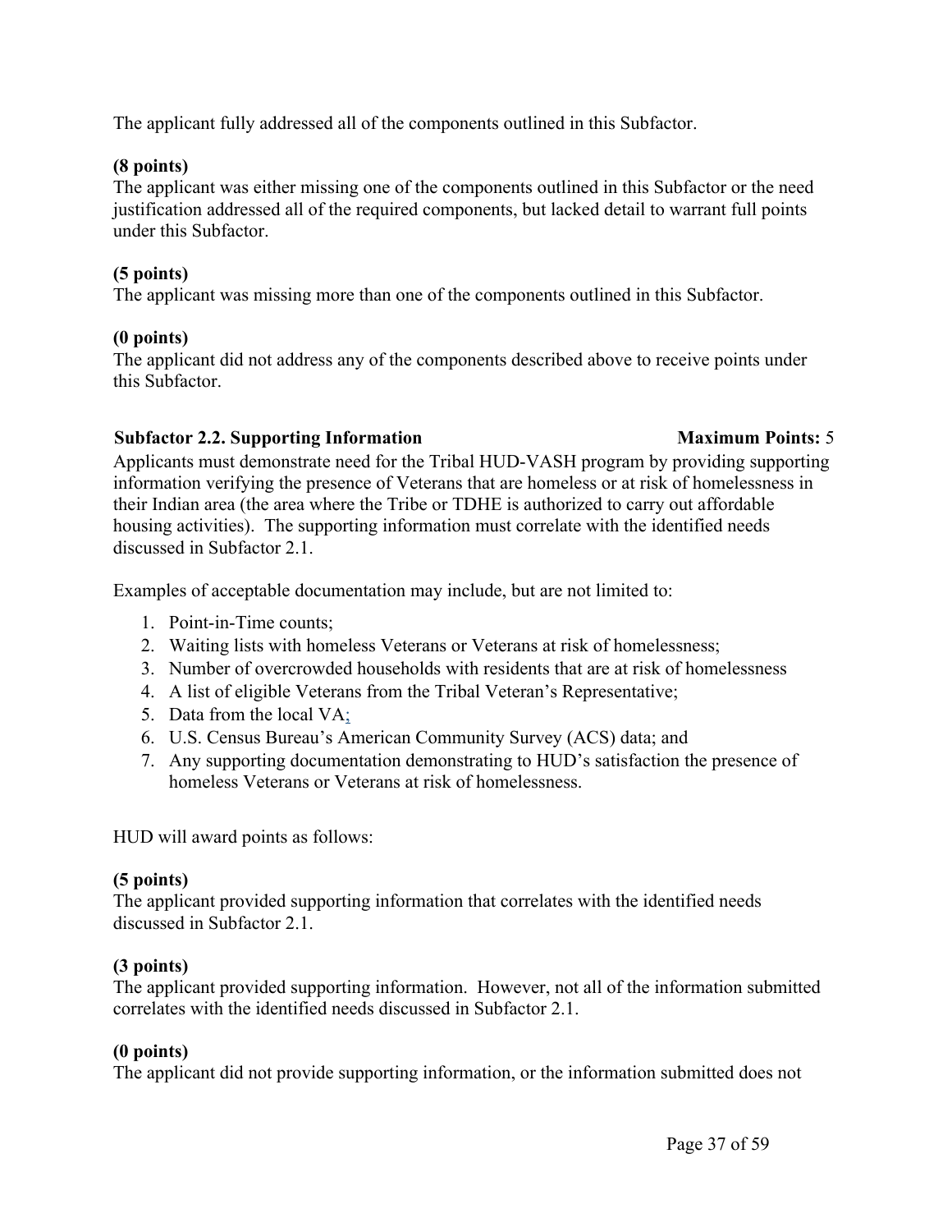The applicant fully addressed all of the components outlined in this Subfactor.

**(8 points)**
The applicant was either missing one of the components outlined in this Subfactor or the need justification addressed all of the required components, but lacked detail to warrant full points under this Subfactor.

**(5 points)**
The applicant was missing more than one of the components outlined in this Subfactor.

**(0 points)**
The applicant did not address any of the components described above to receive points under this Subfactor.

**Subfactor 2.2. Supporting Information** **Maximum Points:** 5

Applicants must demonstrate need for the Tribal HUD-VASH program by providing supporting information verifying the presence of Veterans that are homeless or at risk of homelessness in their Indian area (the area where the Tribe or TDHE is authorized to carry out affordable housing activities). The supporting information must correlate with the identified needs discussed in Subfactor 2.1.

Examples of acceptable documentation may include, but are not limited to:

1. Point-in-Time counts;
2. Waiting lists with homeless Veterans or Veterans at risk of homelessness;
3. Number of overcrowded households with residents that are at risk of homelessness
4. A list of eligible Veterans from the Tribal Veteran's Representative;
5. Data from the local VA;
6. U.S. Census Bureau's American Community Survey (ACS) data; and
7. Any supporting documentation demonstrating to HUD's satisfaction the presence of homeless Veterans or Veterans at risk of homelessness.

HUD will award points as follows:

**(5 points)**
The applicant provided supporting information that correlates with the identified needs discussed in Subfactor 2.1.

**(3 points)**
The applicant provided supporting information. However, not all of the information submitted correlates with the identified needs discussed in Subfactor 2.1.

**(0 points)**
The applicant did not provide supporting information, or the information submitted does not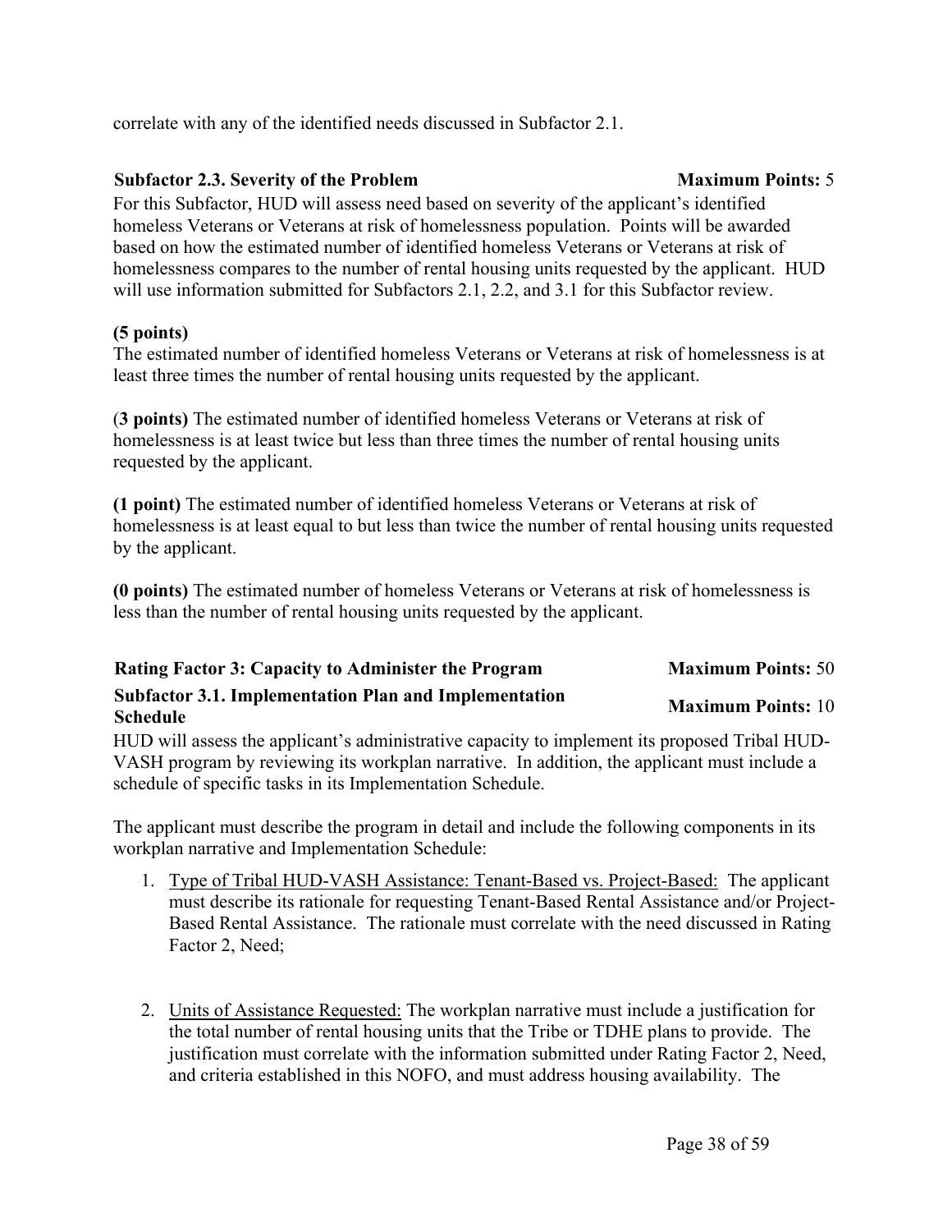correlate with any of the identified needs discussed in Subfactor 2.1.

**Subfactor 2.3. Severity of the Problem** **Maximum Points:** 5

For this Subfactor, HUD will assess need based on severity of the applicant's identified homeless Veterans or Veterans at risk of homelessness population. Points will be awarded based on how the estimated number of identified homeless Veterans or Veterans at risk of homelessness compares to the number of rental housing units requested by the applicant. HUD will use information submitted for Subfactors 2.1, 2.2, and 3.1 for this Subfactor review.

**(5 points)**
The estimated number of identified homeless Veterans or Veterans at risk of homelessness is at least three times the number of rental housing units requested by the applicant.

(**3 points)** The estimated number of identified homeless Veterans or Veterans at risk of homelessness is at least twice but less than three times the number of rental housing units requested by the applicant.

**(1 point)** The estimated number of identified homeless Veterans or Veterans at risk of homelessness is at least equal to but less than twice the number of rental housing units requested by the applicant.

**(0 points)** The estimated number of homeless Veterans or Veterans at risk of homelessness is less than the number of rental housing units requested by the applicant.

**Rating Factor 3: Capacity to Administer the Program** **Maximum Points:** 50

**Subfactor 3.1. Implementation Plan and Implementation Schedule** **Maximum Points:** 10

HUD will assess the applicant's administrative capacity to implement its proposed Tribal HUD-VASH program by reviewing its workplan narrative. In addition, the applicant must include a schedule of specific tasks in its Implementation Schedule.

The applicant must describe the program in detail and include the following components in its workplan narrative and Implementation Schedule:

1. Type of Tribal HUD-VASH Assistance: Tenant-Based vs. Project-Based: The applicant must describe its rationale for requesting Tenant-Based Rental Assistance and/or Project-Based Rental Assistance. The rationale must correlate with the need discussed in Rating Factor 2, Need;

2. Units of Assistance Requested: The workplan narrative must include a justification for the total number of rental housing units that the Tribe or TDHE plans to provide. The justification must correlate with the information submitted under Rating Factor 2, Need, and criteria established in this NOFO, and must address housing availability. The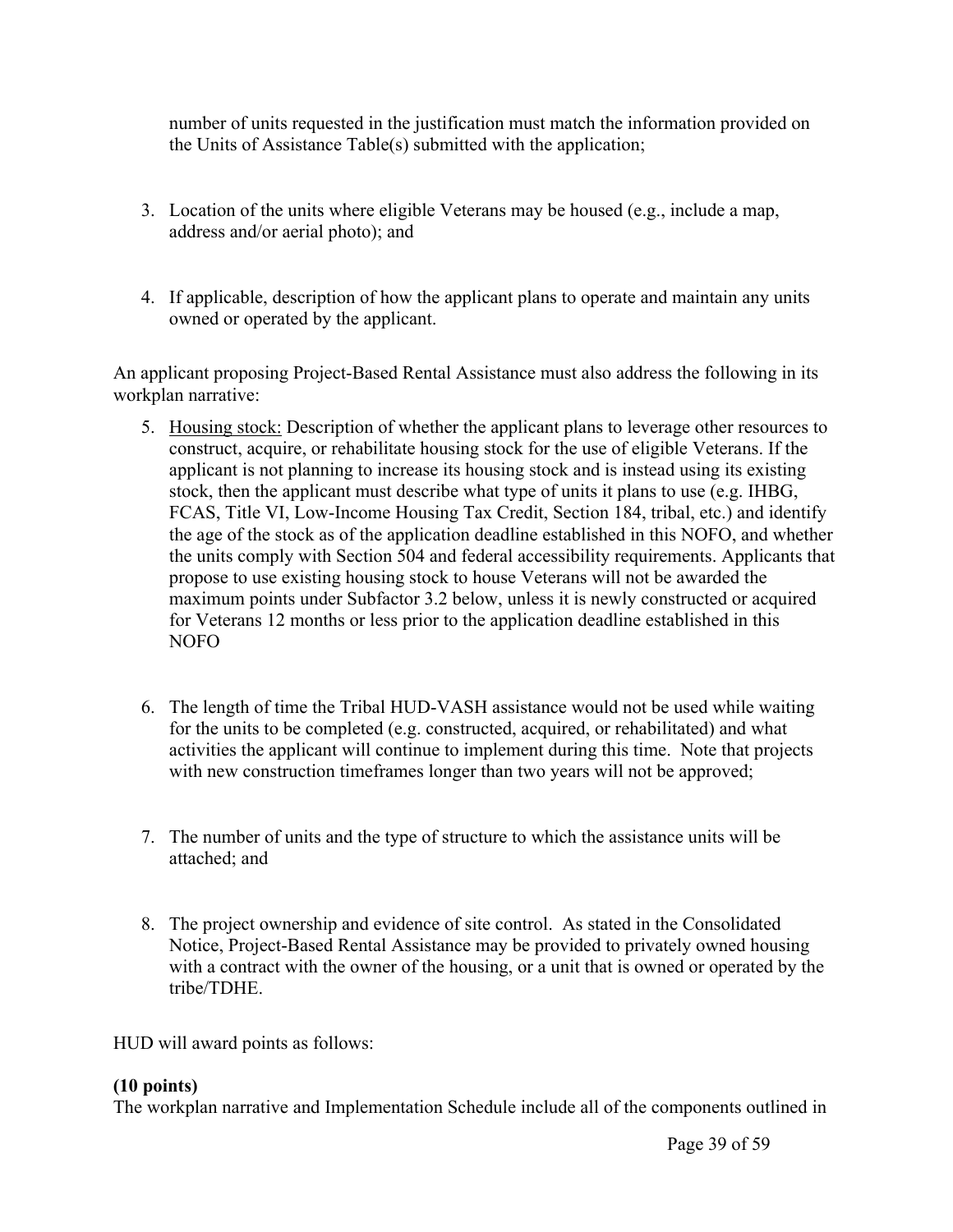number of units requested in the justification must match the information provided on the Units of Assistance Table(s) submitted with the application;

3. Location of the units where eligible Veterans may be housed (e.g., include a map, address and/or aerial photo); and

4. If applicable, description of how the applicant plans to operate and maintain any units owned or operated by the applicant.

An applicant proposing Project-Based Rental Assistance must also address the following in its workplan narrative:

5. <u>Housing stock:</u> Description of whether the applicant plans to leverage other resources to construct, acquire, or rehabilitate housing stock for the use of eligible Veterans. If the applicant is not planning to increase its housing stock and is instead using its existing stock, then the applicant must describe what type of units it plans to use (e.g. IHBG, FCAS, Title VI, Low-Income Housing Tax Credit, Section 184, tribal, etc.) and identify the age of the stock as of the application deadline established in this NOFO, and whether the units comply with Section 504 and federal accessibility requirements. Applicants that propose to use existing housing stock to house Veterans will not be awarded the maximum points under Subfactor 3.2 below, unless it is newly constructed or acquired for Veterans 12 months or less prior to the application deadline established in this NOFO

6. The length of time the Tribal HUD-VASH assistance would not be used while waiting for the units to be completed (e.g. constructed, acquired, or rehabilitated) and what activities the applicant will continue to implement during this time. Note that projects with new construction timeframes longer than two years will not be approved;

7. The number of units and the type of structure to which the assistance units will be attached; and

8. The project ownership and evidence of site control. As stated in the Consolidated Notice, Project-Based Rental Assistance may be provided to privately owned housing with a contract with the owner of the housing, or a unit that is owned or operated by the tribe/TDHE.

HUD will award points as follows:

**(10 points)**
The workplan narrative and Implementation Schedule include all of the components outlined in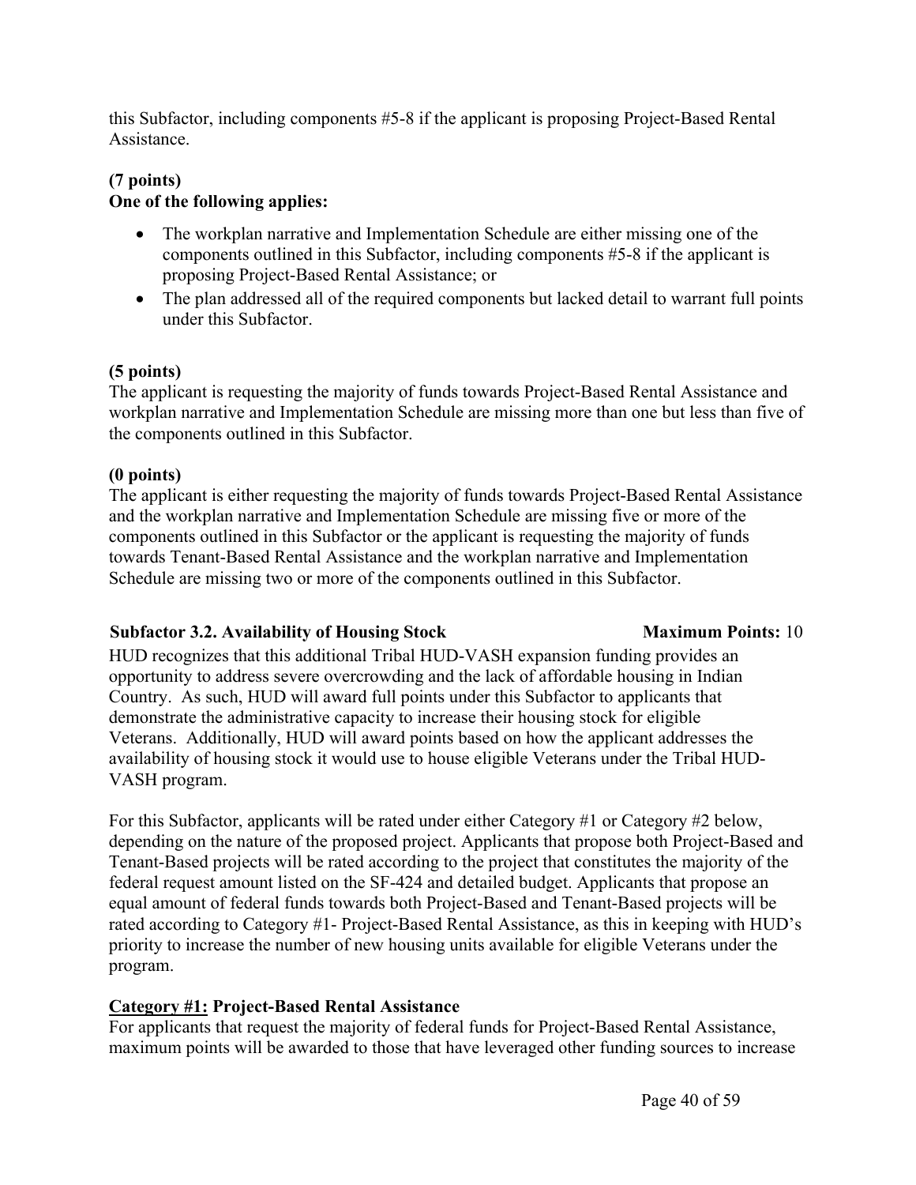this Subfactor, including components #5-8 if the applicant is proposing Project-Based Rental Assistance.

**(7 points)**
**One of the following applies:**

- The workplan narrative and Implementation Schedule are either missing one of the components outlined in this Subfactor, including components #5-8 if the applicant is proposing Project-Based Rental Assistance; or
- The plan addressed all of the required components but lacked detail to warrant full points under this Subfactor.

**(5 points)**
The applicant is requesting the majority of funds towards Project-Based Rental Assistance and workplan narrative and Implementation Schedule are missing more than one but less than five of the components outlined in this Subfactor.

**(0 points)**
The applicant is either requesting the majority of funds towards Project-Based Rental Assistance and the workplan narrative and Implementation Schedule are missing five or more of the components outlined in this Subfactor or the applicant is requesting the majority of funds towards Tenant-Based Rental Assistance and the workplan narrative and Implementation Schedule are missing two or more of the components outlined in this Subfactor.

### Subfactor 3.2. Availability of Housing Stock — Maximum Points: 10

HUD recognizes that this additional Tribal HUD-VASH expansion funding provides an opportunity to address severe overcrowding and the lack of affordable housing in Indian Country. As such, HUD will award full points under this Subfactor to applicants that demonstrate the administrative capacity to increase their housing stock for eligible Veterans. Additionally, HUD will award points based on how the applicant addresses the availability of housing stock it would use to house eligible Veterans under the Tribal HUD-VASH program.

For this Subfactor, applicants will be rated under either Category #1 or Category #2 below, depending on the nature of the proposed project. Applicants that propose both Project-Based and Tenant-Based projects will be rated according to the project that constitutes the majority of the federal request amount listed on the SF-424 and detailed budget. Applicants that propose an equal amount of federal funds towards both Project-Based and Tenant-Based projects will be rated according to Category #1- Project-Based Rental Assistance, as this in keeping with HUD's priority to increase the number of new housing units available for eligible Veterans under the program.

**Category #1: Project-Based Rental Assistance**
For applicants that request the majority of federal funds for Project-Based Rental Assistance, maximum points will be awarded to those that have leveraged other funding sources to increase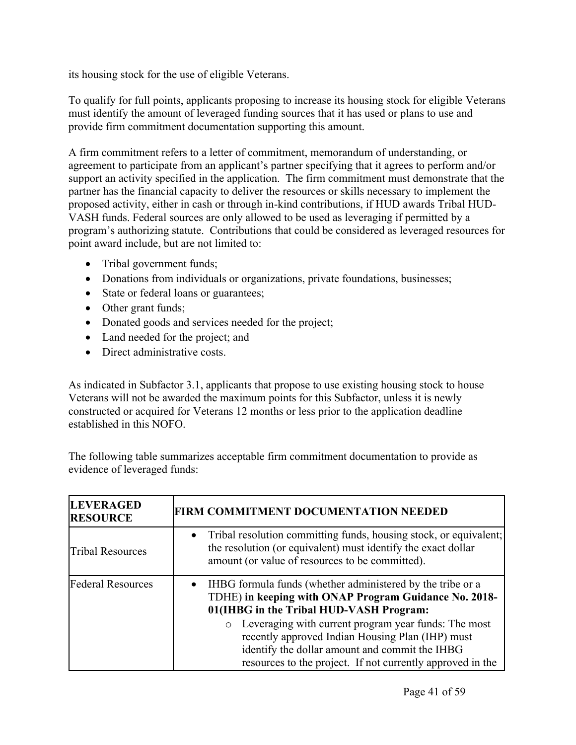its housing stock for the use of eligible Veterans.

To qualify for full points, applicants proposing to increase its housing stock for eligible Veterans must identify the amount of leveraged funding sources that it has used or plans to use and provide firm commitment documentation supporting this amount.

A firm commitment refers to a letter of commitment, memorandum of understanding, or agreement to participate from an applicant's partner specifying that it agrees to perform and/or support an activity specified in the application. The firm commitment must demonstrate that the partner has the financial capacity to deliver the resources or skills necessary to implement the proposed activity, either in cash or through in-kind contributions, if HUD awards Tribal HUD-VASH funds. Federal sources are only allowed to be used as leveraging if permitted by a program's authorizing statute. Contributions that could be considered as leveraged resources for point award include, but are not limited to:

- Tribal government funds;
- Donations from individuals or organizations, private foundations, businesses;
- State or federal loans or guarantees;
- Other grant funds;
- Donated goods and services needed for the project;
- Land needed for the project; and
- Direct administrative costs.

As indicated in Subfactor 3.1, applicants that propose to use existing housing stock to house Veterans will not be awarded the maximum points for this Subfactor, unless it is newly constructed or acquired for Veterans 12 months or less prior to the application deadline established in this NOFO.

The following table summarizes acceptable firm commitment documentation to provide as evidence of leveraged funds:

| **LEVERAGED RESOURCE** | **FIRM COMMITMENT DOCUMENTATION NEEDED** |
|---|---|
| Tribal Resources | • Tribal resolution committing funds, housing stock, or equivalent; the resolution (or equivalent) must identify the exact dollar amount (or value of resources to be committed). |
| Federal Resources | • IHBG formula funds (whether administered by the tribe or a TDHE) **in keeping with ONAP Program Guidance No. 2018-01(IHBG in the Tribal HUD-VASH Program:**<br>o Leveraging with current program year funds: The most recently approved Indian Housing Plan (IHP) must identify the dollar amount and commit the IHBG resources to the project. If not currently approved in the |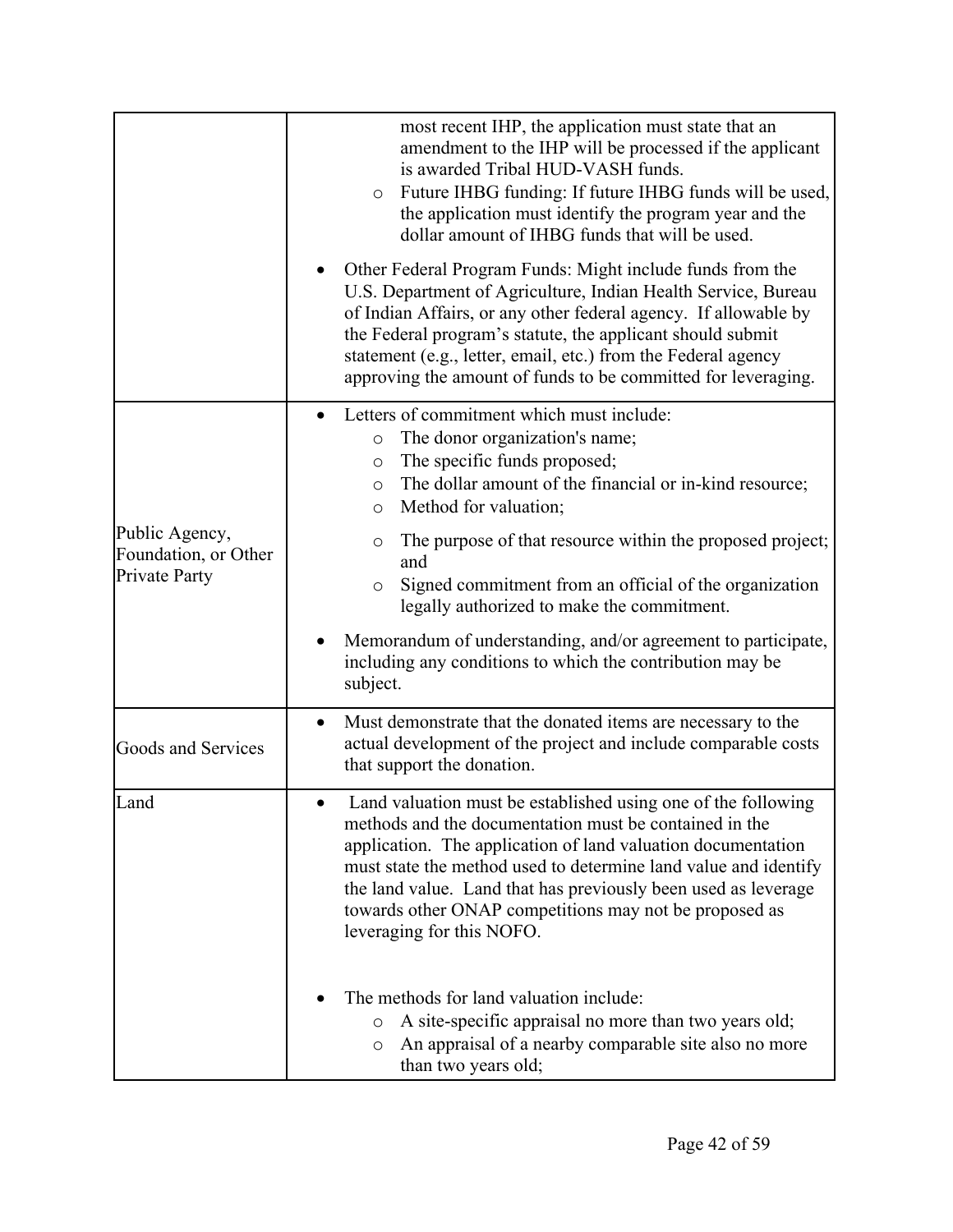| | |
|---|---|
| | most recent IHP, the application must state that an amendment to the IHP will be processed if the applicant is awarded Tribal HUD-VASH funds.<br>o Future IHBG funding: If future IHBG funds will be used, the application must identify the program year and the dollar amount of IHBG funds that will be used.<br><br>• Other Federal Program Funds: Might include funds from the U.S. Department of Agriculture, Indian Health Service, Bureau of Indian Affairs, or any other federal agency. If allowable by the Federal program's statute, the applicant should submit statement (e.g., letter, email, etc.) from the Federal agency approving the amount of funds to be committed for leveraging. |
| Public Agency, Foundation, or Other Private Party | • Letters of commitment which must include:<br>o The donor organization's name;<br>o The specific funds proposed;<br>o The dollar amount of the financial or in-kind resource;<br>o Method for valuation;<br>o The purpose of that resource within the proposed project; and<br>o Signed commitment from an official of the organization legally authorized to make the commitment.<br><br>• Memorandum of understanding, and/or agreement to participate, including any conditions to which the contribution may be subject. |
| Goods and Services | • Must demonstrate that the donated items are necessary to the actual development of the project and include comparable costs that support the donation. |
| Land | • Land valuation must be established using one of the following methods and the documentation must be contained in the application. The application of land valuation documentation must state the method used to determine land value and identify the land value. Land that has previously been used as leverage towards other ONAP competitions may not be proposed as leveraging for this NOFO.<br><br>• The methods for land valuation include:<br>o A site-specific appraisal no more than two years old;<br>o An appraisal of a nearby comparable site also no more than two years old; |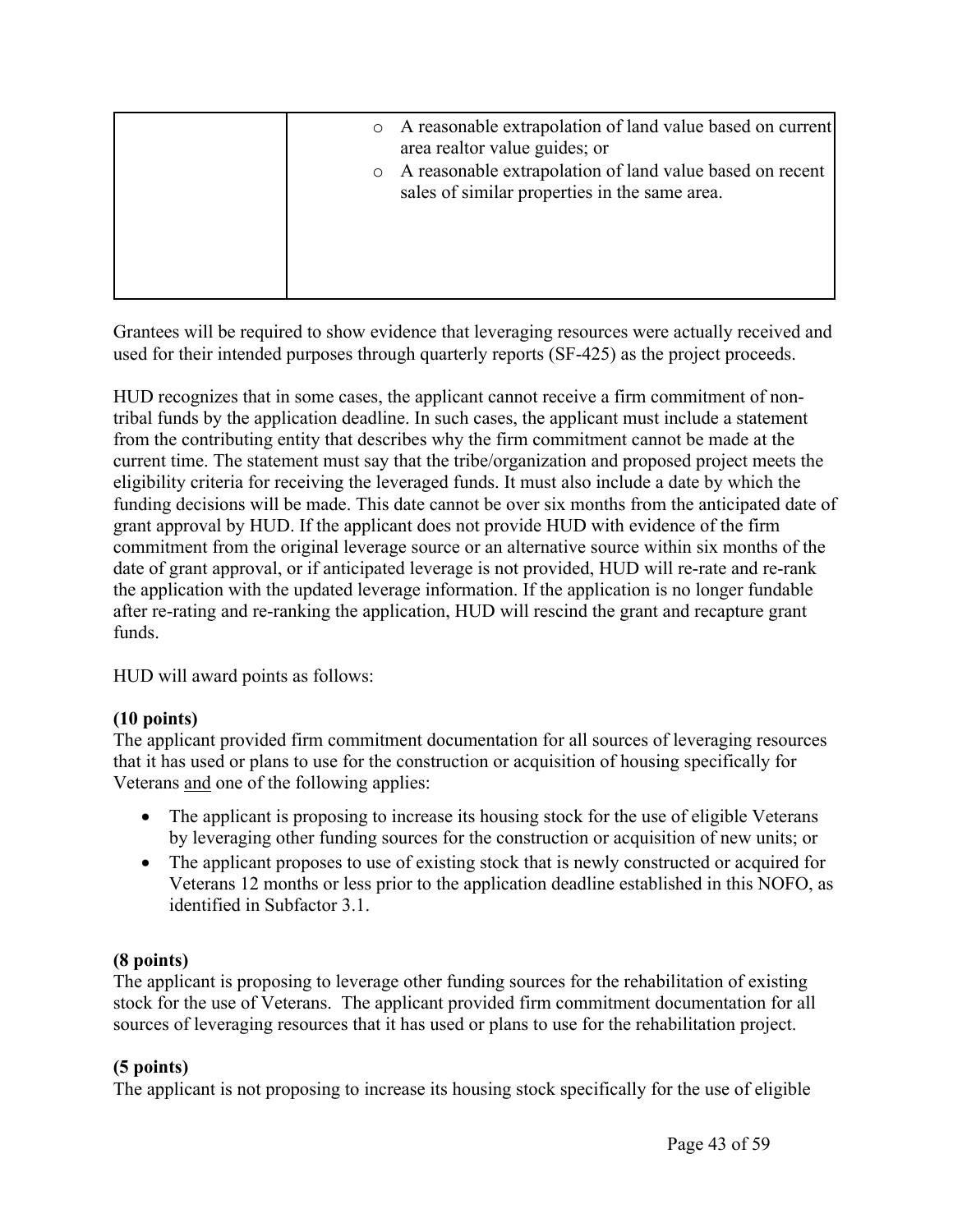|  | <ul><li>A reasonable extrapolation of land value based on current area realtor value guides; or</li><li>A reasonable extrapolation of land value based on recent sales of similar properties in the same area.</li></ul> |
|---|---|

Grantees will be required to show evidence that leveraging resources were actually received and used for their intended purposes through quarterly reports (SF-425) as the project proceeds.

HUD recognizes that in some cases, the applicant cannot receive a firm commitment of non-tribal funds by the application deadline. In such cases, the applicant must include a statement from the contributing entity that describes why the firm commitment cannot be made at the current time. The statement must say that the tribe/organization and proposed project meets the eligibility criteria for receiving the leveraged funds. It must also include a date by which the funding decisions will be made. This date cannot be over six months from the anticipated date of grant approval by HUD. If the applicant does not provide HUD with evidence of the firm commitment from the original leverage source or an alternative source within six months of the date of grant approval, or if anticipated leverage is not provided, HUD will re-rate and re-rank the application with the updated leverage information. If the application is no longer fundable after re-rating and re-ranking the application, HUD will rescind the grant and recapture grant funds.

HUD will award points as follows:

**(10 points)**
The applicant provided firm commitment documentation for all sources of leveraging resources that it has used or plans to use for the construction or acquisition of housing specifically for Veterans and one of the following applies:

- The applicant is proposing to increase its housing stock for the use of eligible Veterans by leveraging other funding sources for the construction or acquisition of new units; or
- The applicant proposes to use of existing stock that is newly constructed or acquired for Veterans 12 months or less prior to the application deadline established in this NOFO, as identified in Subfactor 3.1.

**(8 points)**
The applicant is proposing to leverage other funding sources for the rehabilitation of existing stock for the use of Veterans. The applicant provided firm commitment documentation for all sources of leveraging resources that it has used or plans to use for the rehabilitation project.

**(5 points)**
The applicant is not proposing to increase its housing stock specifically for the use of eligible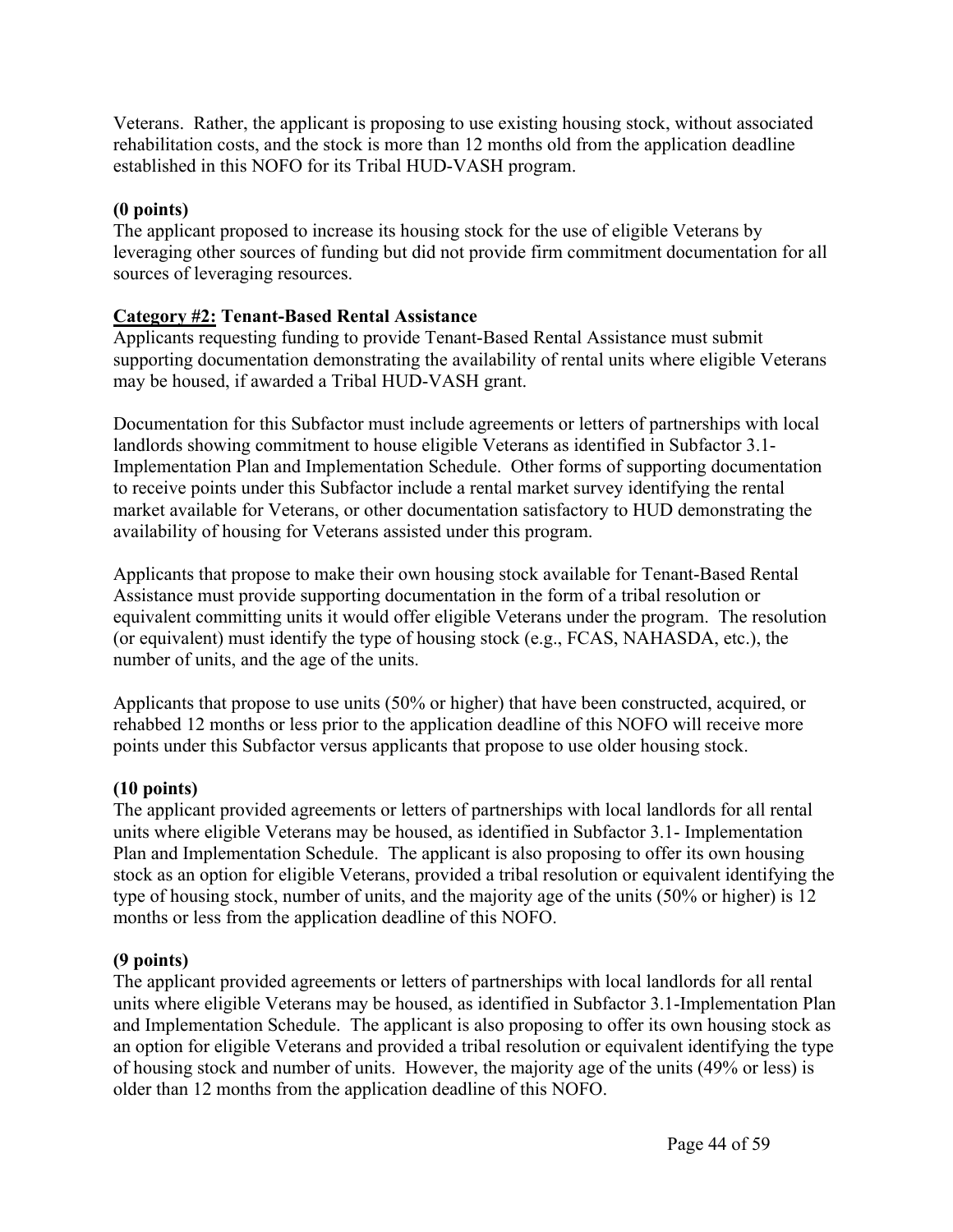Veterans. Rather, the applicant is proposing to use existing housing stock, without associated rehabilitation costs, and the stock is more than 12 months old from the application deadline established in this NOFO for its Tribal HUD-VASH program.

**(0 points)**
The applicant proposed to increase its housing stock for the use of eligible Veterans by leveraging other sources of funding but did not provide firm commitment documentation for all sources of leveraging resources.

**<u>Category #2:</u> Tenant-Based Rental Assistance**
Applicants requesting funding to provide Tenant-Based Rental Assistance must submit supporting documentation demonstrating the availability of rental units where eligible Veterans may be housed, if awarded a Tribal HUD-VASH grant.

Documentation for this Subfactor must include agreements or letters of partnerships with local landlords showing commitment to house eligible Veterans as identified in Subfactor 3.1- Implementation Plan and Implementation Schedule. Other forms of supporting documentation to receive points under this Subfactor include a rental market survey identifying the rental market available for Veterans, or other documentation satisfactory to HUD demonstrating the availability of housing for Veterans assisted under this program.

Applicants that propose to make their own housing stock available for Tenant-Based Rental Assistance must provide supporting documentation in the form of a tribal resolution or equivalent committing units it would offer eligible Veterans under the program. The resolution (or equivalent) must identify the type of housing stock (e.g., FCAS, NAHASDA, etc.), the number of units, and the age of the units.

Applicants that propose to use units (50% or higher) that have been constructed, acquired, or rehabbed 12 months or less prior to the application deadline of this NOFO will receive more points under this Subfactor versus applicants that propose to use older housing stock.

**(10 points)**
The applicant provided agreements or letters of partnerships with local landlords for all rental units where eligible Veterans may be housed, as identified in Subfactor 3.1- Implementation Plan and Implementation Schedule. The applicant is also proposing to offer its own housing stock as an option for eligible Veterans, provided a tribal resolution or equivalent identifying the type of housing stock, number of units, and the majority age of the units (50% or higher) is 12 months or less from the application deadline of this NOFO.

**(9 points)**
The applicant provided agreements or letters of partnerships with local landlords for all rental units where eligible Veterans may be housed, as identified in Subfactor 3.1-Implementation Plan and Implementation Schedule. The applicant is also proposing to offer its own housing stock as an option for eligible Veterans and provided a tribal resolution or equivalent identifying the type of housing stock and number of units. However, the majority age of the units (49% or less) is older than 12 months from the application deadline of this NOFO.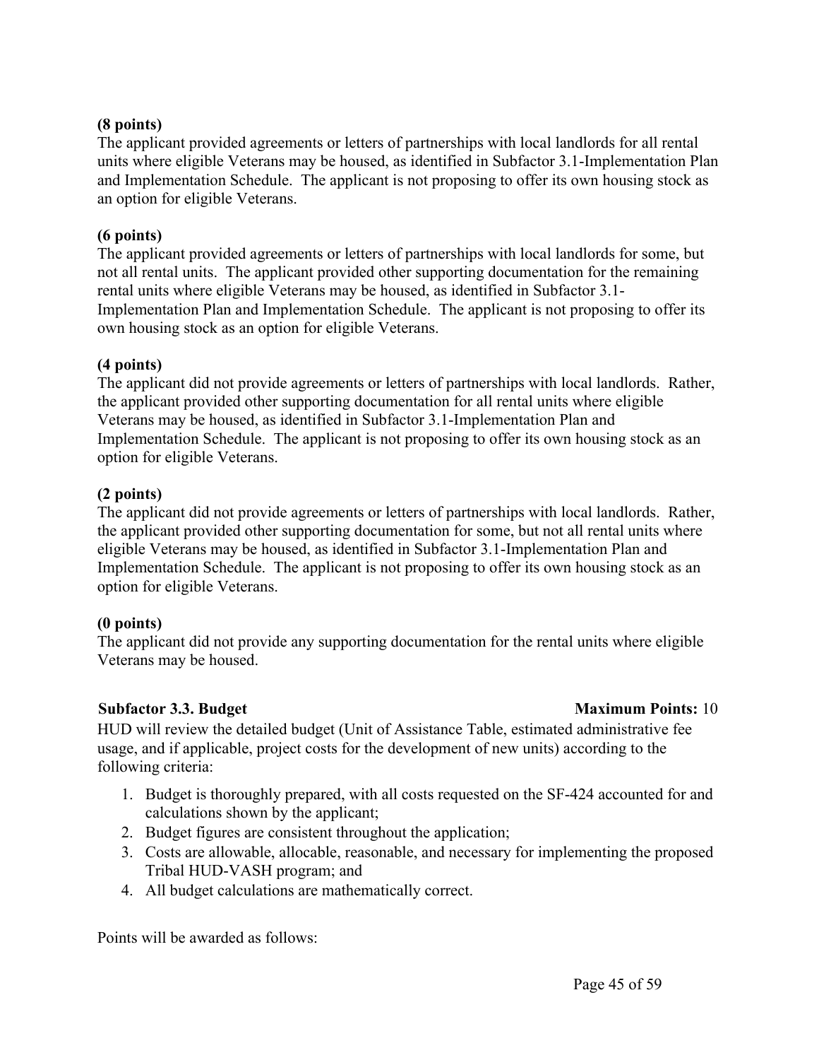**(8 points)**
The applicant provided agreements or letters of partnerships with local landlords for all rental units where eligible Veterans may be housed, as identified in Subfactor 3.1-Implementation Plan and Implementation Schedule. The applicant is not proposing to offer its own housing stock as an option for eligible Veterans.

**(6 points)**
The applicant provided agreements or letters of partnerships with local landlords for some, but not all rental units. The applicant provided other supporting documentation for the remaining rental units where eligible Veterans may be housed, as identified in Subfactor 3.1-Implementation Plan and Implementation Schedule. The applicant is not proposing to offer its own housing stock as an option for eligible Veterans.

**(4 points)**
The applicant did not provide agreements or letters of partnerships with local landlords. Rather, the applicant provided other supporting documentation for all rental units where eligible Veterans may be housed, as identified in Subfactor 3.1-Implementation Plan and Implementation Schedule. The applicant is not proposing to offer its own housing stock as an option for eligible Veterans.

**(2 points)**
The applicant did not provide agreements or letters of partnerships with local landlords. Rather, the applicant provided other supporting documentation for some, but not all rental units where eligible Veterans may be housed, as identified in Subfactor 3.1-Implementation Plan and Implementation Schedule. The applicant is not proposing to offer its own housing stock as an option for eligible Veterans.

**(0 points)**
The applicant did not provide any supporting documentation for the rental units where eligible Veterans may be housed.

**Subfactor 3.3. Budget** **Maximum Points:** 10

HUD will review the detailed budget (Unit of Assistance Table, estimated administrative fee usage, and if applicable, project costs for the development of new units) according to the following criteria:

1. Budget is thoroughly prepared, with all costs requested on the SF-424 accounted for and calculations shown by the applicant;
2. Budget figures are consistent throughout the application;
3. Costs are allowable, allocable, reasonable, and necessary for implementing the proposed Tribal HUD-VASH program; and
4. All budget calculations are mathematically correct.

Points will be awarded as follows: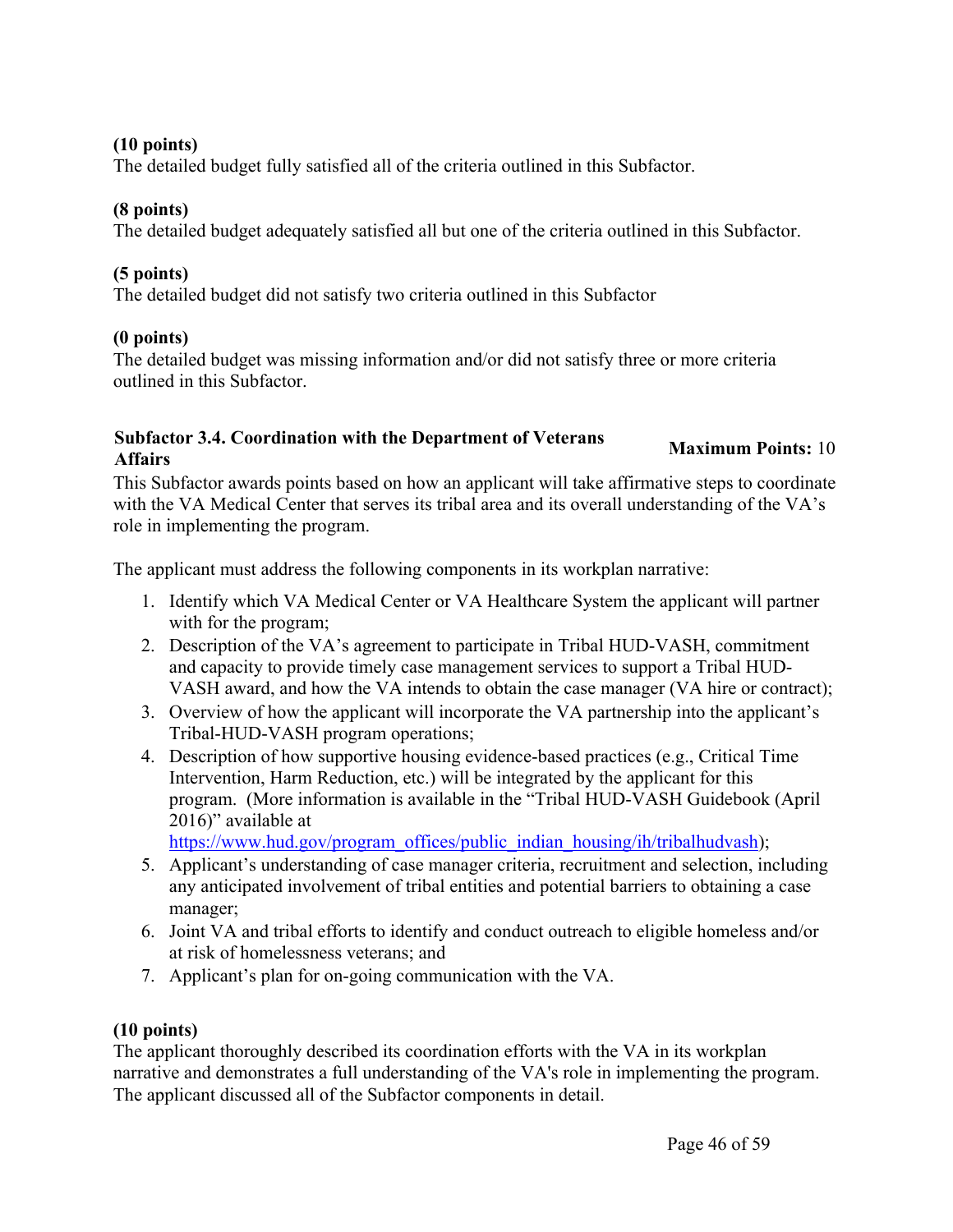**(10 points)**
The detailed budget fully satisfied all of the criteria outlined in this Subfactor.

**(8 points)**
The detailed budget adequately satisfied all but one of the criteria outlined in this Subfactor.

**(5 points)**
The detailed budget did not satisfy two criteria outlined in this Subfactor

**(0 points)**
The detailed budget was missing information and/or did not satisfy three or more criteria outlined in this Subfactor.

### Subfactor 3.4. Coordination with the Department of Veterans Affairs

**Maximum Points:** 10

This Subfactor awards points based on how an applicant will take affirmative steps to coordinate with the VA Medical Center that serves its tribal area and its overall understanding of the VA's role in implementing the program.

The applicant must address the following components in its workplan narrative:

1. Identify which VA Medical Center or VA Healthcare System the applicant will partner with for the program;
2. Description of the VA's agreement to participate in Tribal HUD-VASH, commitment and capacity to provide timely case management services to support a Tribal HUD-VASH award, and how the VA intends to obtain the case manager (VA hire or contract);
3. Overview of how the applicant will incorporate the VA partnership into the applicant's Tribal-HUD-VASH program operations;
4. Description of how supportive housing evidence-based practices (e.g., Critical Time Intervention, Harm Reduction, etc.) will be integrated by the applicant for this program. (More information is available in the "Tribal HUD-VASH Guidebook (April 2016)" available at https://www.hud.gov/program_offices/public_indian_housing/ih/tribalhudvash);
5. Applicant's understanding of case manager criteria, recruitment and selection, including any anticipated involvement of tribal entities and potential barriers to obtaining a case manager;
6. Joint VA and tribal efforts to identify and conduct outreach to eligible homeless and/or at risk of homelessness veterans; and
7. Applicant's plan for on-going communication with the VA.

**(10 points)**
The applicant thoroughly described its coordination efforts with the VA in its workplan narrative and demonstrates a full understanding of the VA's role in implementing the program. The applicant discussed all of the Subfactor components in detail.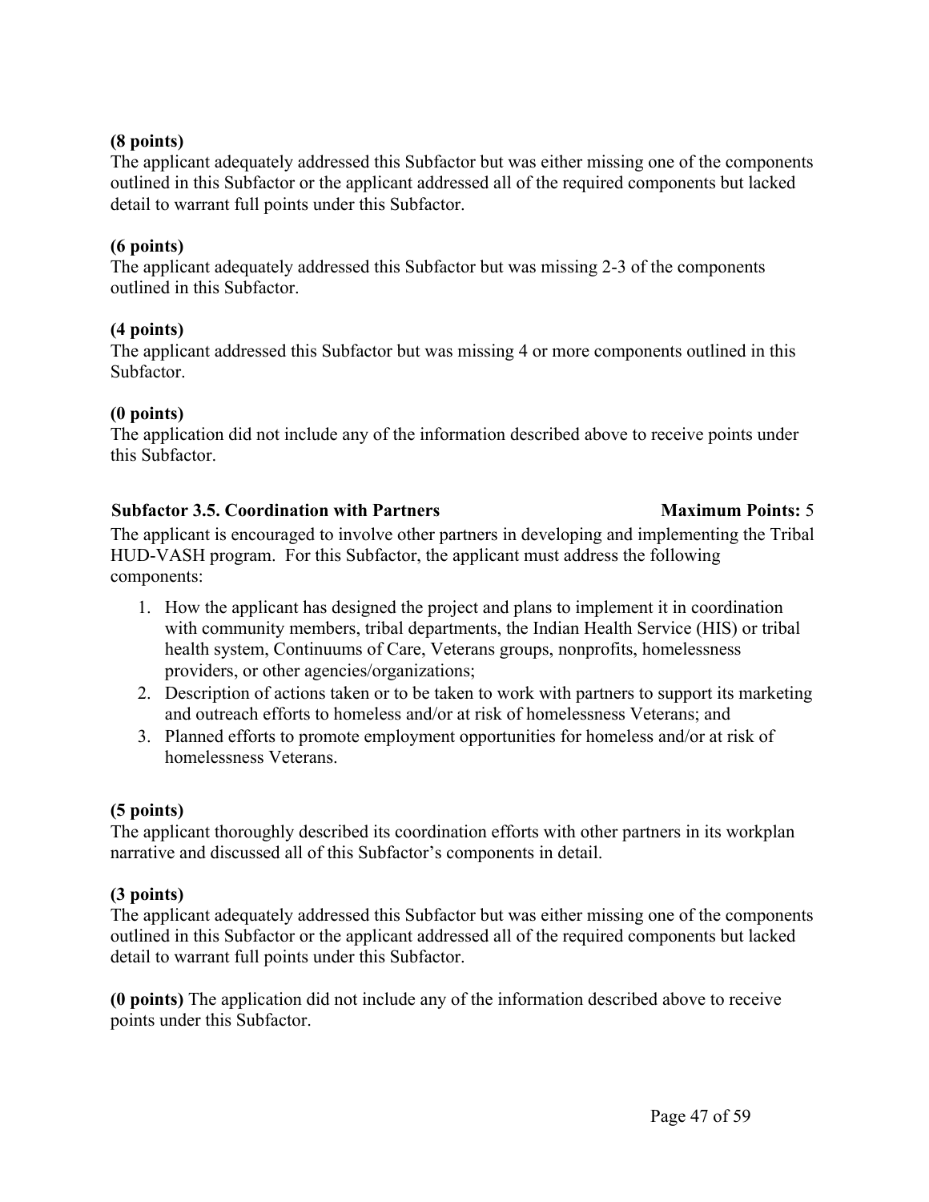**(8 points)**
The applicant adequately addressed this Subfactor but was either missing one of the components outlined in this Subfactor or the applicant addressed all of the required components but lacked detail to warrant full points under this Subfactor.

**(6 points)**
The applicant adequately addressed this Subfactor but was missing 2-3 of the components outlined in this Subfactor.

**(4 points)**
The applicant addressed this Subfactor but was missing 4 or more components outlined in this Subfactor.

**(0 points)**
The application did not include any of the information described above to receive points under this Subfactor.

**Subfactor 3.5. Coordination with Partners** **Maximum Points:** 5

The applicant is encouraged to involve other partners in developing and implementing the Tribal HUD-VASH program. For this Subfactor, the applicant must address the following components:

1. How the applicant has designed the project and plans to implement it in coordination with community members, tribal departments, the Indian Health Service (HIS) or tribal health system, Continuums of Care, Veterans groups, nonprofits, homelessness providers, or other agencies/organizations;
2. Description of actions taken or to be taken to work with partners to support its marketing and outreach efforts to homeless and/or at risk of homelessness Veterans; and
3. Planned efforts to promote employment opportunities for homeless and/or at risk of homelessness Veterans.

**(5 points)**
The applicant thoroughly described its coordination efforts with other partners in its workplan narrative and discussed all of this Subfactor's components in detail.

**(3 points)**
The applicant adequately addressed this Subfactor but was either missing one of the components outlined in this Subfactor or the applicant addressed all of the required components but lacked detail to warrant full points under this Subfactor.

**(0 points)** The application did not include any of the information described above to receive points under this Subfactor.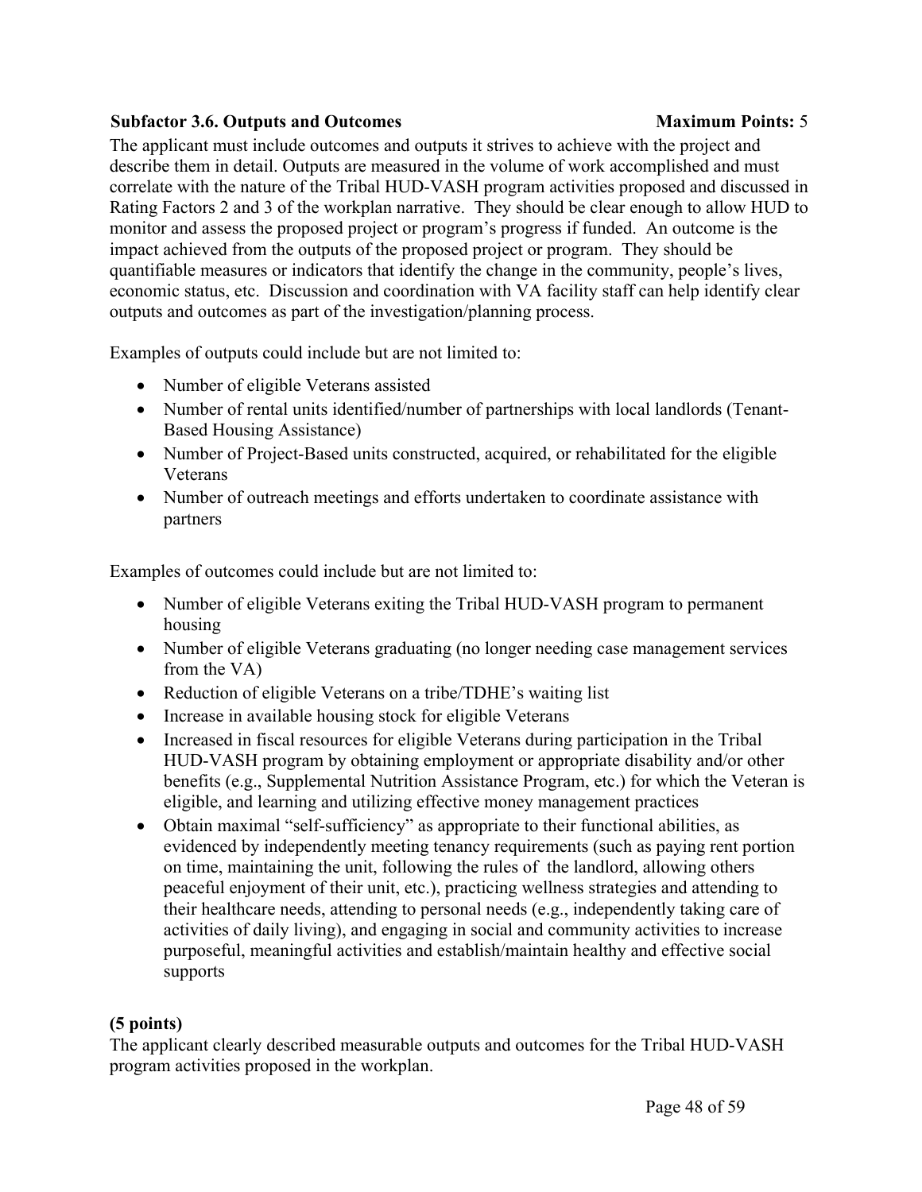**Subfactor 3.6. Outputs and Outcomes** **Maximum Points:** 5

The applicant must include outcomes and outputs it strives to achieve with the project and describe them in detail. Outputs are measured in the volume of work accomplished and must correlate with the nature of the Tribal HUD-VASH program activities proposed and discussed in Rating Factors 2 and 3 of the workplan narrative. They should be clear enough to allow HUD to monitor and assess the proposed project or program's progress if funded. An outcome is the impact achieved from the outputs of the proposed project or program. They should be quantifiable measures or indicators that identify the change in the community, people's lives, economic status, etc. Discussion and coordination with VA facility staff can help identify clear outputs and outcomes as part of the investigation/planning process.

Examples of outputs could include but are not limited to:

- Number of eligible Veterans assisted
- Number of rental units identified/number of partnerships with local landlords (Tenant-Based Housing Assistance)
- Number of Project-Based units constructed, acquired, or rehabilitated for the eligible Veterans
- Number of outreach meetings and efforts undertaken to coordinate assistance with partners

Examples of outcomes could include but are not limited to:

- Number of eligible Veterans exiting the Tribal HUD-VASH program to permanent housing
- Number of eligible Veterans graduating (no longer needing case management services from the VA)
- Reduction of eligible Veterans on a tribe/TDHE's waiting list
- Increase in available housing stock for eligible Veterans
- Increased in fiscal resources for eligible Veterans during participation in the Tribal HUD-VASH program by obtaining employment or appropriate disability and/or other benefits (e.g., Supplemental Nutrition Assistance Program, etc.) for which the Veteran is eligible, and learning and utilizing effective money management practices
- Obtain maximal "self-sufficiency" as appropriate to their functional abilities, as evidenced by independently meeting tenancy requirements (such as paying rent portion on time, maintaining the unit, following the rules of the landlord, allowing others peaceful enjoyment of their unit, etc.), practicing wellness strategies and attending to their healthcare needs, attending to personal needs (e.g., independently taking care of activities of daily living), and engaging in social and community activities to increase purposeful, meaningful activities and establish/maintain healthy and effective social supports

**(5 points)**

The applicant clearly described measurable outputs and outcomes for the Tribal HUD-VASH program activities proposed in the workplan.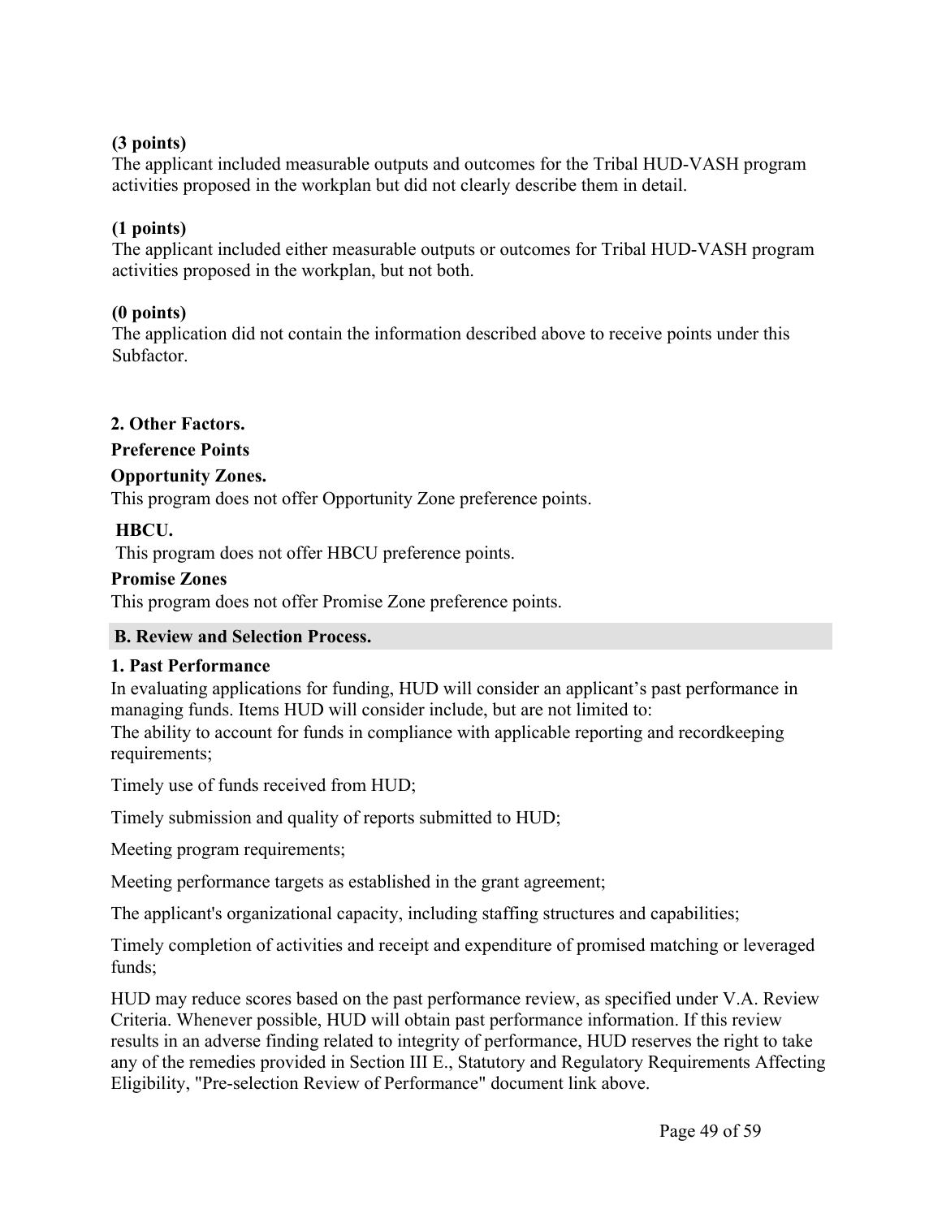**(3 points)**
The applicant included measurable outputs and outcomes for the Tribal HUD-VASH program activities proposed in the workplan but did not clearly describe them in detail.

**(1 points)**
The applicant included either measurable outputs or outcomes for Tribal HUD-VASH program activities proposed in the workplan, but not both.

**(0 points)**
The application did not contain the information described above to receive points under this Subfactor.

**2. Other Factors.**

**Preference Points**

**Opportunity Zones.**
This program does not offer Opportunity Zone preference points.

**HBCU.**
This program does not offer HBCU preference points.

**Promise Zones**
This program does not offer Promise Zone preference points.

## B. Review and Selection Process.

**1. Past Performance**
In evaluating applications for funding, HUD will consider an applicant's past performance in managing funds. Items HUD will consider include, but are not limited to:
The ability to account for funds in compliance with applicable reporting and recordkeeping requirements;

Timely use of funds received from HUD;

Timely submission and quality of reports submitted to HUD;

Meeting program requirements;

Meeting performance targets as established in the grant agreement;

The applicant's organizational capacity, including staffing structures and capabilities;

Timely completion of activities and receipt and expenditure of promised matching or leveraged funds;

HUD may reduce scores based on the past performance review, as specified under V.A. Review Criteria. Whenever possible, HUD will obtain past performance information. If this review results in an adverse finding related to integrity of performance, HUD reserves the right to take any of the remedies provided in Section III E., Statutory and Regulatory Requirements Affecting Eligibility, "Pre-selection Review of Performance" document link above.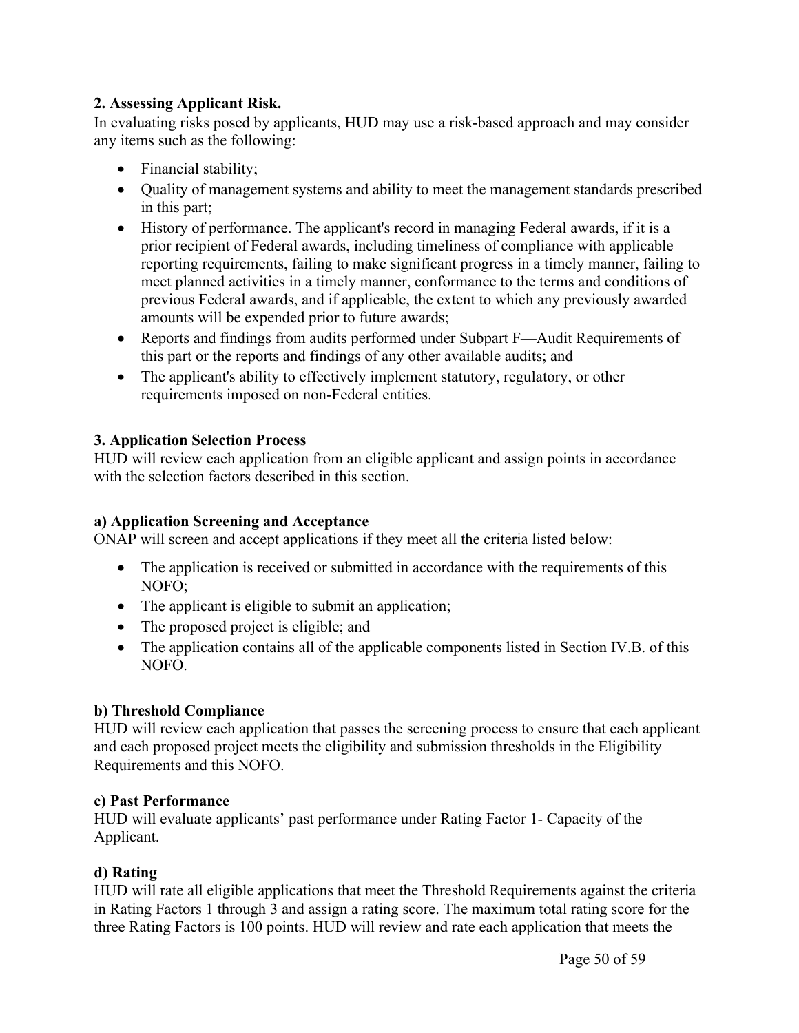### 2. Assessing Applicant Risk.

In evaluating risks posed by applicants, HUD may use a risk-based approach and may consider any items such as the following:

- Financial stability;
- Quality of management systems and ability to meet the management standards prescribed in this part;
- History of performance. The applicant's record in managing Federal awards, if it is a prior recipient of Federal awards, including timeliness of compliance with applicable reporting requirements, failing to make significant progress in a timely manner, failing to meet planned activities in a timely manner, conformance to the terms and conditions of previous Federal awards, and if applicable, the extent to which any previously awarded amounts will be expended prior to future awards;
- Reports and findings from audits performed under Subpart F—Audit Requirements of this part or the reports and findings of any other available audits; and
- The applicant's ability to effectively implement statutory, regulatory, or other requirements imposed on non-Federal entities.

### 3. Application Selection Process

HUD will review each application from an eligible applicant and assign points in accordance with the selection factors described in this section.

#### a) Application Screening and Acceptance

ONAP will screen and accept applications if they meet all the criteria listed below:

- The application is received or submitted in accordance with the requirements of this NOFO;
- The applicant is eligible to submit an application;
- The proposed project is eligible; and
- The application contains all of the applicable components listed in Section IV.B. of this NOFO.

#### b) Threshold Compliance

HUD will review each application that passes the screening process to ensure that each applicant and each proposed project meets the eligibility and submission thresholds in the Eligibility Requirements and this NOFO.

#### c) Past Performance

HUD will evaluate applicants' past performance under Rating Factor 1- Capacity of the Applicant.

#### d) Rating

HUD will rate all eligible applications that meet the Threshold Requirements against the criteria in Rating Factors 1 through 3 and assign a rating score. The maximum total rating score for the three Rating Factors is 100 points. HUD will review and rate each application that meets the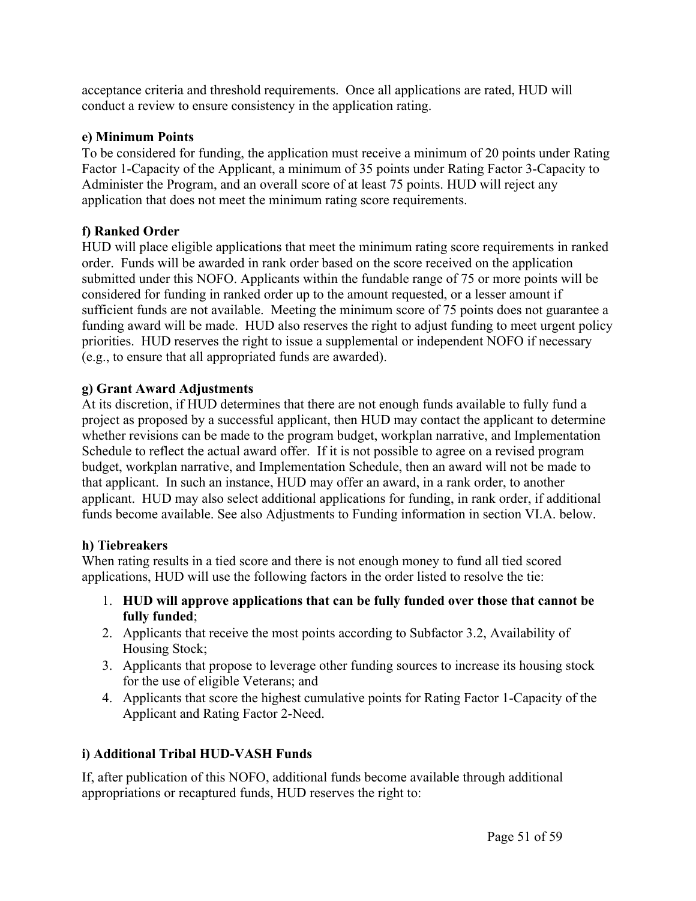acceptance criteria and threshold requirements. Once all applications are rated, HUD will conduct a review to ensure consistency in the application rating.

**e) Minimum Points**

To be considered for funding, the application must receive a minimum of 20 points under Rating Factor 1-Capacity of the Applicant, a minimum of 35 points under Rating Factor 3-Capacity to Administer the Program, and an overall score of at least 75 points. HUD will reject any application that does not meet the minimum rating score requirements.

**f) Ranked Order**

HUD will place eligible applications that meet the minimum rating score requirements in ranked order. Funds will be awarded in rank order based on the score received on the application submitted under this NOFO. Applicants within the fundable range of 75 or more points will be considered for funding in ranked order up to the amount requested, or a lesser amount if sufficient funds are not available. Meeting the minimum score of 75 points does not guarantee a funding award will be made. HUD also reserves the right to adjust funding to meet urgent policy priorities. HUD reserves the right to issue a supplemental or independent NOFO if necessary (e.g., to ensure that all appropriated funds are awarded).

**g) Grant Award Adjustments**

At its discretion, if HUD determines that there are not enough funds available to fully fund a project as proposed by a successful applicant, then HUD may contact the applicant to determine whether revisions can be made to the program budget, workplan narrative, and Implementation Schedule to reflect the actual award offer. If it is not possible to agree on a revised program budget, workplan narrative, and Implementation Schedule, then an award will not be made to that applicant. In such an instance, HUD may offer an award, in a rank order, to another applicant. HUD may also select additional applications for funding, in rank order, if additional funds become available. See also Adjustments to Funding information in section VI.A. below.

**h) Tiebreakers**

When rating results in a tied score and there is not enough money to fund all tied scored applications, HUD will use the following factors in the order listed to resolve the tie:

1. **HUD will approve applications that can be fully funded over those that cannot be fully funded**;
2. Applicants that receive the most points according to Subfactor 3.2, Availability of Housing Stock;
3. Applicants that propose to leverage other funding sources to increase its housing stock for the use of eligible Veterans; and
4. Applicants that score the highest cumulative points for Rating Factor 1-Capacity of the Applicant and Rating Factor 2-Need.

**i) Additional Tribal HUD-VASH Funds**

If, after publication of this NOFO, additional funds become available through additional appropriations or recaptured funds, HUD reserves the right to: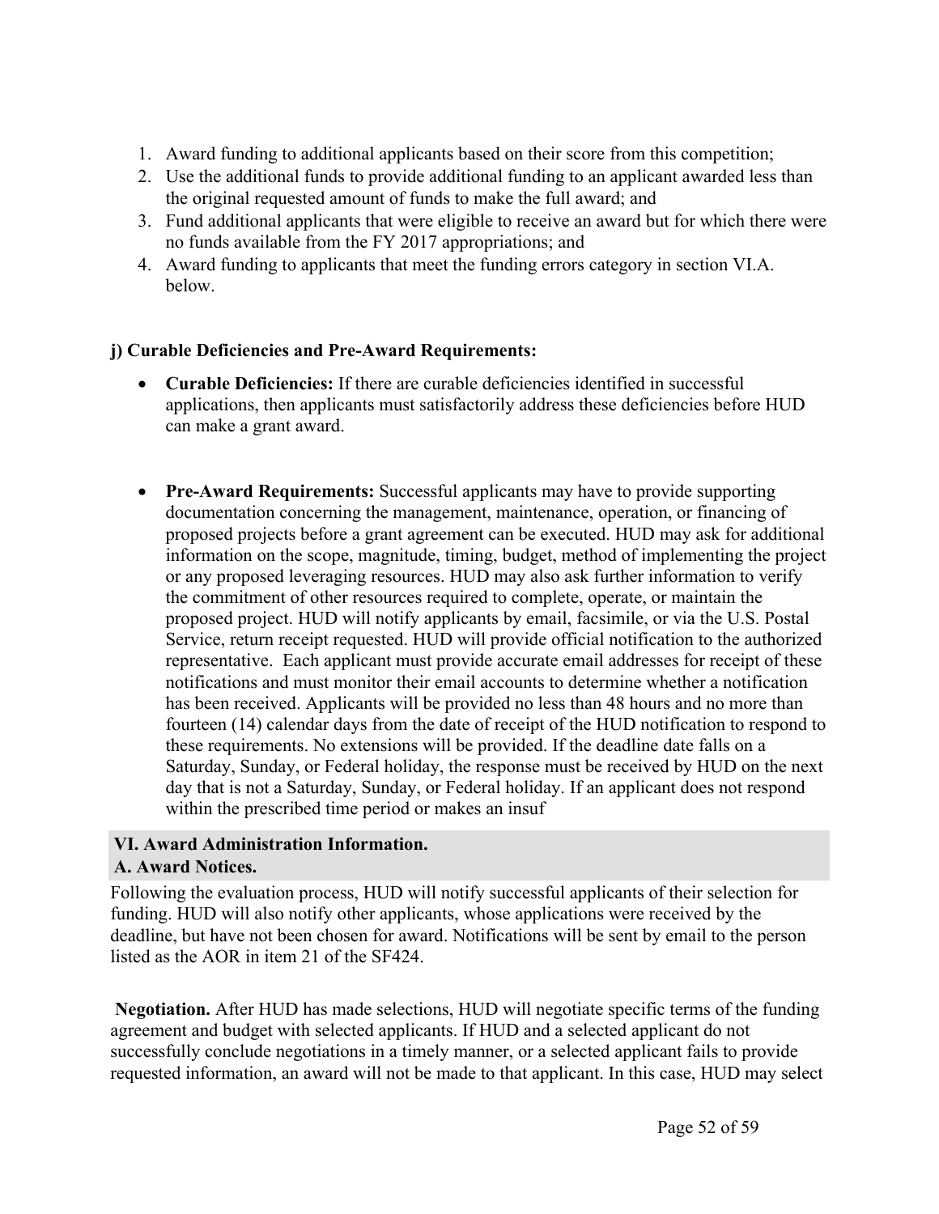1. Award funding to additional applicants based on their score from this competition;
2. Use the additional funds to provide additional funding to an applicant awarded less than the original requested amount of funds to make the full award; and
3. Fund additional applicants that were eligible to receive an award but for which there were no funds available from the FY 2017 appropriations; and
4. Award funding to applicants that meet the funding errors category in section VI.A. below.

**j) Curable Deficiencies and Pre-Award Requirements:**

- **Curable Deficiencies:** If there are curable deficiencies identified in successful applications, then applicants must satisfactorily address these deficiencies before HUD can make a grant award.

- **Pre-Award Requirements:** Successful applicants may have to provide supporting documentation concerning the management, maintenance, operation, or financing of proposed projects before a grant agreement can be executed. HUD may ask for additional information on the scope, magnitude, timing, budget, method of implementing the project or any proposed leveraging resources. HUD may also ask further information to verify the commitment of other resources required to complete, operate, or maintain the proposed project. HUD will notify applicants by email, facsimile, or via the U.S. Postal Service, return receipt requested. HUD will provide official notification to the authorized representative. Each applicant must provide accurate email addresses for receipt of these notifications and must monitor their email accounts to determine whether a notification has been received. Applicants will be provided no less than 48 hours and no more than fourteen (14) calendar days from the date of receipt of the HUD notification to respond to these requirements. No extensions will be provided. If the deadline date falls on a Saturday, Sunday, or Federal holiday, the response must be received by HUD on the next day that is not a Saturday, Sunday, or Federal holiday. If an applicant does not respond within the prescribed time period or makes an insuf

## VI. Award Administration Information.

### A. Award Notices.

Following the evaluation process, HUD will notify successful applicants of their selection for funding. HUD will also notify other applicants, whose applications were received by the deadline, but have not been chosen for award. Notifications will be sent by email to the person listed as the AOR in item 21 of the SF424.

**Negotiation.** After HUD has made selections, HUD will negotiate specific terms of the funding agreement and budget with selected applicants. If HUD and a selected applicant do not successfully conclude negotiations in a timely manner, or a selected applicant fails to provide requested information, an award will not be made to that applicant. In this case, HUD may select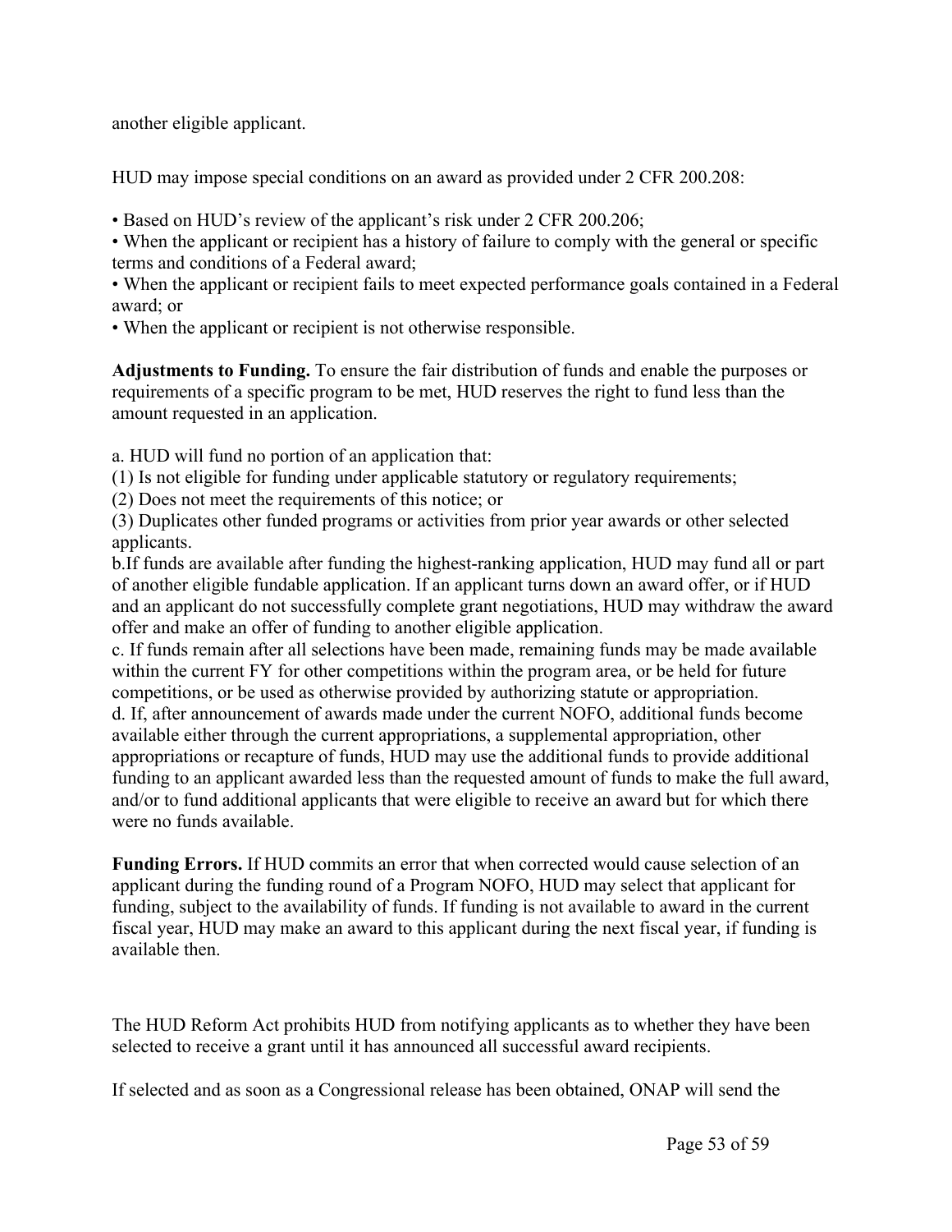another eligible applicant.

HUD may impose special conditions on an award as provided under 2 CFR 200.208:

- Based on HUD's review of the applicant's risk under 2 CFR 200.206;
- When the applicant or recipient has a history of failure to comply with the general or specific terms and conditions of a Federal award;
- When the applicant or recipient fails to meet expected performance goals contained in a Federal award; or
- When the applicant or recipient is not otherwise responsible.

**Adjustments to Funding.** To ensure the fair distribution of funds and enable the purposes or requirements of a specific program to be met, HUD reserves the right to fund less than the amount requested in an application.

a. HUD will fund no portion of an application that:
(1) Is not eligible for funding under applicable statutory or regulatory requirements;
(2) Does not meet the requirements of this notice; or
(3) Duplicates other funded programs or activities from prior year awards or other selected applicants.
b.If funds are available after funding the highest-ranking application, HUD may fund all or part of another eligible fundable application. If an applicant turns down an award offer, or if HUD and an applicant do not successfully complete grant negotiations, HUD may withdraw the award offer and make an offer of funding to another eligible application.
c. If funds remain after all selections have been made, remaining funds may be made available within the current FY for other competitions within the program area, or be held for future competitions, or be used as otherwise provided by authorizing statute or appropriation.
d. If, after announcement of awards made under the current NOFO, additional funds become available either through the current appropriations, a supplemental appropriation, other appropriations or recapture of funds, HUD may use the additional funds to provide additional funding to an applicant awarded less than the requested amount of funds to make the full award, and/or to fund additional applicants that were eligible to receive an award but for which there were no funds available.

**Funding Errors.** If HUD commits an error that when corrected would cause selection of an applicant during the funding round of a Program NOFO, HUD may select that applicant for funding, subject to the availability of funds. If funding is not available to award in the current fiscal year, HUD may make an award to this applicant during the next fiscal year, if funding is available then.

The HUD Reform Act prohibits HUD from notifying applicants as to whether they have been selected to receive a grant until it has announced all successful award recipients.

If selected and as soon as a Congressional release has been obtained, ONAP will send the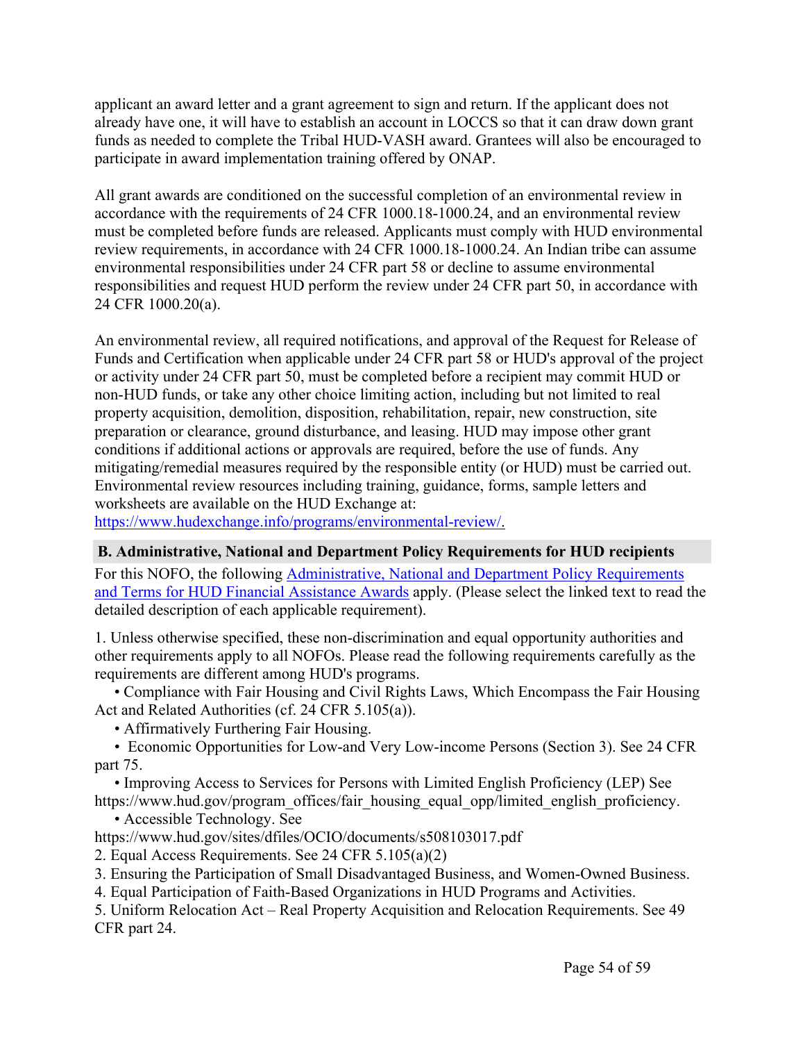applicant an award letter and a grant agreement to sign and return. If the applicant does not already have one, it will have to establish an account in LOCCS so that it can draw down grant funds as needed to complete the Tribal HUD-VASH award. Grantees will also be encouraged to participate in award implementation training offered by ONAP.

All grant awards are conditioned on the successful completion of an environmental review in accordance with the requirements of 24 CFR 1000.18-1000.24, and an environmental review must be completed before funds are released. Applicants must comply with HUD environmental review requirements, in accordance with 24 CFR 1000.18-1000.24. An Indian tribe can assume environmental responsibilities under 24 CFR part 58 or decline to assume environmental responsibilities and request HUD perform the review under 24 CFR part 50, in accordance with 24 CFR 1000.20(a).

An environmental review, all required notifications, and approval of the Request for Release of Funds and Certification when applicable under 24 CFR part 58 or HUD's approval of the project or activity under 24 CFR part 50, must be completed before a recipient may commit HUD or non-HUD funds, or take any other choice limiting action, including but not limited to real property acquisition, demolition, disposition, rehabilitation, repair, new construction, site preparation or clearance, ground disturbance, and leasing. HUD may impose other grant conditions if additional actions or approvals are required, before the use of funds. Any mitigating/remedial measures required by the responsible entity (or HUD) must be carried out. Environmental review resources including training, guidance, forms, sample letters and worksheets are available on the HUD Exchange at: [https://www.hudexchange.info/programs/environmental-review/.](https://www.hudexchange.info/programs/environmental-review/)

### B. Administrative, National and Department Policy Requirements for HUD recipients

For this NOFO, the following Administrative, National and Department Policy Requirements and Terms for HUD Financial Assistance Awards apply. (Please select the linked text to read the detailed description of each applicable requirement).

1. Unless otherwise specified, these non-discrimination and equal opportunity authorities and other requirements apply to all NOFOs. Please read the following requirements carefully as the requirements are different among HUD's programs.
   - Compliance with Fair Housing and Civil Rights Laws, Which Encompass the Fair Housing Act and Related Authorities (cf. 24 CFR 5.105(a)).
   - Affirmatively Furthering Fair Housing.
   - Economic Opportunities for Low-and Very Low-income Persons (Section 3). See 24 CFR part 75.
   - Improving Access to Services for Persons with Limited English Proficiency (LEP) See https://www.hud.gov/program_offices/fair_housing_equal_opp/limited_english_proficiency.
   - Accessible Technology. See https://www.hud.gov/sites/dfiles/OCIO/documents/s508103017.pdf
2. Equal Access Requirements. See 24 CFR 5.105(a)(2)
3. Ensuring the Participation of Small Disadvantaged Business, and Women-Owned Business.
4. Equal Participation of Faith-Based Organizations in HUD Programs and Activities.
5. Uniform Relocation Act – Real Property Acquisition and Relocation Requirements. See 49 CFR part 24.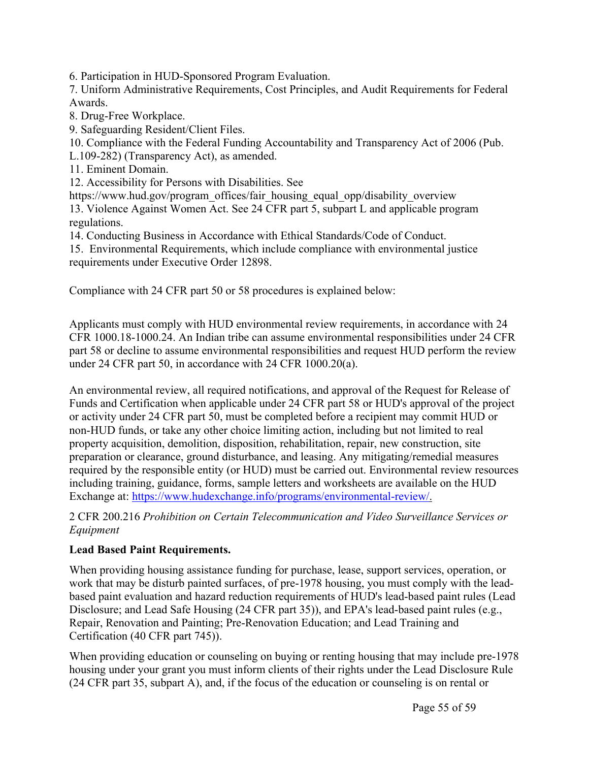6. Participation in HUD-Sponsored Program Evaluation.
7. Uniform Administrative Requirements, Cost Principles, and Audit Requirements for Federal Awards.
8. Drug-Free Workplace.
9. Safeguarding Resident/Client Files.
10. Compliance with the Federal Funding Accountability and Transparency Act of 2006 (Pub. L.109-282) (Transparency Act), as amended.
11. Eminent Domain.
12. Accessibility for Persons with Disabilities. See https://www.hud.gov/program_offices/fair_housing_equal_opp/disability_overview
13. Violence Against Women Act. See 24 CFR part 5, subpart L and applicable program regulations.
14. Conducting Business in Accordance with Ethical Standards/Code of Conduct.
15. Environmental Requirements, which include compliance with environmental justice requirements under Executive Order 12898.

Compliance with 24 CFR part 50 or 58 procedures is explained below:

Applicants must comply with HUD environmental review requirements, in accordance with 24 CFR 1000.18-1000.24. An Indian tribe can assume environmental responsibilities under 24 CFR part 58 or decline to assume environmental responsibilities and request HUD perform the review under 24 CFR part 50, in accordance with 24 CFR 1000.20(a).

An environmental review, all required notifications, and approval of the Request for Release of Funds and Certification when applicable under 24 CFR part 58 or HUD's approval of the project or activity under 24 CFR part 50, must be completed before a recipient may commit HUD or non-HUD funds, or take any other choice limiting action, including but not limited to real property acquisition, demolition, disposition, rehabilitation, repair, new construction, site preparation or clearance, ground disturbance, and leasing. Any mitigating/remedial measures required by the responsible entity (or HUD) must be carried out. Environmental review resources including training, guidance, forms, sample letters and worksheets are available on the HUD Exchange at: https://www.hudexchange.info/programs/environmental-review/.

2 CFR 200.216 *Prohibition on Certain Telecommunication and Video Surveillance Services or Equipment*

**Lead Based Paint Requirements.**

When providing housing assistance funding for purchase, lease, support services, operation, or work that may be disturb painted surfaces, of pre-1978 housing, you must comply with the lead-based paint evaluation and hazard reduction requirements of HUD's lead-based paint rules (Lead Disclosure; and Lead Safe Housing (24 CFR part 35)), and EPA's lead-based paint rules (e.g., Repair, Renovation and Painting; Pre-Renovation Education; and Lead Training and Certification (40 CFR part 745)).

When providing education or counseling on buying or renting housing that may include pre-1978 housing under your grant you must inform clients of their rights under the Lead Disclosure Rule (24 CFR part 35, subpart A), and, if the focus of the education or counseling is on rental or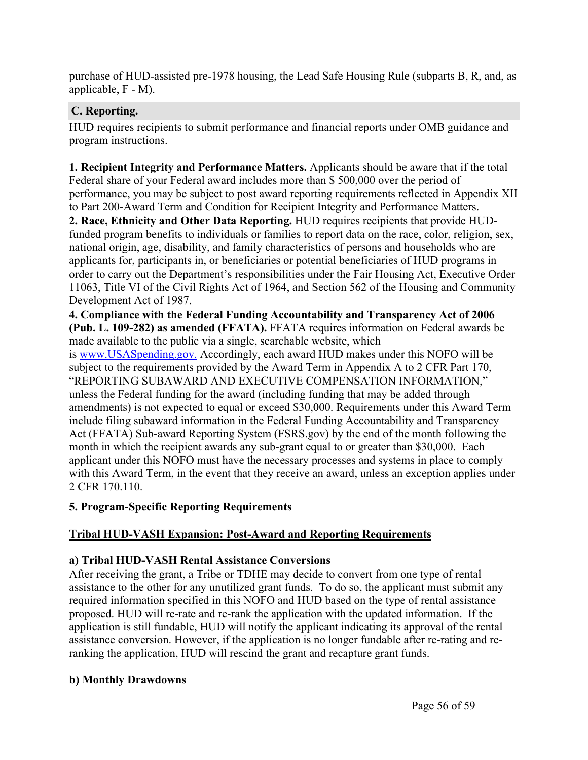purchase of HUD-assisted pre-1978 housing, the Lead Safe Housing Rule (subparts B, R, and, as applicable, F - M).

## C. Reporting.

HUD requires recipients to submit performance and financial reports under OMB guidance and program instructions.

**1. Recipient Integrity and Performance Matters.** Applicants should be aware that if the total Federal share of your Federal award includes more than $ 500,000 over the period of performance, you may be subject to post award reporting requirements reflected in Appendix XII to Part 200-Award Term and Condition for Recipient Integrity and Performance Matters.

**2. Race, Ethnicity and Other Data Reporting.** HUD requires recipients that provide HUD-funded program benefits to individuals or families to report data on the race, color, religion, sex, national origin, age, disability, and family characteristics of persons and households who are applicants for, participants in, or beneficiaries or potential beneficiaries of HUD programs in order to carry out the Department's responsibilities under the Fair Housing Act, Executive Order 11063, Title VI of the Civil Rights Act of 1964, and Section 562 of the Housing and Community Development Act of 1987.

**4. Compliance with the Federal Funding Accountability and Transparency Act of 2006 (Pub. L. 109-282) as amended (FFATA).** FFATA requires information on Federal awards be made available to the public via a single, searchable website, which is www.USASpending.gov. Accordingly, each award HUD makes under this NOFO will be subject to the requirements provided by the Award Term in Appendix A to 2 CFR Part 170, "REPORTING SUBAWARD AND EXECUTIVE COMPENSATION INFORMATION," unless the Federal funding for the award (including funding that may be added through amendments) is not expected to equal or exceed $30,000. Requirements under this Award Term include filing subaward information in the Federal Funding Accountability and Transparency Act (FFATA) Sub-award Reporting System (FSRS.gov) by the end of the month following the month in which the recipient awards any sub-grant equal to or greater than $30,000. Each applicant under this NOFO must have the necessary processes and systems in place to comply with this Award Term, in the event that they receive an award, unless an exception applies under 2 CFR 170.110.

**5. Program-Specific Reporting Requirements**

**Tribal HUD-VASH Expansion: Post-Award and Reporting Requirements**

**a) Tribal HUD-VASH Rental Assistance Conversions**

After receiving the grant, a Tribe or TDHE may decide to convert from one type of rental assistance to the other for any unutilized grant funds. To do so, the applicant must submit any required information specified in this NOFO and HUD based on the type of rental assistance proposed. HUD will re-rate and re-rank the application with the updated information. If the application is still fundable, HUD will notify the applicant indicating its approval of the rental assistance conversion. However, if the application is no longer fundable after re-rating and re-ranking the application, HUD will rescind the grant and recapture grant funds.

**b) Monthly Drawdowns**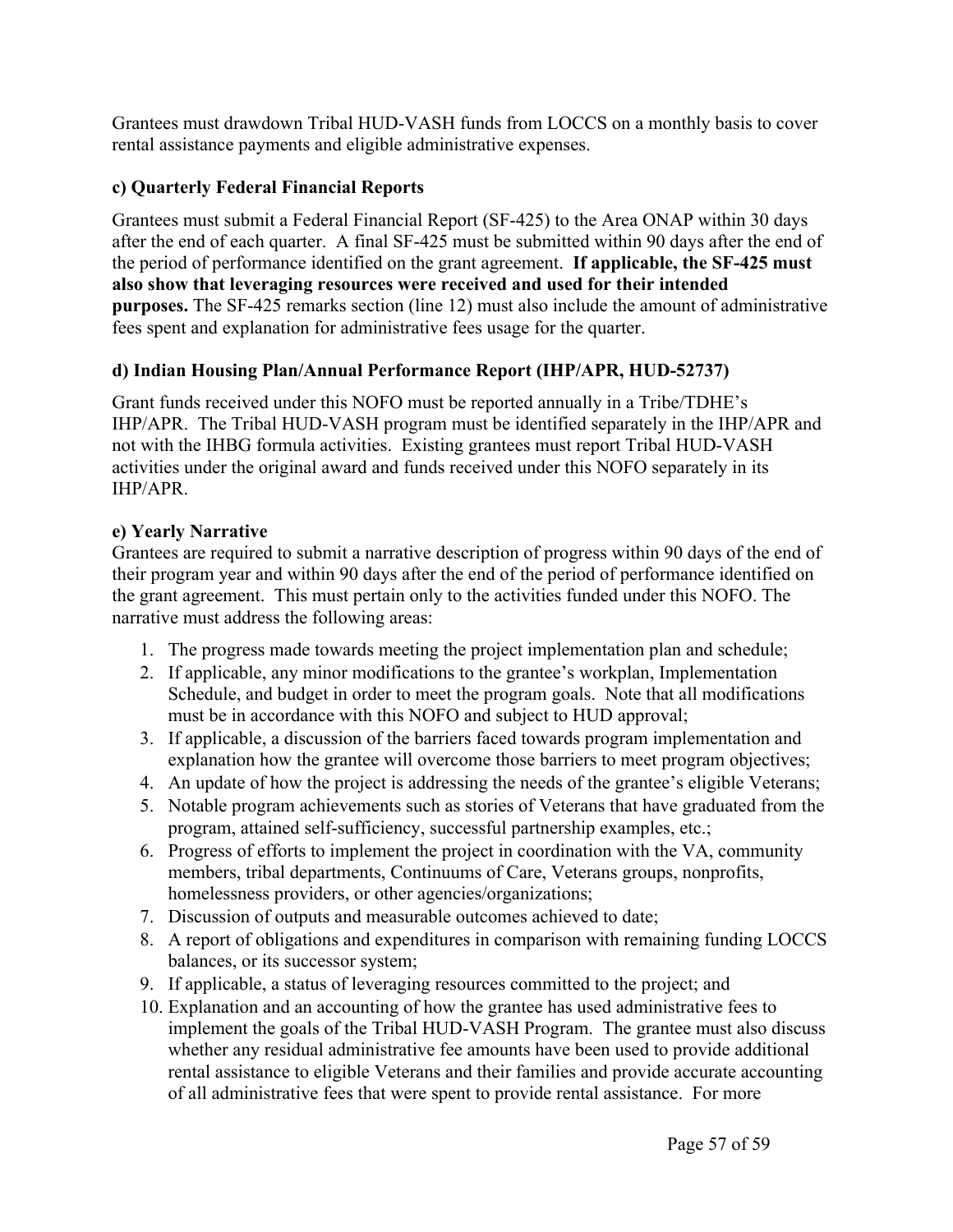Grantees must drawdown Tribal HUD-VASH funds from LOCCS on a monthly basis to cover rental assistance payments and eligible administrative expenses.

### c) Quarterly Federal Financial Reports

Grantees must submit a Federal Financial Report (SF-425) to the Area ONAP within 30 days after the end of each quarter. A final SF-425 must be submitted within 90 days after the end of the period of performance identified on the grant agreement. **If applicable, the SF-425 must also show that leveraging resources were received and used for their intended purposes.** The SF-425 remarks section (line 12) must also include the amount of administrative fees spent and explanation for administrative fees usage for the quarter.

### d) Indian Housing Plan/Annual Performance Report (IHP/APR, HUD-52737)

Grant funds received under this NOFO must be reported annually in a Tribe/TDHE's IHP/APR. The Tribal HUD-VASH program must be identified separately in the IHP/APR and not with the IHBG formula activities. Existing grantees must report Tribal HUD-VASH activities under the original award and funds received under this NOFO separately in its IHP/APR.

### e) Yearly Narrative

Grantees are required to submit a narrative description of progress within 90 days of the end of their program year and within 90 days after the end of the period of performance identified on the grant agreement. This must pertain only to the activities funded under this NOFO. The narrative must address the following areas:

1. The progress made towards meeting the project implementation plan and schedule;
2. If applicable, any minor modifications to the grantee's workplan, Implementation Schedule, and budget in order to meet the program goals. Note that all modifications must be in accordance with this NOFO and subject to HUD approval;
3. If applicable, a discussion of the barriers faced towards program implementation and explanation how the grantee will overcome those barriers to meet program objectives;
4. An update of how the project is addressing the needs of the grantee's eligible Veterans;
5. Notable program achievements such as stories of Veterans that have graduated from the program, attained self-sufficiency, successful partnership examples, etc.;
6. Progress of efforts to implement the project in coordination with the VA, community members, tribal departments, Continuums of Care, Veterans groups, nonprofits, homelessness providers, or other agencies/organizations;
7. Discussion of outputs and measurable outcomes achieved to date;
8. A report of obligations and expenditures in comparison with remaining funding LOCCS balances, or its successor system;
9. If applicable, a status of leveraging resources committed to the project; and
10. Explanation and an accounting of how the grantee has used administrative fees to implement the goals of the Tribal HUD-VASH Program. The grantee must also discuss whether any residual administrative fee amounts have been used to provide additional rental assistance to eligible Veterans and their families and provide accurate accounting of all administrative fees that were spent to provide rental assistance. For more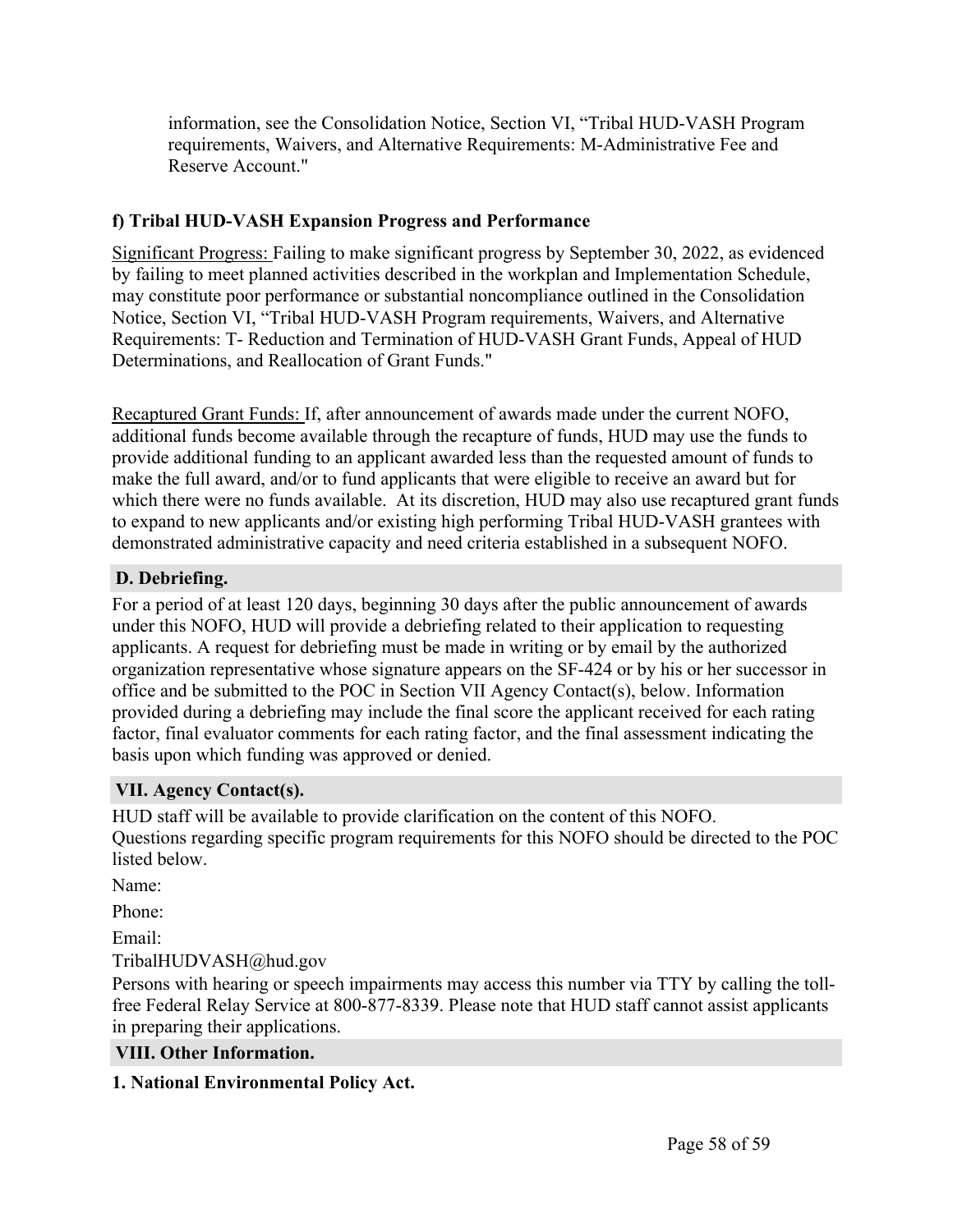information, see the Consolidation Notice, Section VI, "Tribal HUD-VASH Program requirements, Waivers, and Alternative Requirements: M-Administrative Fee and Reserve Account."

**f) Tribal HUD-VASH Expansion Progress and Performance**

Significant Progress: Failing to make significant progress by September 30, 2022, as evidenced by failing to meet planned activities described in the workplan and Implementation Schedule, may constitute poor performance or substantial noncompliance outlined in the Consolidation Notice, Section VI, "Tribal HUD-VASH Program requirements, Waivers, and Alternative Requirements: T- Reduction and Termination of HUD-VASH Grant Funds, Appeal of HUD Determinations, and Reallocation of Grant Funds."

Recaptured Grant Funds: If, after announcement of awards made under the current NOFO, additional funds become available through the recapture of funds, HUD may use the funds to provide additional funding to an applicant awarded less than the requested amount of funds to make the full award, and/or to fund applicants that were eligible to receive an award but for which there were no funds available. At its discretion, HUD may also use recaptured grant funds to expand to new applicants and/or existing high performing Tribal HUD-VASH grantees with demonstrated administrative capacity and need criteria established in a subsequent NOFO.

## D. Debriefing.

For a period of at least 120 days, beginning 30 days after the public announcement of awards under this NOFO, HUD will provide a debriefing related to their application to requesting applicants. A request for debriefing must be made in writing or by email by the authorized organization representative whose signature appears on the SF-424 or by his or her successor in office and be submitted to the POC in Section VII Agency Contact(s), below. Information provided during a debriefing may include the final score the applicant received for each rating factor, final evaluator comments for each rating factor, and the final assessment indicating the basis upon which funding was approved or denied.

## VII. Agency Contact(s).

HUD staff will be available to provide clarification on the content of this NOFO.
Questions regarding specific program requirements for this NOFO should be directed to the POC listed below.

Name:

Phone:

Email:

TribalHUDVASH@hud.gov

Persons with hearing or speech impairments may access this number via TTY by calling the toll-free Federal Relay Service at 800-877-8339. Please note that HUD staff cannot assist applicants in preparing their applications.

## VIII. Other Information.

**1. National Environmental Policy Act.**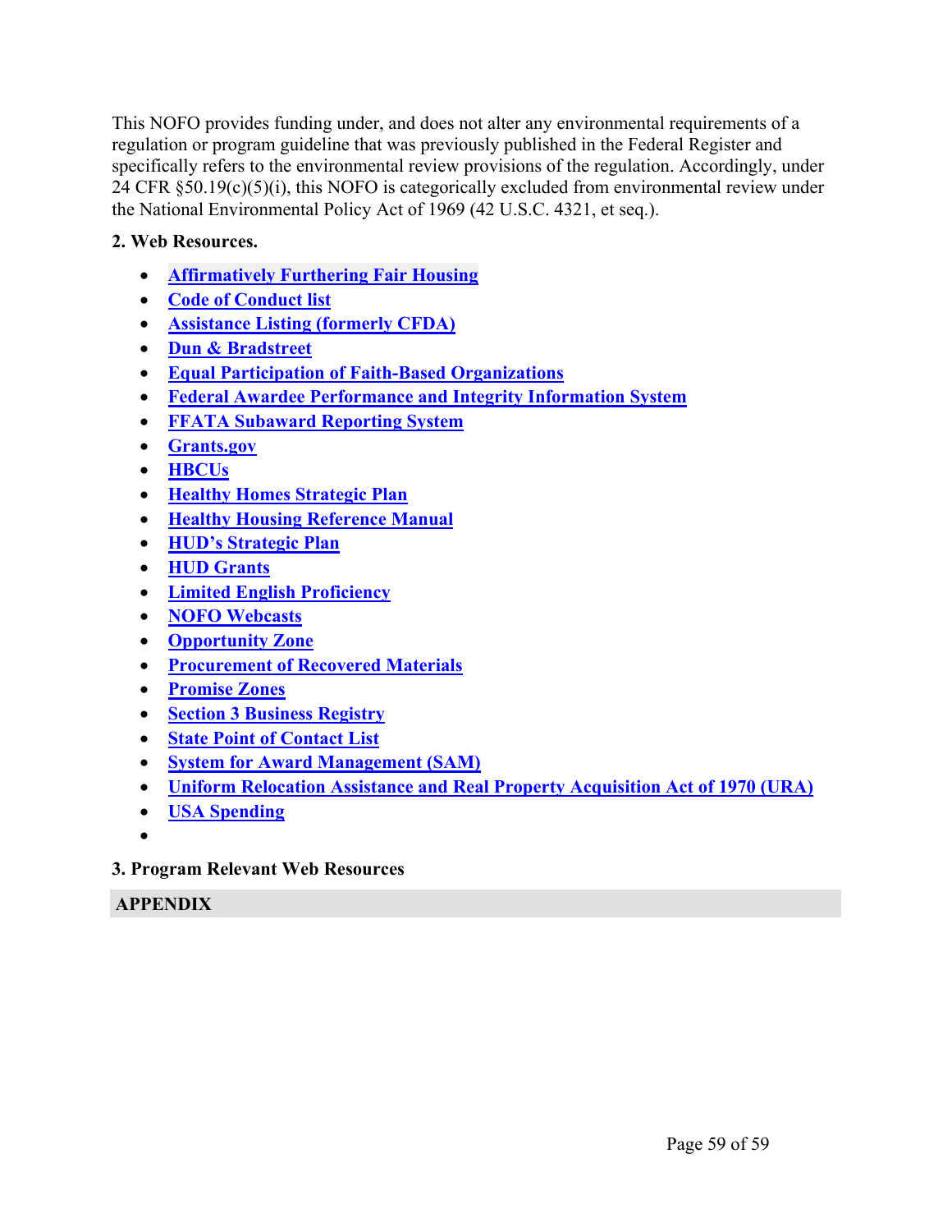This NOFO provides funding under, and does not alter any environmental requirements of a regulation or program guideline that was previously published in the Federal Register and specifically refers to the environmental review provisions of the regulation. Accordingly, under 24 CFR §50.19(c)(5)(i), this NOFO is categorically excluded from environmental review under the National Environmental Policy Act of 1969 (42 U.S.C. 4321, et seq.).

**2. Web Resources.**

- **Affirmatively Furthering Fair Housing**
- **Code of Conduct list**
- **Assistance Listing (formerly CFDA)**
- **Dun & Bradstreet**
- **Equal Participation of Faith-Based Organizations**
- **Federal Awardee Performance and Integrity Information System**
- **FFATA Subaward Reporting System**
- **Grants.gov**
- **HBCUs**
- **Healthy Homes Strategic Plan**
- **Healthy Housing Reference Manual**
- **HUD's Strategic Plan**
- **HUD Grants**
- **Limited English Proficiency**
- **NOFO Webcasts**
- **Opportunity Zone**
- **Procurement of Recovered Materials**
- **Promise Zones**
- **Section 3 Business Registry**
- **State Point of Contact List**
- **System for Award Management (SAM)**
- **Uniform Relocation Assistance and Real Property Acquisition Act of 1970 (URA)**
- **USA Spending**
- 

**3. Program Relevant Web Resources**

## APPENDIX